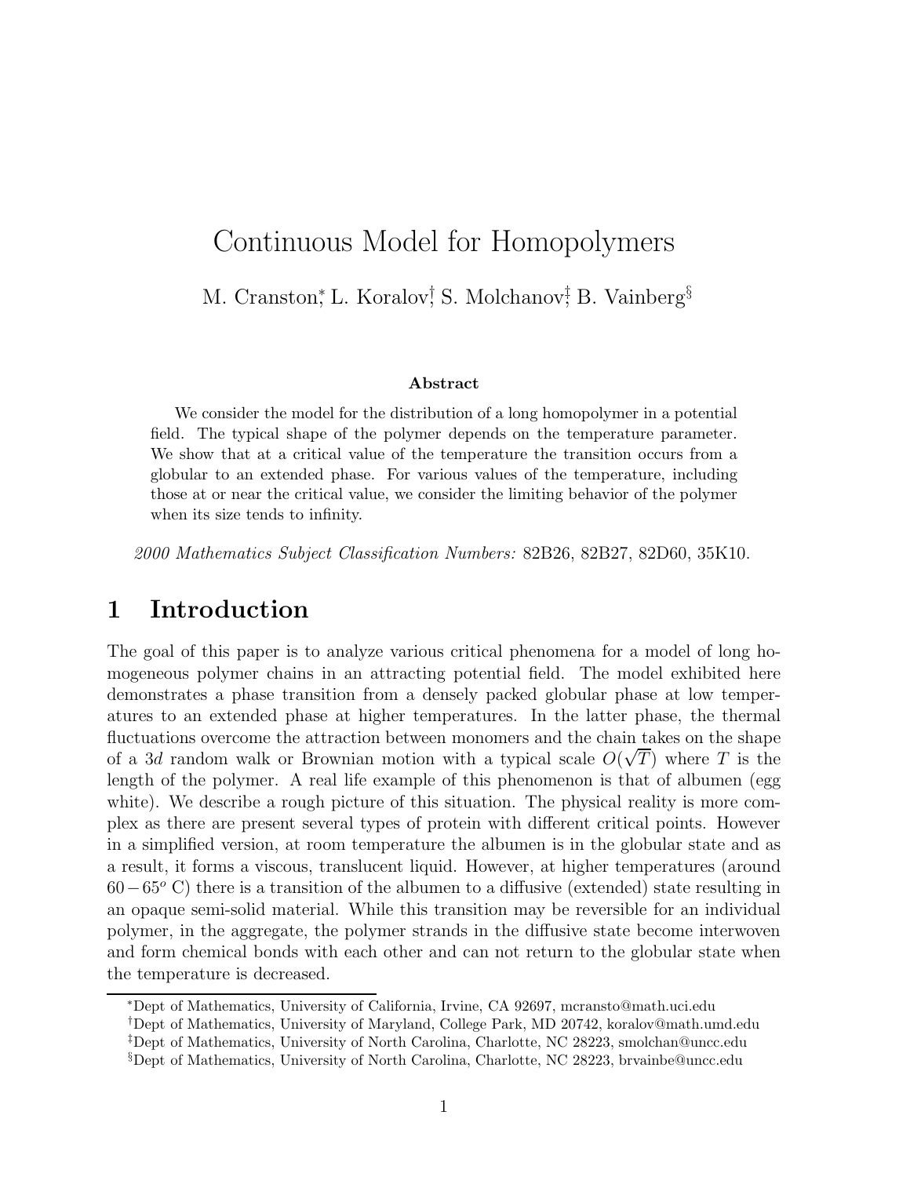# Continuous Model for Homopolymers

M. Cranston[*], L. Koralov[†], S. Molchanov[‡], B. Vainberg[§]

**Abstract**

We consider the model for the distribution of a long homopolymer in a potential field. The typical shape of the polymer depends on the temperature parameter. We show that at a critical value of the temperature the transition occurs from a globular to an extended phase. For various values of the temperature, including those at or near the critical value, we consider the limiting behavior of the polymer when its size tends to infinity.

*2000 Mathematics Subject Classification Numbers:* 82B26, 82B27, 82D60, 35K10.

## 1 Introduction

The goal of this paper is to analyze various critical phenomena for a model of long homogeneous polymer chains in an attracting potential field. The model exhibited here demonstrates a phase transition from a densely packed globular phase at low temperatures to an extended phase at higher temperatures. In the latter phase, the thermal fluctuations overcome the attraction between monomers and the chain takes on the shape of a $3d$ random walk or Brownian motion with a typical scale $O(\sqrt{T})$ where $T$ is the length of the polymer. A real life example of this phenomenon is that of albumen (egg white). We describe a rough picture of this situation. The physical reality is more complex as there are present several types of protein with different critical points. However in a simplified version, at room temperature the albumen is in the globular state and as a result, it forms a viscous, translucent liquid. However, at higher temperatures (around $60-65^o$ C) there is a transition of the albumen to a diffusive (extended) state resulting in an opaque semi-solid material. While this transition may be reversible for an individual polymer, in the aggregate, the polymer strands in the diffusive state become interwoven and form chemical bonds with each other and can not return to the globular state when the temperature is decreased.

[*] Dept of Mathematics, University of California, Irvine, CA 92697, mcransto@math.uci.edu

[†] Dept of Mathematics, University of Maryland, College Park, MD 20742, koralov@math.umd.edu

[‡] Dept of Mathematics, University of North Carolina, Charlotte, NC 28223, smolchan@uncc.edu

[§] Dept of Mathematics, University of North Carolina, Charlotte, NC 28223, brvainbe@uncc.edu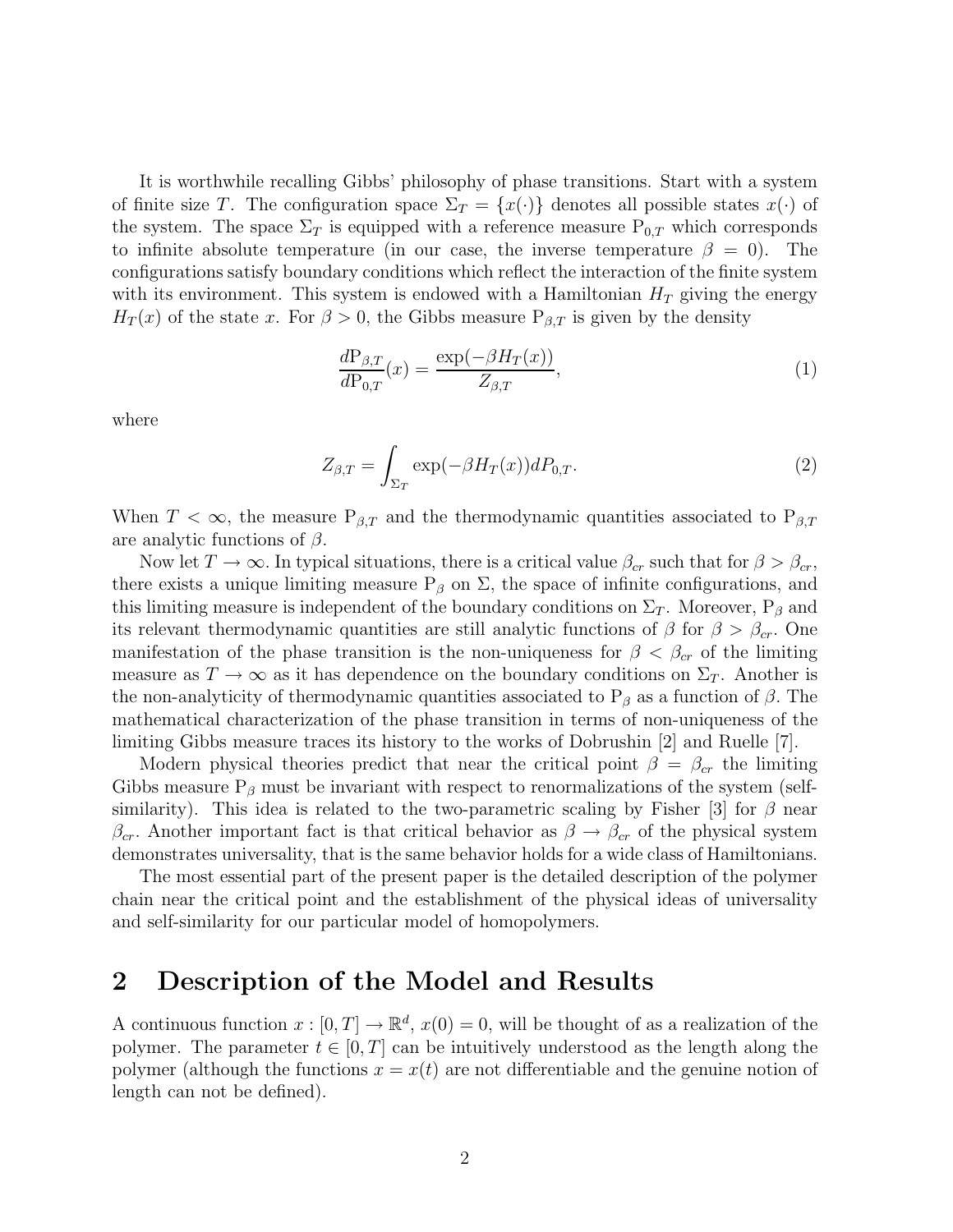It is worthwhile recalling Gibbs' philosophy of phase transitions. Start with a system of finite size $T$. The configuration space $\Sigma_T = \{x(\cdot)\}$ denotes all possible states $x(\cdot)$ of the system. The space $\Sigma_T$ is equipped with a reference measure $\mathrm{P}_{0,T}$ which corresponds to infinite absolute temperature (in our case, the inverse temperature $\beta = 0$). The configurations satisfy boundary conditions which reflect the interaction of the finite system with its environment. This system is endowed with a Hamiltonian $H_T$ giving the energy $H_T(x)$ of the state $x$. For $\beta > 0$, the Gibbs measure $\mathrm{P}_{\beta,T}$ is given by the density

$$\frac{d\mathrm{P}_{\beta,T}}{d\mathrm{P}_{0,T}}(x) = \frac{\exp(-\beta H_T(x))}{Z_{\beta,T}}, \tag{1}$$

where

$$Z_{\beta,T} = \int_{\Sigma_T} \exp(-\beta H_T(x)) dP_{0,T}. \tag{2}$$

When $T < \infty$, the measure $\mathrm{P}_{\beta,T}$ and the thermodynamic quantities associated to $\mathrm{P}_{\beta,T}$ are analytic functions of $\beta$.

Now let $T \to \infty$. In typical situations, there is a critical value $\beta_{cr}$ such that for $\beta > \beta_{cr}$, there exists a unique limiting measure $\mathrm{P}_\beta$ on $\Sigma$, the space of infinite configurations, and this limiting measure is independent of the boundary conditions on $\Sigma_T$. Moreover, $\mathrm{P}_\beta$ and its relevant thermodynamic quantities are still analytic functions of $\beta$ for $\beta > \beta_{cr}$. One manifestation of the phase transition is the non-uniqueness for $\beta < \beta_{cr}$ of the limiting measure as $T \to \infty$ as it has dependence on the boundary conditions on $\Sigma_T$. Another is the non-analyticity of thermodynamic quantities associated to $\mathrm{P}_\beta$ as a function of $\beta$. The mathematical characterization of the phase transition in terms of non-uniqueness of the limiting Gibbs measure traces its history to the works of Dobrushin [2] and Ruelle [7].

Modern physical theories predict that near the critical point $\beta = \beta_{cr}$ the limiting Gibbs measure $\mathrm{P}_\beta$ must be invariant with respect to renormalizations of the system (self-similarity). This idea is related to the two-parametric scaling by Fisher [3] for $\beta$ near $\beta_{cr}$. Another important fact is that critical behavior as $\beta \to \beta_{cr}$ of the physical system demonstrates universality, that is the same behavior holds for a wide class of Hamiltonians.

The most essential part of the present paper is the detailed description of the polymer chain near the critical point and the establishment of the physical ideas of universality and self-similarity for our particular model of homopolymers.

## 2 Description of the Model and Results

A continuous function $x : [0, T] \to \mathbb{R}^d$, $x(0) = 0$, will be thought of as a realization of the polymer. The parameter $t \in [0, T]$ can be intuitively understood as the length along the polymer (although the functions $x = x(t)$ are not differentiable and the genuine notion of length can not be defined).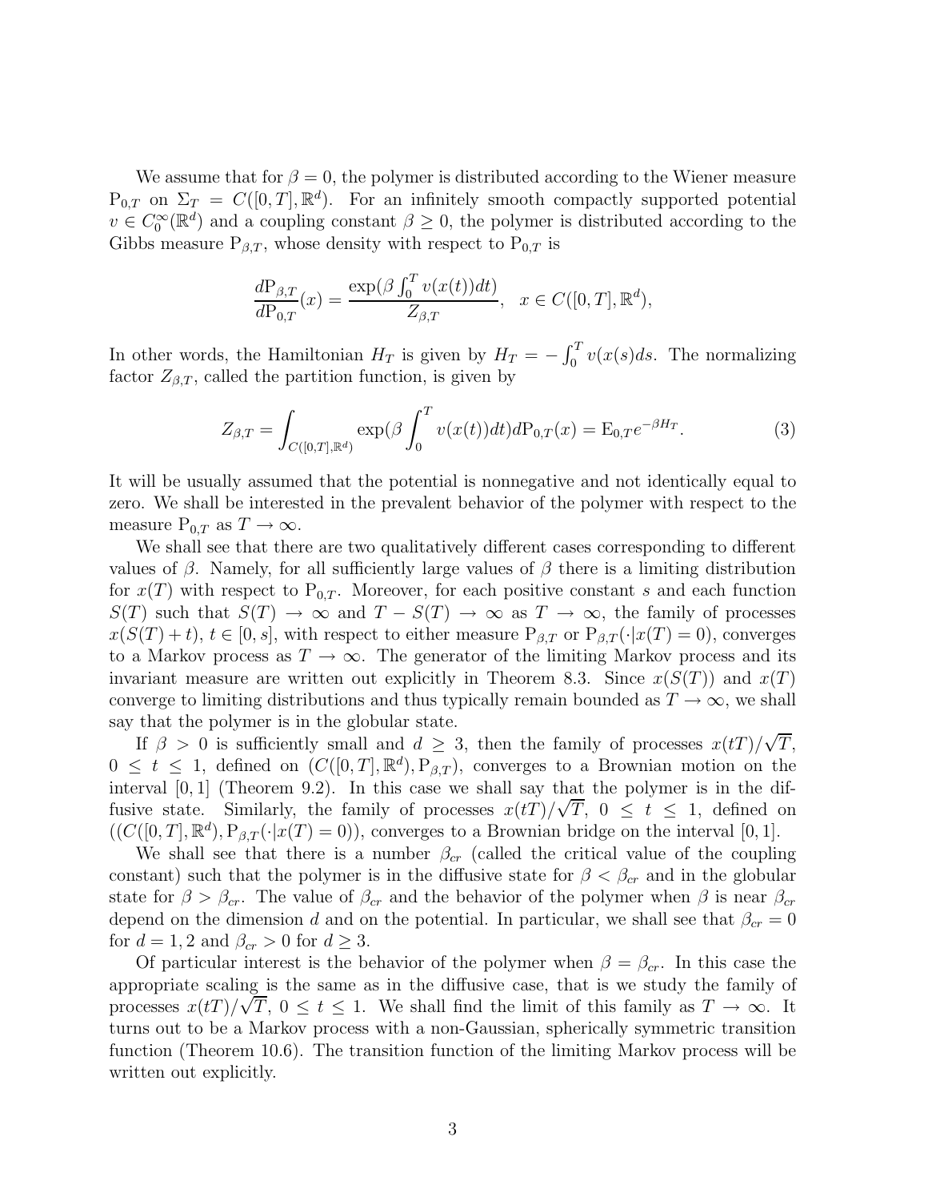We assume that for $\beta = 0$, the polymer is distributed according to the Wiener measure $\mathrm{P}_{0,T}$ on $\Sigma_T = C([0,T], \mathbb{R}^d)$. For an infinitely smooth compactly supported potential $v \in C_0^\infty(\mathbb{R}^d)$ and a coupling constant $\beta \geq 0$, the polymer is distributed according to the Gibbs measure $\mathrm{P}_{\beta,T}$, whose density with respect to $\mathrm{P}_{0,T}$ is

$$\frac{d\mathrm{P}_{\beta,T}}{d\mathrm{P}_{0,T}}(x) = \frac{\exp(\beta \int_0^T v(x(t))dt)}{Z_{\beta,T}}, \quad x \in C([0,T], \mathbb{R}^d),$$

In other words, the Hamiltonian $H_T$ is given by $H_T = -\int_0^T v(x(s)ds$. The normalizing factor $Z_{\beta,T}$, called the partition function, is given by

$$Z_{\beta,T} = \int_{C([0,T],\mathbb{R}^d)} \exp(\beta \int_0^T v(x(t))dt) d\mathrm{P}_{0,T}(x) = \mathrm{E}_{0,T} e^{-\beta H_T}. \tag{3}$$

It will be usually assumed that the potential is nonnegative and not identically equal to zero. We shall be interested in the prevalent behavior of the polymer with respect to the measure $\mathrm{P}_{0,T}$ as $T \to \infty$.

We shall see that there are two qualitatively different cases corresponding to different values of $\beta$. Namely, for all sufficiently large values of $\beta$ there is a limiting distribution for $x(T)$ with respect to $\mathrm{P}_{0,T}$. Moreover, for each positive constant $s$ and each function $S(T)$ such that $S(T) \to \infty$ and $T - S(T) \to \infty$ as $T \to \infty$, the family of processes $x(S(T) + t)$, $t \in [0, s]$, with respect to either measure $\mathrm{P}_{\beta,T}$ or $\mathrm{P}_{\beta,T}(\cdot|x(T) = 0)$, converges to a Markov process as $T \to \infty$. The generator of the limiting Markov process and its invariant measure are written out explicitly in Theorem 8.3. Since $x(S(T))$ and $x(T)$ converge to limiting distributions and thus typically remain bounded as $T \to \infty$, we shall say that the polymer is in the globular state.

If $\beta > 0$ is sufficiently small and $d \geq 3$, then the family of processes $x(tT)/\sqrt{T}$, $0 \leq t \leq 1$, defined on $(C([0,T], \mathbb{R}^d), \mathrm{P}_{\beta,T})$, converges to a Brownian motion on the interval $[0, 1]$ (Theorem 9.2). In this case we shall say that the polymer is in the diffusive state. Similarly, the family of processes $x(tT)/\sqrt{T}$, $0 \leq t \leq 1$, defined on $((C([0,T], \mathbb{R}^d), \mathrm{P}_{\beta,T}(\cdot|x(T) = 0))$, converges to a Brownian bridge on the interval $[0, 1]$.

We shall see that there is a number $\beta_{cr}$ (called the critical value of the coupling constant) such that the polymer is in the diffusive state for $\beta < \beta_{cr}$ and in the globular state for $\beta > \beta_{cr}$. The value of $\beta_{cr}$ and the behavior of the polymer when $\beta$ is near $\beta_{cr}$ depend on the dimension $d$ and on the potential. In particular, we shall see that $\beta_{cr} = 0$ for $d = 1, 2$ and $\beta_{cr} > 0$ for $d \geq 3$.

Of particular interest is the behavior of the polymer when $\beta = \beta_{cr}$. In this case the appropriate scaling is the same as in the diffusive case, that is we study the family of processes $x(tT)/\sqrt{T}$, $0 \leq t \leq 1$. We shall find the limit of this family as $T \to \infty$. It turns out to be a Markov process with a non-Gaussian, spherically symmetric transition function (Theorem 10.6). The transition function of the limiting Markov process will be written out explicitly.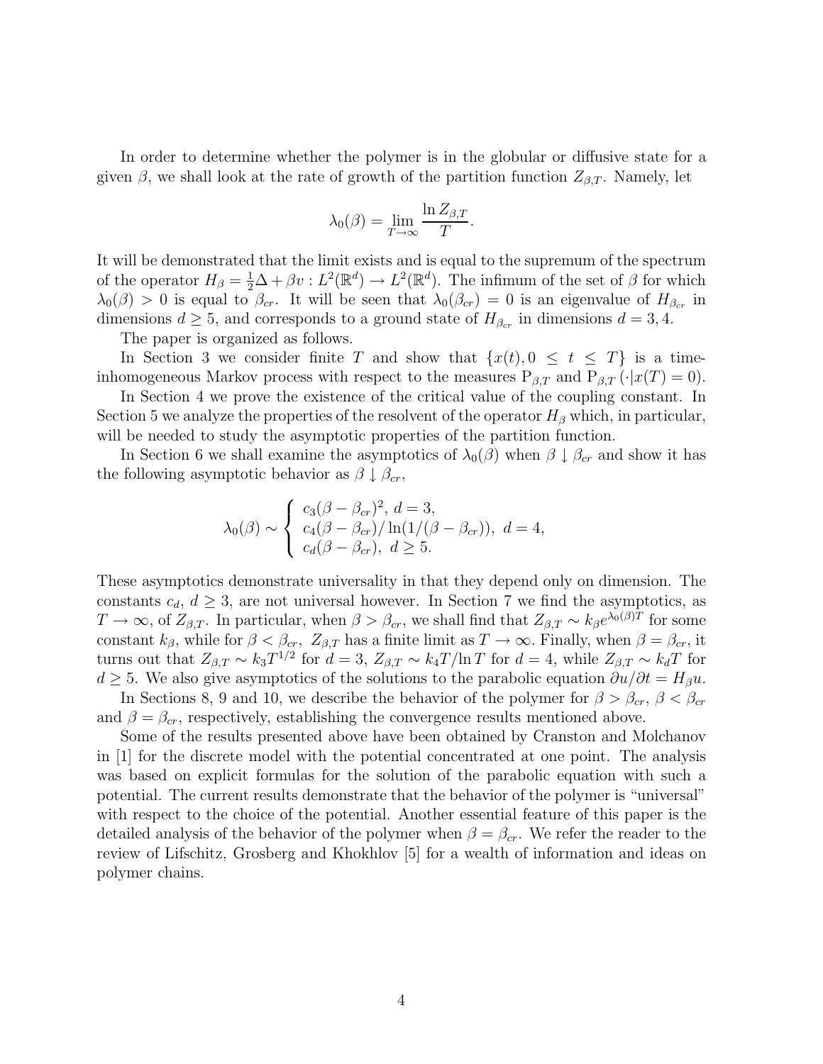In order to determine whether the polymer is in the globular or diffusive state for a given $\beta$, we shall look at the rate of growth of the partition function $Z_{\beta,T}$. Namely, let

$$\lambda_0(\beta) = \lim_{T\to\infty} \frac{\ln Z_{\beta,T}}{T}.$$

It will be demonstrated that the limit exists and is equal to the supremum of the spectrum of the operator $H_\beta = \frac{1}{2}\Delta + \beta v : L^2(\mathbb{R}^d) \to L^2(\mathbb{R}^d)$. The infimum of the set of $\beta$ for which $\lambda_0(\beta) > 0$ is equal to $\beta_{cr}$. It will be seen that $\lambda_0(\beta_{cr}) = 0$ is an eigenvalue of $H_{\beta_{cr}}$ in dimensions $d \geq 5$, and corresponds to a ground state of $H_{\beta_{cr}}$ in dimensions $d = 3, 4$.

The paper is organized as follows.

In Section 3 we consider finite $T$ and show that $\{x(t), 0 \leq t \leq T\}$ is a time-inhomogeneous Markov process with respect to the measures $\mathrm{P}_{\beta,T}$ and $\mathrm{P}_{\beta,T}(\cdot|x(T) = 0)$.

In Section 4 we prove the existence of the critical value of the coupling constant. In Section 5 we analyze the properties of the resolvent of the operator $H_\beta$ which, in particular, will be needed to study the asymptotic properties of the partition function.

In Section 6 we shall examine the asymptotics of $\lambda_0(\beta)$ when $\beta \downarrow \beta_{cr}$ and show it has the following asymptotic behavior as $\beta \downarrow \beta_{cr}$,

$$\lambda_0(\beta) \sim \begin{cases} c_3(\beta - \beta_{cr})^2, \ d = 3, \\ c_4(\beta - \beta_{cr})/\ln(1/(\beta - \beta_{cr})), \ d = 4, \\ c_d(\beta - \beta_{cr}), \ d \geq 5. \end{cases}$$

These asymptotics demonstrate universality in that they depend only on dimension. The constants $c_d$, $d \geq 3$, are not universal however. In Section 7 we find the asymptotics, as $T \to \infty$, of $Z_{\beta,T}$. In particular, when $\beta > \beta_{cr}$, we shall find that $Z_{\beta,T} \sim k_\beta e^{\lambda_0(\beta)T}$ for some constant $k_\beta$, while for $\beta < \beta_{cr}$, $Z_{\beta,T}$ has a finite limit as $T \to \infty$. Finally, when $\beta = \beta_{cr}$, it turns out that $Z_{\beta,T} \sim k_3 T^{1/2}$ for $d = 3$, $Z_{\beta,T} \sim k_4 T/\ln T$ for $d = 4$, while $Z_{\beta,T} \sim k_d T$ for $d \geq 5$. We also give asymptotics of the solutions to the parabolic equation $\partial u/\partial t = H_\beta u$.

In Sections 8, 9 and 10, we describe the behavior of the polymer for $\beta > \beta_{cr}$, $\beta < \beta_{cr}$ and $\beta = \beta_{cr}$, respectively, establishing the convergence results mentioned above.

Some of the results presented above have been obtained by Cranston and Molchanov in [1] for the discrete model with the potential concentrated at one point. The analysis was based on explicit formulas for the solution of the parabolic equation with such a potential. The current results demonstrate that the behavior of the polymer is "universal" with respect to the choice of the potential. Another essential feature of this paper is the detailed analysis of the behavior of the polymer when $\beta = \beta_{cr}$. We refer the reader to the review of Lifschitz, Grosberg and Khokhlov [5] for a wealth of information and ideas on polymer chains.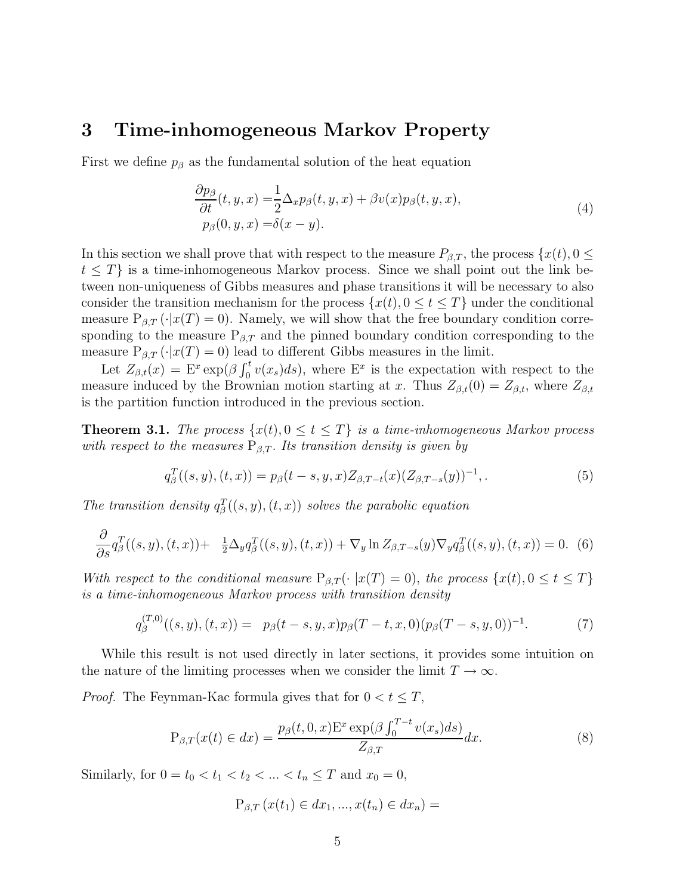## 3 Time-inhomogeneous Markov Property

First we define $p_\beta$ as the fundamental solution of the heat equation

$$
\begin{aligned}
\frac{\partial p_\beta}{\partial t}(t,y,x) =& \frac{1}{2}\Delta_x p_\beta(t,y,x) + \beta v(x) p_\beta(t,y,x), \\
p_\beta(0,y,x) =& \delta(x-y).
\end{aligned}
\tag{4}
$$

In this section we shall prove that with respect to the measure $P_{\beta,T}$, the process $\{x(t), 0 \le t \le T\}$ is a time-inhomogeneous Markov process. Since we shall point out the link between non-uniqueness of Gibbs measures and phase transitions it will be necessary to also consider the transition mechanism for the process $\{x(t), 0 \le t \le T\}$ under the conditional measure $\mathrm{P}_{\beta,T}(\cdot|x(T)=0)$. Namely, we will show that the free boundary condition corresponding to the measure $\mathrm{P}_{\beta,T}$ and the pinned boundary condition corresponding to the measure $\mathrm{P}_{\beta,T}(\cdot|x(T)=0)$ lead to different Gibbs measures in the limit.

Let $Z_{\beta,t}(x) = \mathrm{E}^x \exp(\beta \int_0^t v(x_s)ds)$, where $\mathrm{E}^x$ is the expectation with respect to the measure induced by the Brownian motion starting at $x$. Thus $Z_{\beta,t}(0) = Z_{\beta,t}$, where $Z_{\beta,t}$ is the partition function introduced in the previous section.

**Theorem 3.1.** *The process $\{x(t), 0 \le t \le T\}$ is a time-inhomogeneous Markov process with respect to the measures $\mathrm{P}_{\beta,T}$. Its transition density is given by*

$$
q^T_\beta((s,y),(t,x)) = p_\beta(t-s,y,x) Z_{\beta,T-t}(x) (Z_{\beta,T-s}(y))^{-1}, . \tag{5}
$$

*The transition density $q^T_\beta((s,y),(t,x))$ solves the parabolic equation*

$$
\frac{\partial}{\partial s} q^T_\beta((s,y),(t,x)) + \ \tfrac{1}{2}\Delta_y q^T_\beta((s,y),(t,x)) + \nabla_y \ln Z_{\beta,T-s}(y) \nabla_y q^T_\beta((s,y),(t,x)) = 0. \tag{6}
$$

*With respect to the conditional measure $\mathrm{P}_{\beta,T}(\cdot\ |x(T)=0)$, the process $\{x(t), 0 \le t \le T\}$ is a time-inhomogeneous Markov process with transition density*

$$
q^{(T,0)}_\beta((s,y),(t,x)) = \ p_\beta(t-s,y,x) p_\beta(T-t,x,0) (p_\beta(T-s,y,0))^{-1}. \tag{7}
$$

While this result is not used directly in later sections, it provides some intuition on the nature of the limiting processes when we consider the limit $T \to \infty$.

*Proof.* The Feynman-Kac formula gives that for $0 < t \le T$,

$$
\mathrm{P}_{\beta,T}(x(t) \in dx) = \frac{p_\beta(t,0,x)\mathrm{E}^x \exp(\beta \int_0^{T-t} v(x_s)ds)}{Z_{\beta,T}} dx. \tag{8}
$$

Similarly, for $0 = t_0 < t_1 < t_2 < ... < t_n \le T$ and $x_0 = 0$,

$$
\mathrm{P}_{\beta,T}\left(x(t_1) \in dx_1, ..., x(t_n) \in dx_n\right) =
$$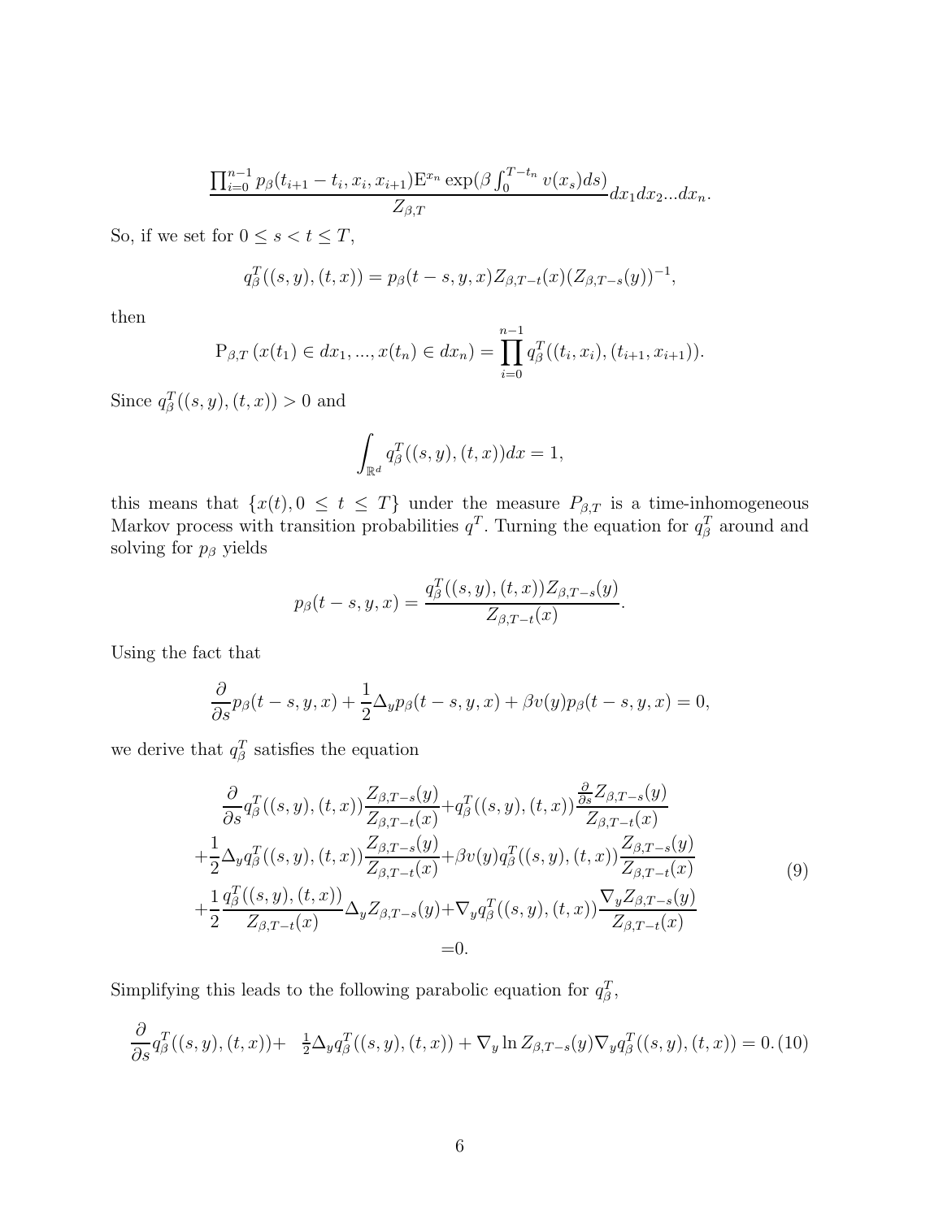$$\frac{\prod_{i=0}^{n-1} p_\beta(t_{i+1}-t_i, x_i, x_{i+1}) \mathrm{E}^{x_n} \exp(\beta \int_0^{T-t_n} v(x_s)ds)}{Z_{\beta,T}} dx_1 dx_2 ... dx_n.$$

So, if we set for $0 \le s < t \le T$,

$$q_\beta^T((s,y),(t,x)) = p_\beta(t-s,y,x) Z_{\beta,T-t}(x)(Z_{\beta,T-s}(y))^{-1},$$

then

$$\mathrm{P}_{\beta,T}\left(x(t_1) \in dx_1, ..., x(t_n) \in dx_n\right) = \prod_{i=0}^{n-1} q_\beta^T((t_i,x_i),(t_{i+1},x_{i+1})).$$

Since $q_\beta^T((s,y),(t,x)) > 0$ and

$$\int_{\mathbb{R}^d} q_\beta^T((s,y),(t,x))dx = 1,$$

this means that $\{x(t), 0 \le t \le T\}$ under the measure $P_{\beta,T}$ is a time-inhomogeneous Markov process with transition probabilities $q^T$. Turning the equation for $q_\beta^T$ around and solving for $p_\beta$ yields

$$p_\beta(t-s,y,x) = \frac{q_\beta^T((s,y),(t,x))Z_{\beta,T-s}(y)}{Z_{\beta,T-t}(x)}.$$

Using the fact that

$$\frac{\partial}{\partial s}p_\beta(t-s,y,x) + \frac{1}{2}\Delta_y p_\beta(t-s,y,x) + \beta v(y) p_\beta(t-s,y,x) = 0,$$

we derive that $q_\beta^T$ satisfies the equation

$$\begin{aligned}
&\frac{\partial}{\partial s}q_\beta^T((s,y),(t,x))\frac{Z_{\beta,T-s}(y)}{Z_{\beta,T-t}(x)} + q_\beta^T((s,y),(t,x))\frac{\frac{\partial}{\partial s}Z_{\beta,T-s}(y)}{Z_{\beta,T-t}(x)} \\
&+\frac{1}{2}\Delta_y q_\beta^T((s,y),(t,x))\frac{Z_{\beta,T-s}(y)}{Z_{\beta,T-t}(x)} + \beta v(y) q_\beta^T((s,y),(t,x))\frac{Z_{\beta,T-s}(y)}{Z_{\beta,T-t}(x)} \\
&+\frac{1}{2}\frac{q_\beta^T((s,y),(t,x))}{Z_{\beta,T-t}(x)}\Delta_y Z_{\beta,T-s}(y) + \nabla_y q_\beta^T((s,y),(t,x))\frac{\nabla_y Z_{\beta,T-s}(y)}{Z_{\beta,T-t}(x)} \\
&=0.
\end{aligned} \tag{9}$$

Simplifying this leads to the following parabolic equation for $q_\beta^T$,

$$\frac{\partial}{\partial s}q_\beta^T((s,y),(t,x)) + \tfrac{1}{2}\Delta_y q_\beta^T((s,y),(t,x)) + \nabla_y \ln Z_{\beta,T-s}(y) \nabla_y q_\beta^T((s,y),(t,x)) = 0. \tag{10}$$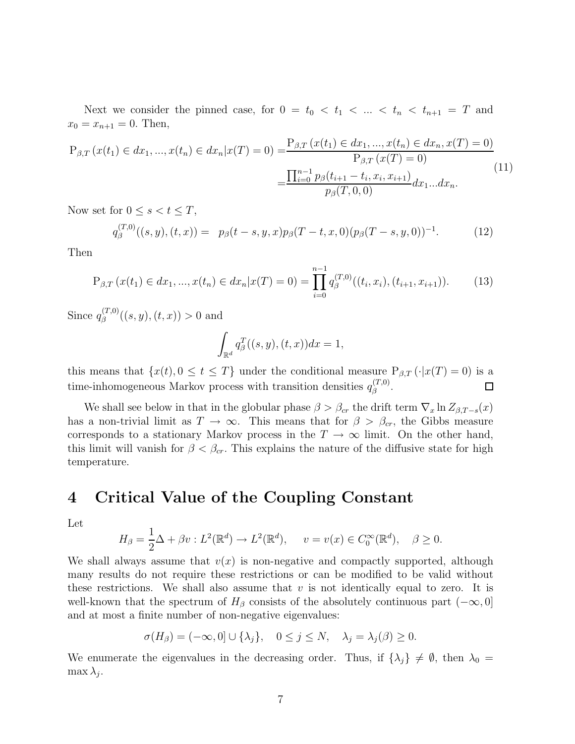Next we consider the pinned case, for $0 = t_0 < t_1 < ... < t_n < t_{n+1} = T$ and $x_0 = x_{n+1} = 0$. Then,

$$
\begin{aligned}
\mathrm{P}_{\beta,T}\left(x(t_1) \in dx_1, ..., x(t_n) \in dx_n | x(T) = 0\right) =& \frac{\mathrm{P}_{\beta,T}\left(x(t_1) \in dx_1, ..., x(t_n) \in dx_n, x(T) = 0\right)}{\mathrm{P}_{\beta,T}\left(x(T) = 0\right)} \\
=& \frac{\prod_{i=0}^{n-1} p_\beta(t_{i+1} - t_i, x_i, x_{i+1})}{p_\beta(T, 0, 0)} dx_1 ... dx_n.
\end{aligned} \tag{11}
$$

Now set for $0 \le s < t \le T$,

$$
q_\beta^{(T,0)}((s, y), (t, x)) = \quad p_\beta(t - s, y, x) p_\beta(T - t, x, 0)(p_\beta(T - s, y, 0))^{-1}. \tag{12}
$$

Then

$$
\mathrm{P}_{\beta,T}\left(x(t_1) \in dx_1, ..., x(t_n) \in dx_n | x(T) = 0\right) = \prod_{i=0}^{n-1} q_\beta^{(T,0)}((t_i, x_i), (t_{i+1}, x_{i+1})). \tag{13}
$$

Since $q_\beta^{(T,0)}((s, y), (t, x)) > 0$ and

$$
\int_{\mathbb{R}^d} q_\beta^T((s, y), (t, x)) dx = 1,
$$

this means that $\{x(t), 0 \le t \le T\}$ under the conditional measure $\mathrm{P}_{\beta,T}\left(\cdot | x(T) = 0\right)$ is a time-inhomogeneous Markov process with transition densities $q_\beta^{(T,0)}$. $\square$

We shall see below in that in the globular phase $\beta > \beta_{cr}$ the drift term $\nabla_x \ln Z_{\beta,T-s}(x)$ has a non-trivial limit as $T \to \infty$. This means that for $\beta > \beta_{cr}$, the Gibbs measure corresponds to a stationary Markov process in the $T \to \infty$ limit. On the other hand, this limit will vanish for $\beta < \beta_{cr}$. This explains the nature of the diffusive state for high temperature.

# 4 Critical Value of the Coupling Constant

Let

$$
H_\beta = \frac{1}{2}\Delta + \beta v : L^2(\mathbb{R}^d) \to L^2(\mathbb{R}^d), \quad v = v(x) \in C_0^\infty(\mathbb{R}^d), \quad \beta \ge 0.
$$

We shall always assume that $v(x)$ is non-negative and compactly supported, although many results do not require these restrictions or can be modified to be valid without these restrictions. We shall also assume that $v$ is not identically equal to zero. It is well-known that the spectrum of $H_\beta$ consists of the absolutely continuous part $(-\infty, 0]$ and at most a finite number of non-negative eigenvalues:

$$
\sigma(H_\beta) = (-\infty, 0] \cup \{\lambda_j\}, \quad 0 \le j \le N, \quad \lambda_j = \lambda_j(\beta) \ge 0.
$$

We enumerate the eigenvalues in the decreasing order. Thus, if $\{\lambda_j\} \ne \emptyset$, then $\lambda_0 = \max \lambda_j$.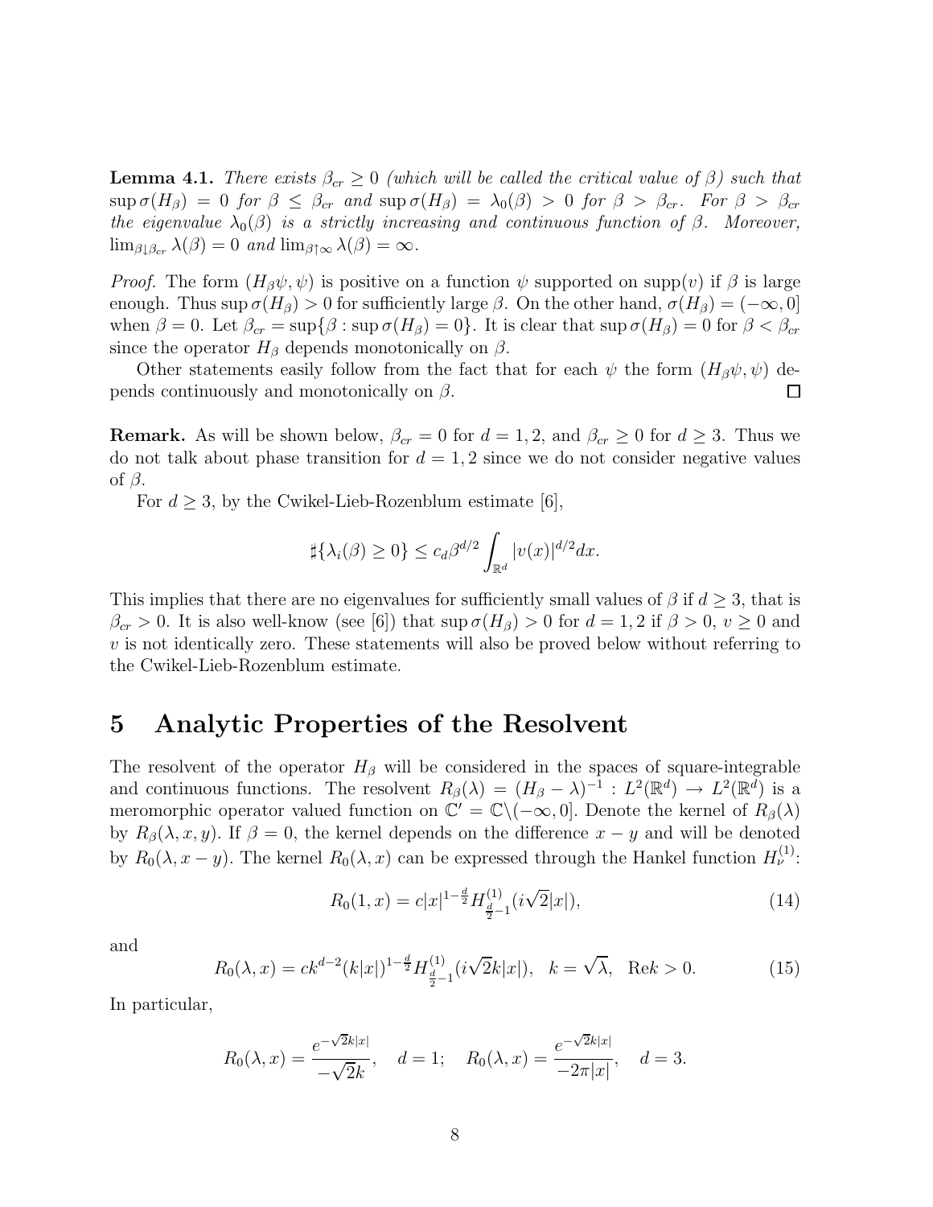**Lemma 4.1.** *There exists $\beta_{cr} \geq 0$ (which will be called the critical value of $\beta$) such that $\sup \sigma(H_\beta) = 0$ for $\beta \leq \beta_{cr}$ and $\sup \sigma(H_\beta) = \lambda_0(\beta) > 0$ for $\beta > \beta_{cr}$. For $\beta > \beta_{cr}$ the eigenvalue $\lambda_0(\beta)$ is a strictly increasing and continuous function of $\beta$. Moreover, $\lim_{\beta \downarrow \beta_{cr}} \lambda(\beta) = 0$ and $\lim_{\beta \uparrow \infty} \lambda(\beta) = \infty$.*

*Proof.* The form $(H_\beta \psi, \psi)$ is positive on a function $\psi$ supported on $\mathrm{supp}(v)$ if $\beta$ is large enough. Thus $\sup \sigma(H_\beta) > 0$ for sufficiently large $\beta$. On the other hand, $\sigma(H_\beta) = (-\infty, 0]$ when $\beta = 0$. Let $\beta_{cr} = \sup\{\beta : \sup \sigma(H_\beta) = 0\}$. It is clear that $\sup \sigma(H_\beta) = 0$ for $\beta < \beta_{cr}$ since the operator $H_\beta$ depends monotonically on $\beta$.

Other statements easily follow from the fact that for each $\psi$ the form $(H_\beta \psi, \psi)$ depends continuously and monotonically on $\beta$. □

**Remark.** As will be shown below, $\beta_{cr} = 0$ for $d = 1, 2$, and $\beta_{cr} \geq 0$ for $d \geq 3$. Thus we do not talk about phase transition for $d = 1, 2$ since we do not consider negative values of $\beta$.

For $d \geq 3$, by the Cwikel-Lieb-Rozenblum estimate [6],

$$\sharp\{\lambda_i(\beta) \geq 0\} \leq c_d \beta^{d/2} \int_{\mathbb{R}^d} |v(x)|^{d/2} dx.$$

This implies that there are no eigenvalues for sufficiently small values of $\beta$ if $d \geq 3$, that is $\beta_{cr} > 0$. It is also well-know (see [6]) that $\sup \sigma(H_\beta) > 0$ for $d = 1, 2$ if $\beta > 0$, $v \geq 0$ and $v$ is not identically zero. These statements will also be proved below without referring to the Cwikel-Lieb-Rozenblum estimate.

# 5 Analytic Properties of the Resolvent

The resolvent of the operator $H_\beta$ will be considered in the spaces of square-integrable and continuous functions. The resolvent $R_\beta(\lambda) = (H_\beta - \lambda)^{-1} : L^2(\mathbb{R}^d) \to L^2(\mathbb{R}^d)$ is a meromorphic operator valued function on $\mathbb{C}' = \mathbb{C} \backslash (-\infty, 0]$. Denote the kernel of $R_\beta(\lambda)$ by $R_\beta(\lambda, x, y)$. If $\beta = 0$, the kernel depends on the difference $x - y$ and will be denoted by $R_0(\lambda, x - y)$. The kernel $R_0(\lambda, x)$ can be expressed through the Hankel function $H_\nu^{(1)}$:

$$R_0(1, x) = c|x|^{1-\frac{d}{2}} H^{(1)}_{\frac{d}{2}-1}(i\sqrt{2}|x|), \tag{14}$$

and

$$R_0(\lambda, x) = ck^{d-2}(k|x|)^{1-\frac{d}{2}} H^{(1)}_{\frac{d}{2}-1}(i\sqrt{2}k|x|), \quad k = \sqrt{\lambda}, \quad \mathrm{Re}k > 0. \tag{15}$$

In particular,

$$R_0(\lambda, x) = \frac{e^{-\sqrt{2}k|x|}}{-\sqrt{2}k}, \quad d = 1; \quad R_0(\lambda, x) = \frac{e^{-\sqrt{2}k|x|}}{-2\pi|x|}, \quad d = 3.$$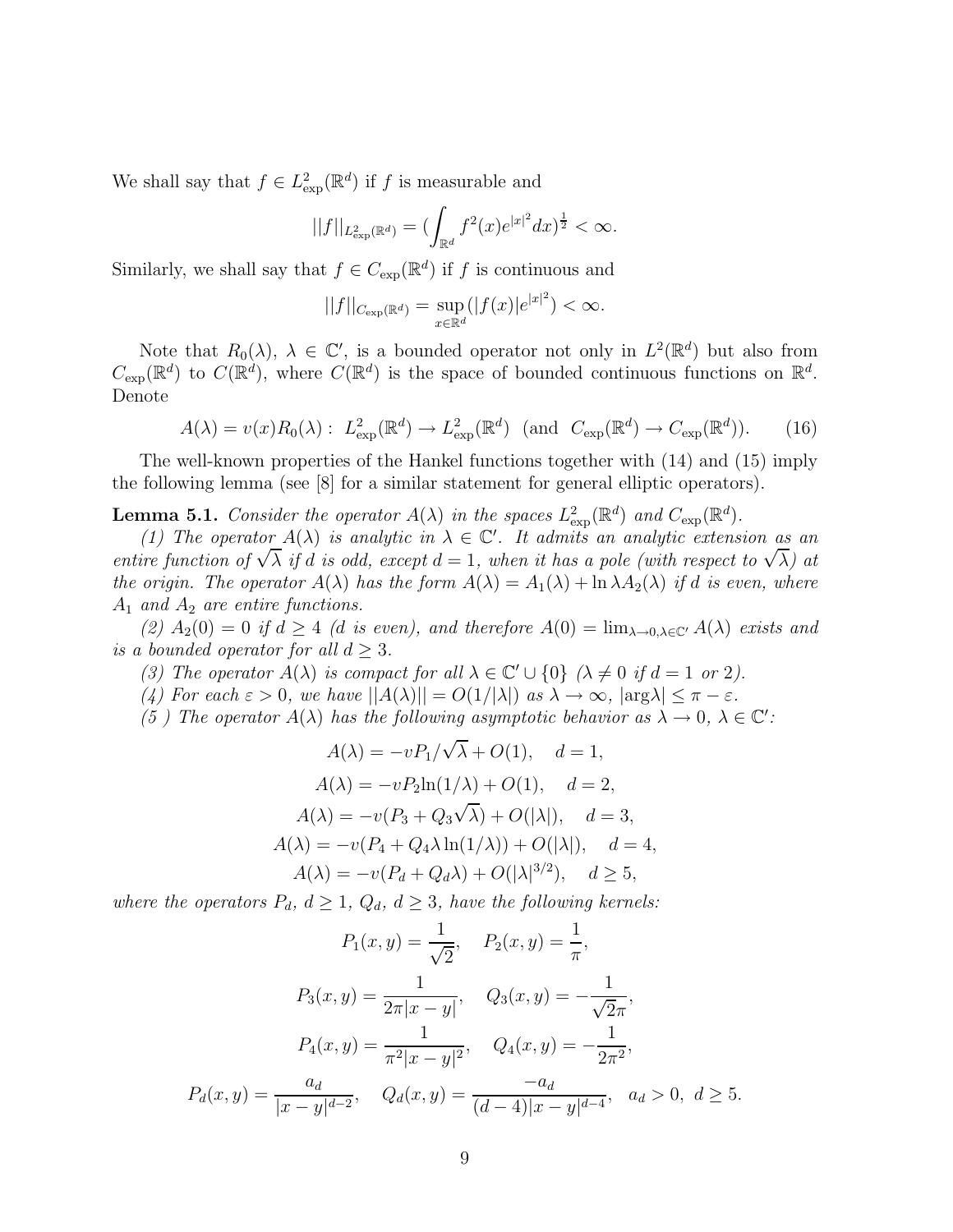We shall say that $f \in L^2_{\exp}(\mathbb{R}^d)$ if $f$ is measurable and

$$||f||_{L^2_{\exp}(\mathbb{R}^d)} = (\int_{\mathbb{R}^d} f^2(x) e^{|x|^2} dx)^{\frac{1}{2}} < \infty.$$

Similarly, we shall say that $f \in C_{\exp}(\mathbb{R}^d)$ if $f$ is continuous and

$$||f||_{C_{\exp}(\mathbb{R}^d)} = \sup_{x \in \mathbb{R}^d} (|f(x)| e^{|x|^2}) < \infty.$$

Note that $R_0(\lambda)$, $\lambda \in \mathbb{C}'$, is a bounded operator not only in $L^2(\mathbb{R}^d)$ but also from $C_{\exp}(\mathbb{R}^d)$ to $C(\mathbb{R}^d)$, where $C(\mathbb{R}^d)$ is the space of bounded continuous functions on $\mathbb{R}^d$. Denote

$$A(\lambda) = v(x) R_0(\lambda) : \ L^2_{\exp}(\mathbb{R}^d) \to L^2_{\exp}(\mathbb{R}^d) \ \ (\text{and} \ \ C_{\exp}(\mathbb{R}^d) \to C_{\exp}(\mathbb{R}^d)). \qquad (16)$$

The well-known properties of the Hankel functions together with (14) and (15) imply the following lemma (see [8] for a similar statement for general elliptic operators).

**Lemma 5.1.** *Consider the operator $A(\lambda)$ in the spaces $L^2_{\exp}(\mathbb{R}^d)$ and $C_{\exp}(\mathbb{R}^d)$.*

*(1) The operator $A(\lambda)$ is analytic in $\lambda \in \mathbb{C}'$. It admits an analytic extension as an entire function of $\sqrt{\lambda}$ if $d$ is odd, except $d = 1$, when it has a pole (with respect to $\sqrt{\lambda}$) at the origin. The operator $A(\lambda)$ has the form $A(\lambda) = A_1(\lambda) + \ln \lambda A_2(\lambda)$ if $d$ is even, where $A_1$ and $A_2$ are entire functions.*

*(2) $A_2(0) = 0$ if $d \geq 4$ ($d$ is even), and therefore $A(0) = \lim_{\lambda \to 0, \lambda \in \mathbb{C}'} A(\lambda)$ exists and is a bounded operator for all $d \geq 3$.*

*(3) The operator $A(\lambda)$ is compact for all $\lambda \in \mathbb{C}' \cup \{0\}$ ($\lambda \neq 0$ if $d = 1$ or $2$).*

*(4) For each $\varepsilon > 0$, we have $||A(\lambda)|| = O(1/|\lambda|)$ as $\lambda \to \infty$, $|\arg \lambda| \leq \pi - \varepsilon$.*

*(5 ) The operator $A(\lambda)$ has the following asymptotic behavior as $\lambda \to 0$, $\lambda \in \mathbb{C}'$:*

$$A(\lambda) = -vP_1/\sqrt{\lambda} + O(1), \quad d = 1,$$

$$A(\lambda) = -vP_2 \ln(1/\lambda) + O(1), \quad d = 2,$$

$$A(\lambda) = -v(P_3 + Q_3\sqrt{\lambda}) + O(|\lambda|), \quad d = 3,$$

$$A(\lambda) = -v(P_4 + Q_4 \lambda \ln(1/\lambda)) + O(|\lambda|), \quad d = 4,$$

$$A(\lambda) = -v(P_d + Q_d \lambda) + O(|\lambda|^{3/2}), \quad d \geq 5,$$

*where the operators $P_d$, $d \geq 1$, $Q_d$, $d \geq 3$, have the following kernels:*

$$P_1(x, y) = \frac{1}{\sqrt{2}}, \quad P_2(x, y) = \frac{1}{\pi},$$

$$P_3(x, y) = \frac{1}{2\pi |x - y|}, \quad Q_3(x, y) = -\frac{1}{\sqrt{2}\pi},$$

$$P_4(x, y) = \frac{1}{\pi^2 |x - y|^2}, \quad Q_4(x, y) = -\frac{1}{2\pi^2},$$

$$P_d(x, y) = \frac{a_d}{|x - y|^{d-2}}, \quad Q_d(x, y) = \frac{-a_d}{(d-4)|x - y|^{d-4}}, \quad a_d > 0, \ d \geq 5.$$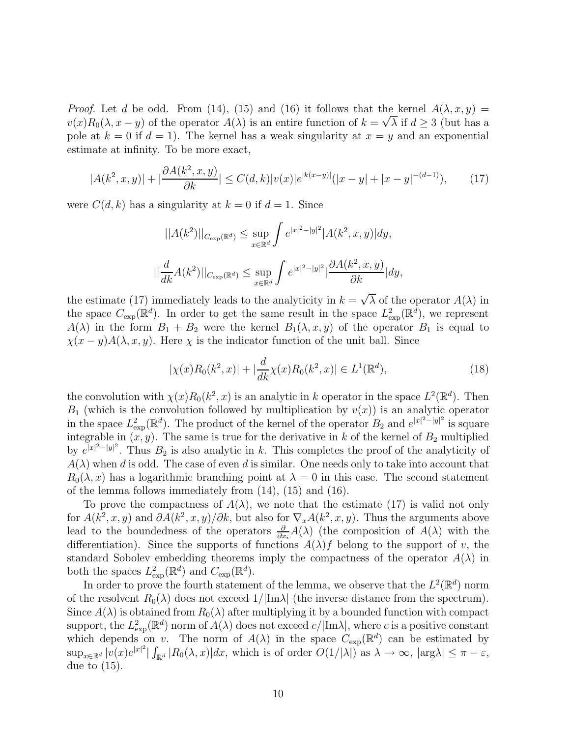*Proof.* Let $d$ be odd. From (14), (15) and (16) it follows that the kernel $A(\lambda, x, y) = v(x)R_0(\lambda, x - y)$ of the operator $A(\lambda)$ is an entire function of $k = \sqrt{\lambda}$ if $d \geq 3$ (but has a pole at $k = 0$ if $d = 1$). The kernel has a weak singularity at $x = y$ and an exponential estimate at infinity. To be more exact,

$$|A(k^2, x, y)| + |\frac{\partial A(k^2, x, y)}{\partial k}| \leq C(d, k)|v(x)|e^{|k(x-y)|}(|x - y| + |x - y|^{-(d-1)}), \tag{17}$$

were $C(d, k)$ has a singularity at $k = 0$ if $d = 1$. Since

$$||A(k^2)||_{C_{\exp}(\mathbb{R}^d)} \leq \sup_{x \in \mathbb{R}^d} \int e^{|x|^2 - |y|^2} |A(k^2, x, y)| dy,$$

$$||\frac{d}{dk} A(k^2)||_{C_{\exp}(\mathbb{R}^d)} \leq \sup_{x \in \mathbb{R}^d} \int e^{|x|^2 - |y|^2} |\frac{\partial A(k^2, x, y)}{\partial k}| dy,$$

the estimate (17) immediately leads to the analyticity in $k = \sqrt{\lambda}$ of the operator $A(\lambda)$ in the space $C_{\exp}(\mathbb{R}^d)$. In order to get the same result in the space $L^2_{\exp}(\mathbb{R}^d)$, we represent $A(\lambda)$ in the form $B_1 + B_2$ were the kernel $B_1(\lambda, x, y)$ of the operator $B_1$ is equal to $\chi(x - y)A(\lambda, x, y)$. Here $\chi$ is the indicator function of the unit ball. Since

$$|\chi(x)R_0(k^2, x)| + |\frac{d}{dk}\chi(x)R_0(k^2, x)| \in L^1(\mathbb{R}^d), \tag{18}$$

the convolution with $\chi(x)R_0(k^2, x)$ is an analytic in $k$ operator in the space $L^2(\mathbb{R}^d)$. Then $B_1$ (which is the convolution followed by multiplication by $v(x)$) is an analytic operator in the space $L^2_{\exp}(\mathbb{R}^d)$. The product of the kernel of the operator $B_2$ and $e^{|x|^2 - |y|^2}$ is square integrable in $(x, y)$. The same is true for the derivative in $k$ of the kernel of $B_2$ multiplied by $e^{|x|^2 - |y|^2}$. Thus $B_2$ is also analytic in $k$. This completes the proof of the analyticity of $A(\lambda)$ when $d$ is odd. The case of even $d$ is similar. One needs only to take into account that $R_0(\lambda, x)$ has a logarithmic branching point at $\lambda = 0$ in this case. The second statement of the lemma follows immediately from (14), (15) and (16).

To prove the compactness of $A(\lambda)$, we note that the estimate (17) is valid not only for $A(k^2, x, y)$ and $\partial A(k^2, x, y)/\partial k$, but also for $\nabla_x A(k^2, x, y)$. Thus the arguments above lead to the boundedness of the operators $\frac{\partial}{\partial x_i} A(\lambda)$ (the composition of $A(\lambda)$ with the differentiation). Since the supports of functions $A(\lambda)f$ belong to the support of $v$, the standard Sobolev embedding theorems imply the compactness of the operator $A(\lambda)$ in both the spaces $L^2_{\exp}(\mathbb{R}^d)$ and $C_{\exp}(\mathbb{R}^d)$.

In order to prove the fourth statement of the lemma, we observe that the $L^2(\mathbb{R}^d)$ norm of the resolvent $R_0(\lambda)$ does not exceed $1/|\text{Im}\lambda|$ (the inverse distance from the spectrum). Since $A(\lambda)$ is obtained from $R_0(\lambda)$ after multiplying it by a bounded function with compact support, the $L^2_{\exp}(\mathbb{R}^d)$ norm of $A(\lambda)$ does not exceed $c/|\text{Im}\lambda|$, where $c$ is a positive constant which depends on $v$. The norm of $A(\lambda)$ in the space $C_{\exp}(\mathbb{R}^d)$ can be estimated by $\sup_{x \in \mathbb{R}^d} |v(x)e^{|x|^2}| \int_{\mathbb{R}^d} |R_0(\lambda, x)| dx$, which is of order $O(1/|\lambda|)$ as $\lambda \to \infty$, $|\arg\lambda| \leq \pi - \varepsilon$, due to (15).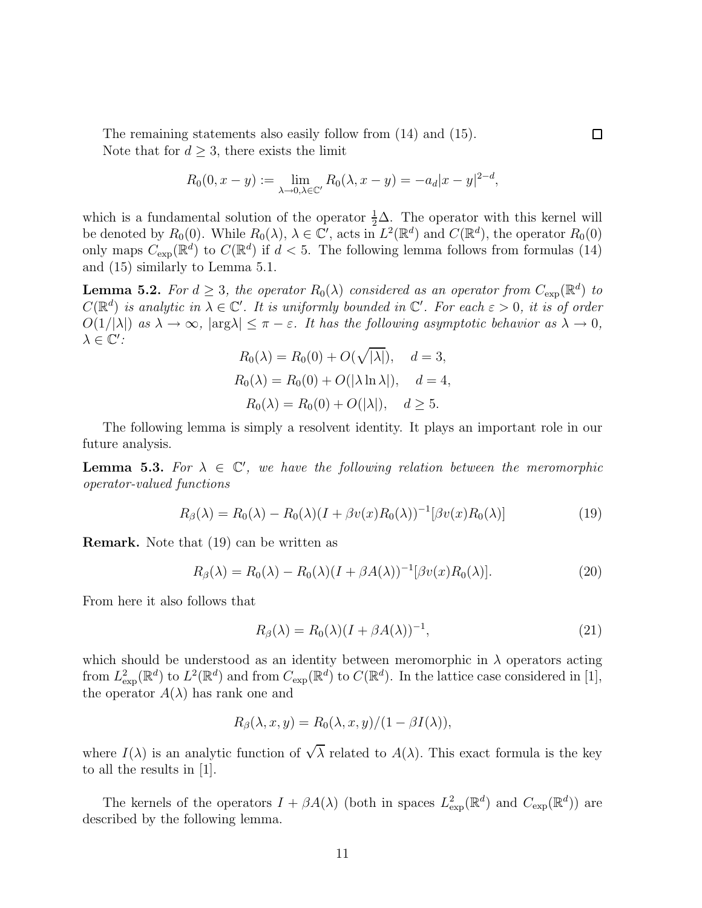The remaining statements also easily follow from (14) and (15). □

Note that for $d \geq 3$, there exists the limit

$$R_0(0, x-y) := \lim_{\lambda \to 0, \lambda \in \mathbb{C}'} R_0(\lambda, x-y) = -a_d |x-y|^{2-d},$$

which is a fundamental solution of the operator $\frac{1}{2}\Delta$. The operator with this kernel will be denoted by $R_0(0)$. While $R_0(\lambda)$, $\lambda \in \mathbb{C}'$, acts in $L^2(\mathbb{R}^d)$ and $C(\mathbb{R}^d)$, the operator $R_0(0)$ only maps $C_{\exp}(\mathbb{R}^d)$ to $C(\mathbb{R}^d)$ if $d < 5$. The following lemma follows from formulas (14) and (15) similarly to Lemma 5.1.

**Lemma 5.2.** *For $d \geq 3$, the operator $R_0(\lambda)$ considered as an operator from $C_{\exp}(\mathbb{R}^d)$ to $C(\mathbb{R}^d)$ is analytic in $\lambda \in \mathbb{C}'$. It is uniformly bounded in $\mathbb{C}'$. For each $\varepsilon > 0$, it is of order $O(1/|\lambda|)$ as $\lambda \to \infty$, $|\arg\lambda| \leq \pi - \varepsilon$. It has the following asymptotic behavior as $\lambda \to 0$, $\lambda \in \mathbb{C}'$:*

$$R_0(\lambda) = R_0(0) + O(\sqrt{|\lambda|}), \quad d = 3,$$

$$R_0(\lambda) = R_0(0) + O(|\lambda \ln \lambda|), \quad d = 4,$$

$$R_0(\lambda) = R_0(0) + O(|\lambda|), \quad d \geq 5.$$

The following lemma is simply a resolvent identity. It plays an important role in our future analysis.

**Lemma 5.3.** *For $\lambda \in \mathbb{C}'$, we have the following relation between the meromorphic operator-valued functions*

$$R_\beta(\lambda) = R_0(\lambda) - R_0(\lambda)(I + \beta v(x) R_0(\lambda))^{-1}[\beta v(x) R_0(\lambda)] \tag{19}$$

**Remark.** Note that (19) can be written as

$$R_\beta(\lambda) = R_0(\lambda) - R_0(\lambda)(I + \beta A(\lambda))^{-1}[\beta v(x) R_0(\lambda)]. \tag{20}$$

From here it also follows that

$$R_\beta(\lambda) = R_0(\lambda)(I + \beta A(\lambda))^{-1}, \tag{21}$$

which should be understood as an identity between meromorphic in $\lambda$ operators acting from $L^2_{\exp}(\mathbb{R}^d)$ to $L^2(\mathbb{R}^d)$ and from $C_{\exp}(\mathbb{R}^d)$ to $C(\mathbb{R}^d)$. In the lattice case considered in [1], the operator $A(\lambda)$ has rank one and

$$R_\beta(\lambda, x, y) = R_0(\lambda, x, y)/(1 - \beta I(\lambda)),$$

where $I(\lambda)$ is an analytic function of $\sqrt{\lambda}$ related to $A(\lambda)$. This exact formula is the key to all the results in [1].

The kernels of the operators $I + \beta A(\lambda)$ (both in spaces $L^2_{\exp}(\mathbb{R}^d)$ and $C_{\exp}(\mathbb{R}^d)$) are described by the following lemma.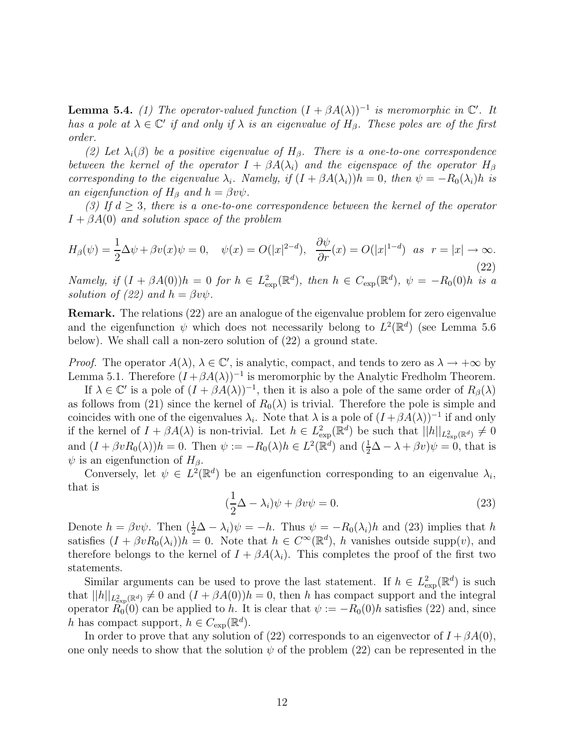**Lemma 5.4.** *(1) The operator-valued function $(I + \beta A(\lambda))^{-1}$ is meromorphic in $\mathbb{C}'$. It has a pole at $\lambda \in \mathbb{C}'$ if and only if $\lambda$ is an eigenvalue of $H_\beta$. These poles are of the first order.*

*(2) Let $\lambda_i(\beta)$ be a positive eigenvalue of $H_\beta$. There is a one-to-one correspondence between the kernel of the operator $I + \beta A(\lambda_i)$ and the eigenspace of the operator $H_\beta$ corresponding to the eigenvalue $\lambda_i$. Namely, if $(I + \beta A(\lambda_i))h = 0$, then $\psi = -R_0(\lambda_i)h$ is an eigenfunction of $H_\beta$ and $h = \beta v \psi$.*

*(3) If $d \geq 3$, there is a one-to-one correspondence between the kernel of the operator $I + \beta A(0)$ and solution space of the problem*

$$H_\beta(\psi) = \frac{1}{2}\Delta\psi + \beta v(x)\psi = 0, \quad \psi(x) = O(|x|^{2-d}), \quad \frac{\partial \psi}{\partial r}(x) = O(|x|^{1-d}) \quad as \quad r = |x| \to \infty. \tag{22}$$

*Namely, if $(I + \beta A(0))h = 0$ for $h \in L^2_{\exp}(\mathbb{R}^d)$, then $h \in C_{\exp}(\mathbb{R}^d)$, $\psi = -R_0(0)h$ is a solution of (22) and $h = \beta v \psi$.*

**Remark.** The relations (22) are an analogue of the eigenvalue problem for zero eigenvalue and the eigenfunction $\psi$ which does not necessarily belong to $L^2(\mathbb{R}^d)$ (see Lemma 5.6 below). We shall call a non-zero solution of (22) a ground state.

*Proof.* The operator $A(\lambda)$, $\lambda \in \mathbb{C}'$, is analytic, compact, and tends to zero as $\lambda \to +\infty$ by Lemma 5.1. Therefore $(I + \beta A(\lambda))^{-1}$ is meromorphic by the Analytic Fredholm Theorem.

If $\lambda \in \mathbb{C}'$ is a pole of $(I + \beta A(\lambda))^{-1}$, then it is also a pole of the same order of $R_\beta(\lambda)$ as follows from (21) since the kernel of $R_0(\lambda)$ is trivial. Therefore the pole is simple and coincides with one of the eigenvalues $\lambda_i$. Note that $\lambda$ is a pole of $(I + \beta A(\lambda))^{-1}$ if and only if the kernel of $I + \beta A(\lambda)$ is non-trivial. Let $h \in L^2_{\exp}(\mathbb{R}^d)$ be such that $||h||_{L^2_{\exp}(\mathbb{R}^d)} \neq 0$ and $(I + \beta v R_0(\lambda))h = 0$. Then $\psi := -R_0(\lambda)h \in L^2(\mathbb{R}^d)$ and $(\frac{1}{2}\Delta - \lambda + \beta v)\psi = 0$, that is $\psi$ is an eigenfunction of $H_\beta$.

Conversely, let $\psi \in L^2(\mathbb{R}^d)$ be an eigenfunction corresponding to an eigenvalue $\lambda_i$, that is

$$(\frac{1}{2}\Delta - \lambda_i)\psi + \beta v \psi = 0. \tag{23}$$

Denote $h = \beta v \psi$. Then $(\frac{1}{2}\Delta - \lambda_i)\psi = -h$. Thus $\psi = -R_0(\lambda_i)h$ and (23) implies that $h$ satisfies $(I + \beta v R_0(\lambda_i))h = 0$. Note that $h \in C^\infty(\mathbb{R}^d)$, $h$ vanishes outside $\mathrm{supp}(v)$, and therefore belongs to the kernel of $I + \beta A(\lambda_i)$. This completes the proof of the first two statements.

Similar arguments can be used to prove the last statement. If $h \in L^2_{\exp}(\mathbb{R}^d)$ is such that $||h||_{L^2_{\exp}(\mathbb{R}^d)} \neq 0$ and $(I + \beta A(0))h = 0$, then $h$ has compact support and the integral operator $R_0(0)$ can be applied to $h$. It is clear that $\psi := -R_0(0)h$ satisfies (22) and, since $h$ has compact support, $h \in C_{\exp}(\mathbb{R}^d)$.

In order to prove that any solution of (22) corresponds to an eigenvector of $I + \beta A(0)$, one only needs to show that the solution $\psi$ of the problem (22) can be represented in the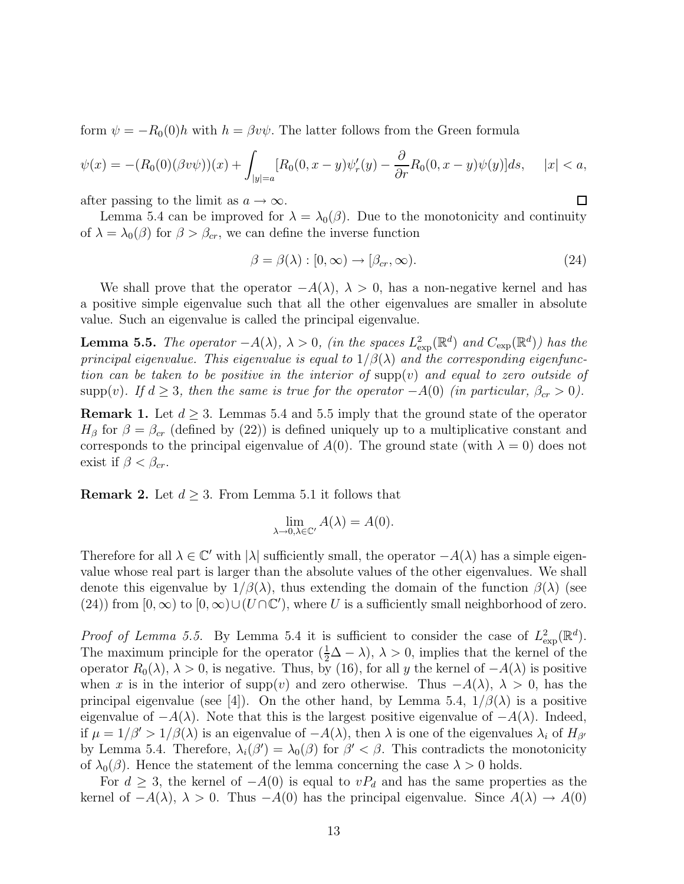form $\psi = -R_0(0)h$ with $h = \beta v \psi$. The latter follows from the Green formula

$$\psi(x) = -(R_0(0)(\beta v \psi))(x) + \int_{|y|=a} [R_0(0, x-y)\psi'_r(y) - \frac{\partial}{\partial r} R_0(0, x-y)\psi(y)] ds, \quad |x| < a,$$

after passing to the limit as $a \to \infty$. $\square$

Lemma 5.4 can be improved for $\lambda = \lambda_0(\beta)$. Due to the monotonicity and continuity of $\lambda = \lambda_0(\beta)$ for $\beta > \beta_{cr}$, we can define the inverse function

$$\beta = \beta(\lambda) : [0, \infty) \to [\beta_{cr}, \infty). \tag{24}$$

We shall prove that the operator $-A(\lambda)$, $\lambda > 0$, has a non-negative kernel and has a positive simple eigenvalue such that all the other eigenvalues are smaller in absolute value. Such an eigenvalue is called the principal eigenvalue.

**Lemma 5.5.** *The operator $-A(\lambda)$, $\lambda > 0$, (in the spaces $L^2_{\exp}(\mathbb{R}^d)$ and $C_{\exp}(\mathbb{R}^d)$) has the principal eigenvalue. This eigenvalue is equal to $1/\beta(\lambda)$ and the corresponding eigenfunction can be taken to be positive in the interior of $\mathrm{supp}(v)$ and equal to zero outside of $\mathrm{supp}(v)$. If $d \geq 3$, then the same is true for the operator $-A(0)$ (in particular, $\beta_{cr} > 0$).*

**Remark 1.** Let $d \geq 3$. Lemmas 5.4 and 5.5 imply that the ground state of the operator $H_\beta$ for $\beta = \beta_{cr}$ (defined by (22)) is defined uniquely up to a multiplicative constant and corresponds to the principal eigenvalue of $A(0)$. The ground state (with $\lambda = 0$) does not exist if $\beta < \beta_{cr}$.

**Remark 2.** Let $d \geq 3$. From Lemma 5.1 it follows that

$$\lim_{\lambda \to 0, \lambda \in \mathbb{C}'} A(\lambda) = A(0).$$

Therefore for all $\lambda \in \mathbb{C}'$ with $|\lambda|$ sufficiently small, the operator $-A(\lambda)$ has a simple eigenvalue whose real part is larger than the absolute values of the other eigenvalues. We shall denote this eigenvalue by $1/\beta(\lambda)$, thus extending the domain of the function $\beta(\lambda)$ (see (24)) from $[0, \infty)$ to $[0, \infty) \cup (U \cap \mathbb{C}')$, where $U$ is a sufficiently small neighborhood of zero.

*Proof of Lemma 5.5.* By Lemma 5.4 it is sufficient to consider the case of $L^2_{\exp}(\mathbb{R}^d)$. The maximum principle for the operator $(\frac{1}{2}\Delta - \lambda)$, $\lambda > 0$, implies that the kernel of the operator $R_0(\lambda)$, $\lambda > 0$, is negative. Thus, by (16), for all $y$ the kernel of $-A(\lambda)$ is positive when $x$ is in the interior of $\mathrm{supp}(v)$ and zero otherwise. Thus $-A(\lambda)$, $\lambda > 0$, has the principal eigenvalue (see [4]). On the other hand, by Lemma 5.4, $1/\beta(\lambda)$ is a positive eigenvalue of $-A(\lambda)$. Note that this is the largest positive eigenvalue of $-A(\lambda)$. Indeed, if $\mu = 1/\beta' > 1/\beta(\lambda)$ is an eigenvalue of $-A(\lambda)$, then $\lambda$ is one of the eigenvalues $\lambda_i$ of $H_{\beta'}$ by Lemma 5.4. Therefore, $\lambda_i(\beta') = \lambda_0(\beta)$ for $\beta' < \beta$. This contradicts the monotonicity of $\lambda_0(\beta)$. Hence the statement of the lemma concerning the case $\lambda > 0$ holds.

For $d \geq 3$, the kernel of $-A(0)$ is equal to $vP_d$ and has the same properties as the kernel of $-A(\lambda)$, $\lambda > 0$. Thus $-A(0)$ has the principal eigenvalue. Since $A(\lambda) \to A(0)$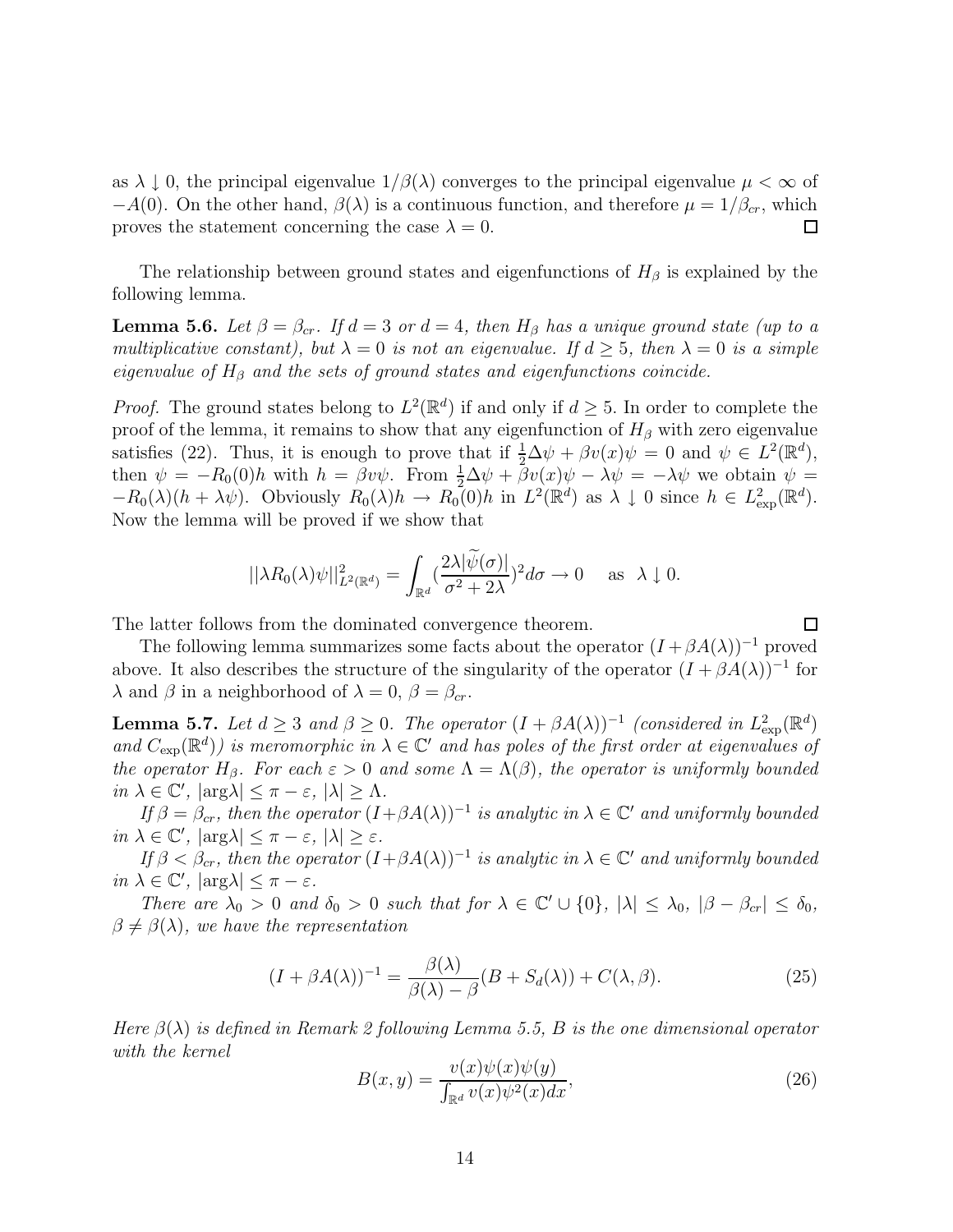as $\lambda \downarrow 0$, the principal eigenvalue $1/\beta(\lambda)$ converges to the principal eigenvalue $\mu < \infty$ of $-A(0)$. On the other hand, $\beta(\lambda)$ is a continuous function, and therefore $\mu = 1/\beta_{cr}$, which proves the statement concerning the case $\lambda = 0$. □

The relationship between ground states and eigenfunctions of $H_\beta$ is explained by the following lemma.

**Lemma 5.6.** *Let $\beta = \beta_{cr}$. If $d = 3$ or $d = 4$, then $H_\beta$ has a unique ground state (up to a multiplicative constant), but $\lambda = 0$ is not an eigenvalue. If $d \geq 5$, then $\lambda = 0$ is a simple eigenvalue of $H_\beta$ and the sets of ground states and eigenfunctions coincide.*

*Proof.* The ground states belong to $L^2(\mathbb{R}^d)$ if and only if $d \geq 5$. In order to complete the proof of the lemma, it remains to show that any eigenfunction of $H_\beta$ with zero eigenvalue satisfies (22). Thus, it is enough to prove that if $\frac{1}{2}\Delta\psi + \beta v(x)\psi = 0$ and $\psi \in L^2(\mathbb{R}^d)$, then $\psi = -R_0(0)h$ with $h = \beta v\psi$. From $\frac{1}{2}\Delta\psi + \beta v(x)\psi - \lambda\psi = -\lambda\psi$ we obtain $\psi = -R_0(\lambda)(h + \lambda\psi)$. Obviously $R_0(\lambda)h \to R_0(0)h$ in $L^2(\mathbb{R}^d)$ as $\lambda \downarrow 0$ since $h \in L^2_{\exp}(\mathbb{R}^d)$. Now the lemma will be proved if we show that

$$||\lambda R_0(\lambda)\psi||^2_{L^2(\mathbb{R}^d)} = \int_{\mathbb{R}^d} \left(\frac{2\lambda|\widetilde{\psi}(\sigma)|}{\sigma^2 + 2\lambda}\right)^2 d\sigma \to 0 \quad \text{as } \lambda \downarrow 0.$$

The latter follows from the dominated convergence theorem. □

The following lemma summarizes some facts about the operator $(I + \beta A(\lambda))^{-1}$ proved above. It also describes the structure of the singularity of the operator $(I + \beta A(\lambda))^{-1}$ for $\lambda$ and $\beta$ in a neighborhood of $\lambda = 0$, $\beta = \beta_{cr}$.

**Lemma 5.7.** *Let $d \geq 3$ and $\beta \geq 0$. The operator $(I + \beta A(\lambda))^{-1}$ (considered in $L^2_{\exp}(\mathbb{R}^d)$ and $C_{\exp}(\mathbb{R}^d)$) is meromorphic in $\lambda \in \mathbb{C}'$ and has poles of the first order at eigenvalues of the operator $H_\beta$. For each $\varepsilon > 0$ and some $\Lambda = \Lambda(\beta)$, the operator is uniformly bounded in $\lambda \in \mathbb{C}'$, $|\arg\lambda| \leq \pi - \varepsilon$, $|\lambda| \geq \Lambda$.*

*If $\beta = \beta_{cr}$, then the operator $(I+\beta A(\lambda))^{-1}$ is analytic in $\lambda \in \mathbb{C}'$ and uniformly bounded in $\lambda \in \mathbb{C}'$, $|\arg\lambda| \leq \pi - \varepsilon$, $|\lambda| \geq \varepsilon$.*

*If $\beta < \beta_{cr}$, then the operator $(I+\beta A(\lambda))^{-1}$ is analytic in $\lambda \in \mathbb{C}'$ and uniformly bounded in $\lambda \in \mathbb{C}'$, $|\arg\lambda| \leq \pi - \varepsilon$.*

*There are $\lambda_0 > 0$ and $\delta_0 > 0$ such that for $\lambda \in \mathbb{C}' \cup \{0\}$, $|\lambda| \leq \lambda_0$, $|\beta - \beta_{cr}| \leq \delta_0$, $\beta \neq \beta(\lambda)$, we have the representation*

$$(I + \beta A(\lambda))^{-1} = \frac{\beta(\lambda)}{\beta(\lambda) - \beta}(B + S_d(\lambda)) + C(\lambda, \beta). \tag{25}$$

*Here $\beta(\lambda)$ is defined in Remark 2 following Lemma 5.5, $B$ is the one dimensional operator with the kernel*

$$B(x, y) = \frac{v(x)\psi(x)\psi(y)}{\int_{\mathbb{R}^d} v(x)\psi^2(x)dx}, \tag{26}$$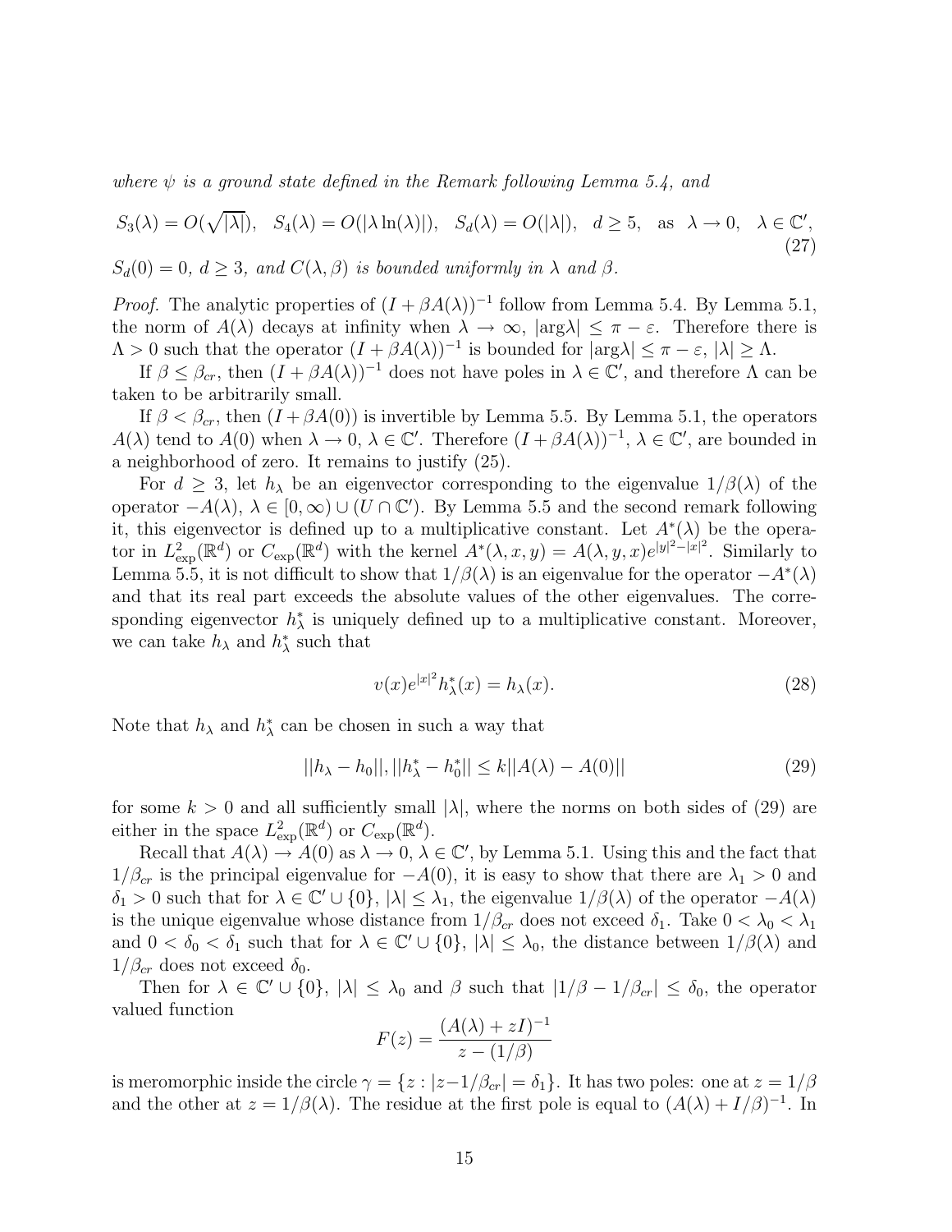*where $\psi$ is a ground state defined in the Remark following Lemma 5.4, and*

$$S_3(\lambda) = O(\sqrt{|\lambda|}), \quad S_4(\lambda) = O(|\lambda \ln(\lambda)|), \quad S_d(\lambda) = O(|\lambda|), \quad d \geq 5, \quad \text{as} \quad \lambda \to 0, \quad \lambda \in \mathbb{C}', \tag{27}$$

*$S_d(0) = 0$, $d \geq 3$, and $C(\lambda, \beta)$ is bounded uniformly in $\lambda$ and $\beta$.*

*Proof.* The analytic properties of $(I + \beta A(\lambda))^{-1}$ follow from Lemma 5.4. By Lemma 5.1, the norm of $A(\lambda)$ decays at infinity when $\lambda \to \infty$, $|\arg\lambda| \leq \pi - \varepsilon$. Therefore there is $\Lambda > 0$ such that the operator $(I + \beta A(\lambda))^{-1}$ is bounded for $|\arg\lambda| \leq \pi - \varepsilon$, $|\lambda| \geq \Lambda$.

If $\beta \leq \beta_{cr}$, then $(I + \beta A(\lambda))^{-1}$ does not have poles in $\lambda \in \mathbb{C}'$, and therefore $\Lambda$ can be taken to be arbitrarily small.

If $\beta < \beta_{cr}$, then $(I + \beta A(0))$ is invertible by Lemma 5.5. By Lemma 5.1, the operators $A(\lambda)$ tend to $A(0)$ when $\lambda \to 0$, $\lambda \in \mathbb{C}'$. Therefore $(I + \beta A(\lambda))^{-1}$, $\lambda \in \mathbb{C}'$, are bounded in a neighborhood of zero. It remains to justify (25).

For $d \geq 3$, let $h_\lambda$ be an eigenvector corresponding to the eigenvalue $1/\beta(\lambda)$ of the operator $-A(\lambda)$, $\lambda \in [0, \infty) \cup (U \cap \mathbb{C}')$. By Lemma 5.5 and the second remark following it, this eigenvector is defined up to a multiplicative constant. Let $A^*(\lambda)$ be the operator in $L^2_{\exp}(\mathbb{R}^d)$ or $C_{\exp}(\mathbb{R}^d)$ with the kernel $A^*(\lambda, x, y) = A(\lambda, y, x)e^{|y|^2 - |x|^2}$. Similarly to Lemma 5.5, it is not difficult to show that $1/\beta(\lambda)$ is an eigenvalue for the operator $-A^*(\lambda)$ and that its real part exceeds the absolute values of the other eigenvalues. The corresponding eigenvector $h^*_\lambda$ is uniquely defined up to a multiplicative constant. Moreover, we can take $h_\lambda$ and $h^*_\lambda$ such that

$$v(x)e^{|x|^2}h^*_\lambda(x) = h_\lambda(x). \tag{28}$$

Note that $h_\lambda$ and $h^*_\lambda$ can be chosen in such a way that

$$||h_\lambda - h_0||, ||h^*_\lambda - h^*_0|| \leq k||A(\lambda) - A(0)|| \tag{29}$$

for some $k > 0$ and all sufficiently small $|\lambda|$, where the norms on both sides of (29) are either in the space $L^2_{\exp}(\mathbb{R}^d)$ or $C_{\exp}(\mathbb{R}^d)$.

Recall that $A(\lambda) \to A(0)$ as $\lambda \to 0$, $\lambda \in \mathbb{C}'$, by Lemma 5.1. Using this and the fact that $1/\beta_{cr}$ is the principal eigenvalue for $-A(0)$, it is easy to show that there are $\lambda_1 > 0$ and $\delta_1 > 0$ such that for $\lambda \in \mathbb{C}' \cup \{0\}$, $|\lambda| \leq \lambda_1$, the eigenvalue $1/\beta(\lambda)$ of the operator $-A(\lambda)$ is the unique eigenvalue whose distance from $1/\beta_{cr}$ does not exceed $\delta_1$. Take $0 < \lambda_0 < \lambda_1$ and $0 < \delta_0 < \delta_1$ such that for $\lambda \in \mathbb{C}' \cup \{0\}$, $|\lambda| \leq \lambda_0$, the distance between $1/\beta(\lambda)$ and $1/\beta_{cr}$ does not exceed $\delta_0$.

Then for $\lambda \in \mathbb{C}' \cup \{0\}$, $|\lambda| \leq \lambda_0$ and $\beta$ such that $|1/\beta - 1/\beta_{cr}| \leq \delta_0$, the operator valued function

$$F(z) = \frac{(A(\lambda) + zI)^{-1}}{z - (1/\beta)}$$

is meromorphic inside the circle $\gamma = \{z : |z - 1/\beta_{cr}| = \delta_1\}$. It has two poles: one at $z = 1/\beta$ and the other at $z = 1/\beta(\lambda)$. The residue at the first pole is equal to $(A(\lambda) + I/\beta)^{-1}$. In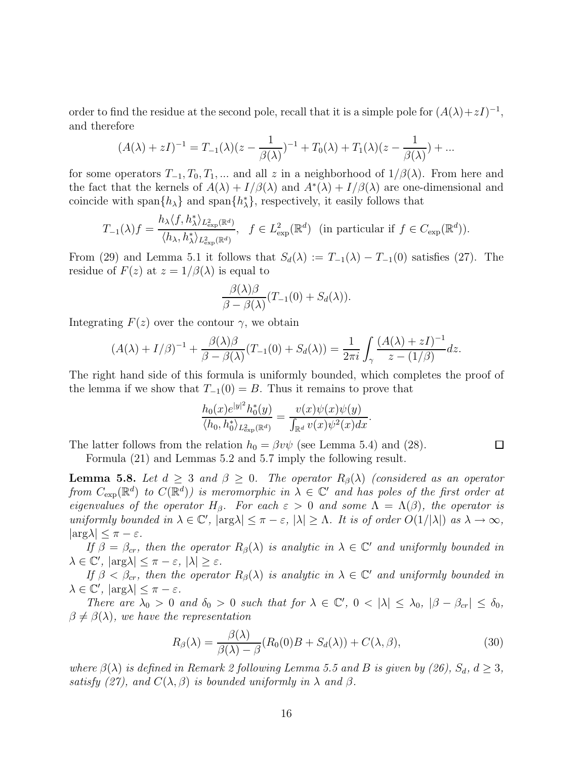order to find the residue at the second pole, recall that it is a simple pole for $(A(\lambda)+zI)^{-1}$, and therefore

$$(A(\lambda) + zI)^{-1} = T_{-1}(\lambda)(z - \frac{1}{\beta(\lambda)})^{-1} + T_0(\lambda) + T_1(\lambda)(z - \frac{1}{\beta(\lambda)}) + ...$$

for some operators $T_{-1}, T_0, T_1, ...$ and all $z$ in a neighborhood of $1/\beta(\lambda)$. From here and the fact that the kernels of $A(\lambda) + I/\beta(\lambda)$ and $A^*(\lambda) + I/\beta(\lambda)$ are one-dimensional and coincide with $\text{span}\{h_\lambda\}$ and $\text{span}\{h^*_\lambda\}$, respectively, it easily follows that

$$T_{-1}(\lambda)f = \frac{h_\lambda \langle f, h^*_\lambda \rangle_{L^2_{\exp}(\mathbb{R}^d)}}{\langle h_\lambda, h^*_\lambda \rangle_{L^2_{\exp}(\mathbb{R}^d)}}, \quad f \in L^2_{\exp}(\mathbb{R}^d) \ \text{(in particular if } f \in C_{\exp}(\mathbb{R}^d)).$$

From (29) and Lemma 5.1 it follows that $S_d(\lambda) := T_{-1}(\lambda) - T_{-1}(0)$ satisfies (27). The residue of $F(z)$ at $z = 1/\beta(\lambda)$ is equal to

$$\frac{\beta(\lambda)\beta}{\beta - \beta(\lambda)}(T_{-1}(0) + S_d(\lambda)).$$

Integrating $F(z)$ over the contour $\gamma$, we obtain

$$(A(\lambda) + I/\beta)^{-1} + \frac{\beta(\lambda)\beta}{\beta - \beta(\lambda)}(T_{-1}(0) + S_d(\lambda)) = \frac{1}{2\pi i}\int_\gamma \frac{(A(\lambda) + zI)^{-1}}{z - (1/\beta)}dz.$$

The right hand side of this formula is uniformly bounded, which completes the proof of the lemma if we show that $T_{-1}(0) = B$. Thus it remains to prove that

$$\frac{h_0(x)e^{|y|^2}h^*_0(y)}{\langle h_0, h^*_0 \rangle_{L^2_{\exp}(\mathbb{R}^d)}} = \frac{v(x)\psi(x)\psi(y)}{\int_{\mathbb{R}^d} v(x)\psi^2(x)dx}.$$

The latter follows from the relation $h_0 = \beta v \psi$ (see Lemma 5.4) and (28). $\square$

Formula (21) and Lemmas 5.2 and 5.7 imply the following result.

**Lemma 5.8.** *Let $d \geq 3$ and $\beta \geq 0$. The operator $R_\beta(\lambda)$ (considered as an operator from $C_{\exp}(\mathbb{R}^d)$ to $C(\mathbb{R}^d)$) is meromorphic in $\lambda \in \mathbb{C}'$ and has poles of the first order at eigenvalues of the operator $H_\beta$. For each $\varepsilon > 0$ and some $\Lambda = \Lambda(\beta)$, the operator is uniformly bounded in $\lambda \in \mathbb{C}'$, $|\arg\lambda| \leq \pi - \varepsilon$, $|\lambda| \geq \Lambda$. It is of order $O(1/|\lambda|)$ as $\lambda \to \infty$, $|\arg\lambda| \leq \pi - \varepsilon$.*

*If $\beta = \beta_{cr}$, then the operator $R_\beta(\lambda)$ is analytic in $\lambda \in \mathbb{C}'$ and uniformly bounded in $\lambda \in \mathbb{C}'$, $|\arg\lambda| \leq \pi - \varepsilon$, $|\lambda| \geq \varepsilon$.*

*If $\beta < \beta_{cr}$, then the operator $R_\beta(\lambda)$ is analytic in $\lambda \in \mathbb{C}'$ and uniformly bounded in $\lambda \in \mathbb{C}'$, $|\arg\lambda| \leq \pi - \varepsilon$.*

*There are $\lambda_0 > 0$ and $\delta_0 > 0$ such that for $\lambda \in \mathbb{C}'$, $0 < |\lambda| \leq \lambda_0$, $|\beta - \beta_{cr}| \leq \delta_0$, $\beta \neq \beta(\lambda)$, we have the representation*

$$R_\beta(\lambda) = \frac{\beta(\lambda)}{\beta(\lambda) - \beta}(R_0(0)B + S_d(\lambda)) + C(\lambda, \beta), \tag{30}$$

*where $\beta(\lambda)$ is defined in Remark 2 following Lemma 5.5 and $B$ is given by (26), $S_d$, $d \geq 3$, satisfy (27), and $C(\lambda, \beta)$ is bounded uniformly in $\lambda$ and $\beta$.*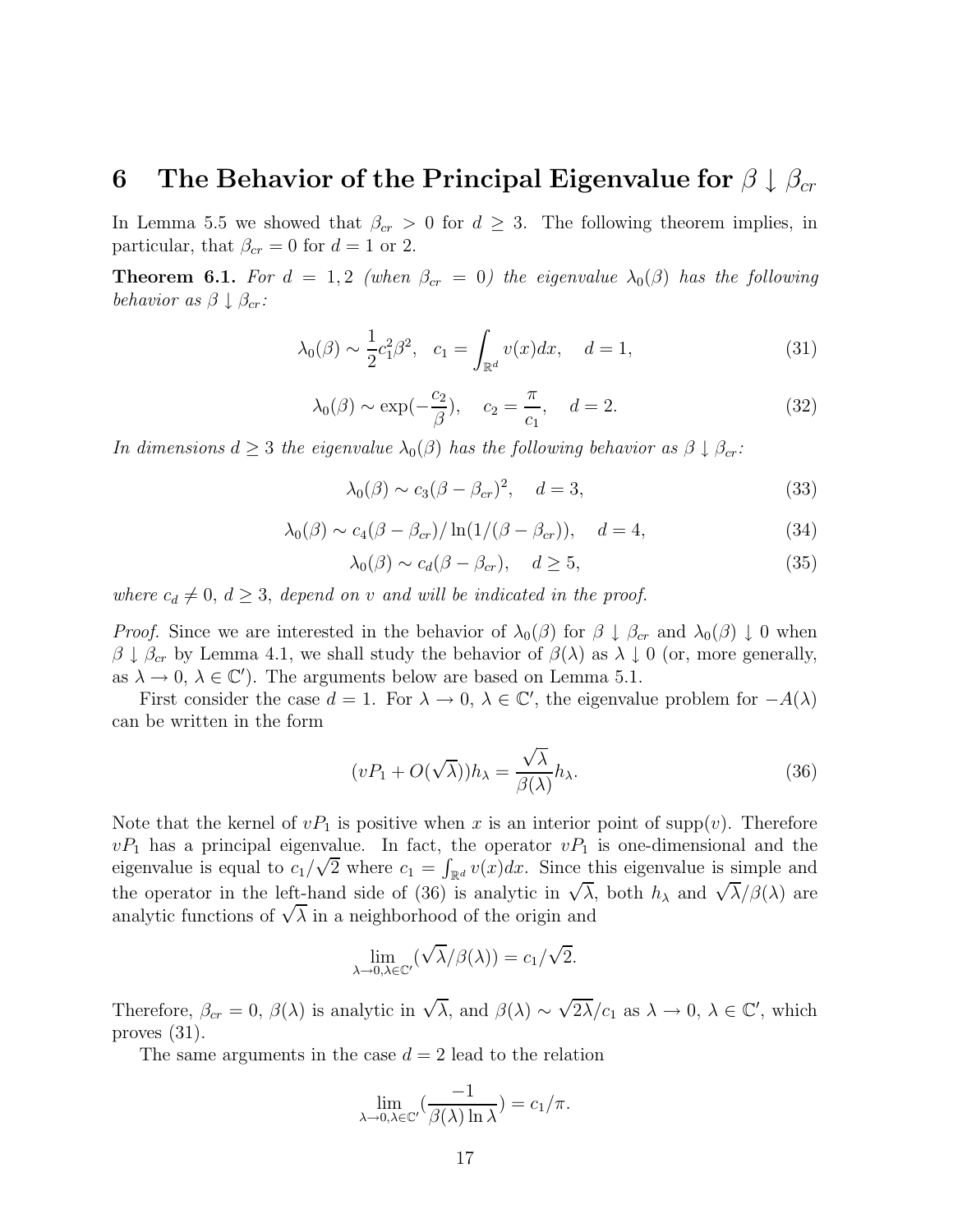# 6 The Behavior of the Principal Eigenvalue for $\beta \downarrow \beta_{cr}$

In Lemma 5.5 we showed that $\beta_{cr} > 0$ for $d \geq 3$. The following theorem implies, in particular, that $\beta_{cr} = 0$ for $d = 1$ or 2.

**Theorem 6.1.** *For $d = 1, 2$ (when $\beta_{cr} = 0$) the eigenvalue $\lambda_0(\beta)$ has the following behavior as $\beta \downarrow \beta_{cr}$:*

$$\lambda_0(\beta) \sim \frac{1}{2}c_1^2\beta^2, \quad c_1 = \int_{\mathbb{R}^d} v(x)dx, \quad d = 1, \tag{31}$$

$$\lambda_0(\beta) \sim \exp(-\frac{c_2}{\beta}), \quad c_2 = \frac{\pi}{c_1}, \quad d = 2. \tag{32}$$

*In dimensions $d \geq 3$ the eigenvalue $\lambda_0(\beta)$ has the following behavior as $\beta \downarrow \beta_{cr}$:*

$$\lambda_0(\beta) \sim c_3(\beta - \beta_{cr})^2, \quad d = 3, \tag{33}$$

$$\lambda_0(\beta) \sim c_4(\beta - \beta_{cr})/\ln(1/(\beta - \beta_{cr})), \quad d = 4, \tag{34}$$

$$\lambda_0(\beta) \sim c_d(\beta - \beta_{cr}), \quad d \geq 5, \tag{35}$$

*where $c_d \neq 0$, $d \geq 3$, depend on $v$ and will be indicated in the proof.*

*Proof.* Since we are interested in the behavior of $\lambda_0(\beta)$ for $\beta \downarrow \beta_{cr}$ and $\lambda_0(\beta) \downarrow 0$ when $\beta \downarrow \beta_{cr}$ by Lemma 4.1, we shall study the behavior of $\beta(\lambda)$ as $\lambda \downarrow 0$ (or, more generally, as $\lambda \to 0$, $\lambda \in \mathbb{C}'$). The arguments below are based on Lemma 5.1.

First consider the case $d = 1$. For $\lambda \to 0$, $\lambda \in \mathbb{C}'$, the eigenvalue problem for $-A(\lambda)$ can be written in the form

$$(vP_1 + O(\sqrt{\lambda}))h_\lambda = \frac{\sqrt{\lambda}}{\beta(\lambda)}h_\lambda. \tag{36}$$

Note that the kernel of $vP_1$ is positive when $x$ is an interior point of $\text{supp}(v)$. Therefore $vP_1$ has a principal eigenvalue. In fact, the operator $vP_1$ is one-dimensional and the eigenvalue is equal to $c_1/\sqrt{2}$ where $c_1 = \int_{\mathbb{R}^d} v(x)dx$. Since this eigenvalue is simple and the operator in the left-hand side of (36) is analytic in $\sqrt{\lambda}$, both $h_\lambda$ and $\sqrt{\lambda}/\beta(\lambda)$ are analytic functions of $\sqrt{\lambda}$ in a neighborhood of the origin and

$$\lim_{\lambda \to 0, \lambda \in \mathbb{C}'} (\sqrt{\lambda}/\beta(\lambda)) = c_1/\sqrt{2}.$$

Therefore, $\beta_{cr} = 0$, $\beta(\lambda)$ is analytic in $\sqrt{\lambda}$, and $\beta(\lambda) \sim \sqrt{2\lambda}/c_1$ as $\lambda \to 0$, $\lambda \in \mathbb{C}'$, which proves (31).

The same arguments in the case $d = 2$ lead to the relation

$$\lim_{\lambda \to 0, \lambda \in \mathbb{C}'} (\frac{-1}{\beta(\lambda) \ln \lambda}) = c_1/\pi.$$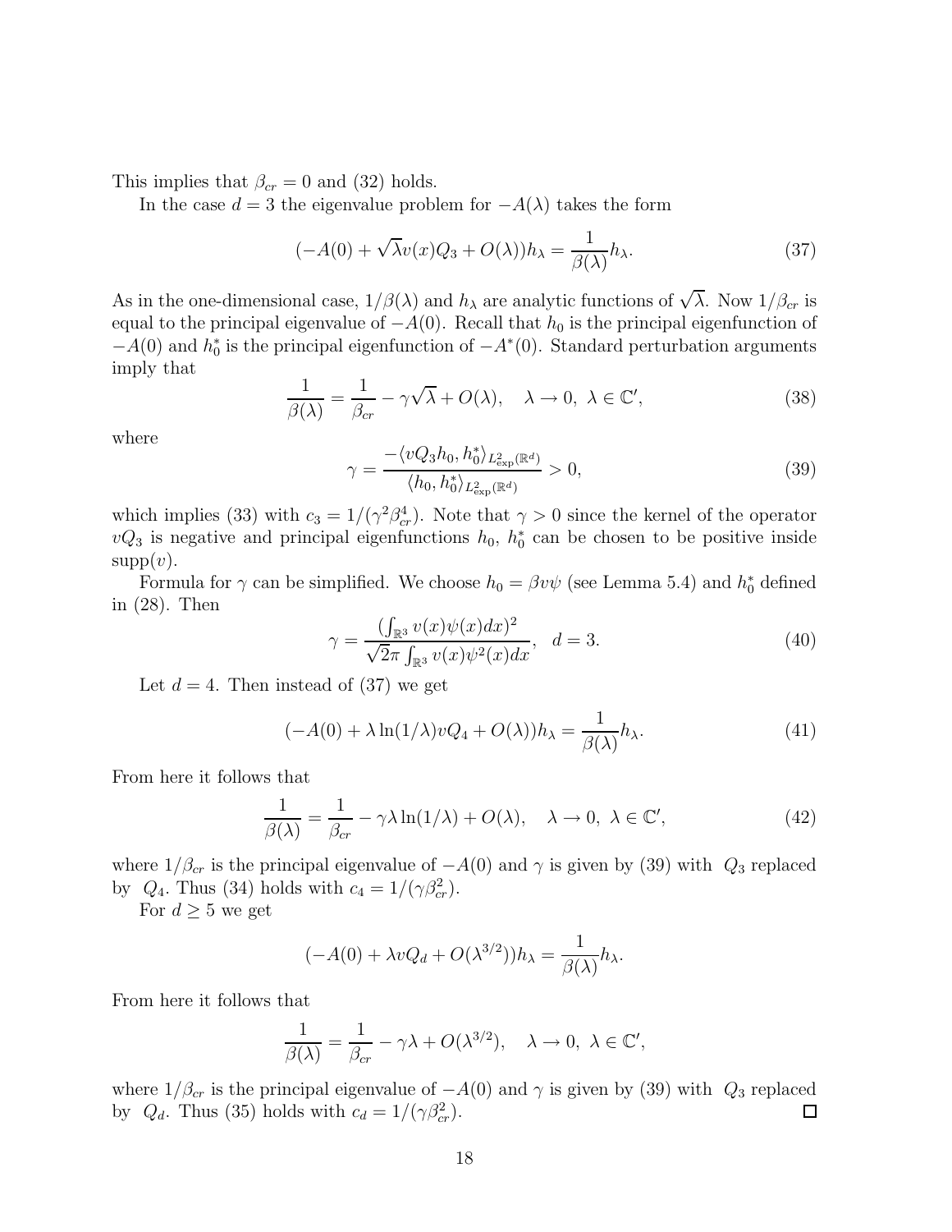This implies that $\beta_{cr} = 0$ and (32) holds.

In the case $d = 3$ the eigenvalue problem for $-A(\lambda)$ takes the form

$$(-A(0) + \sqrt{\lambda}v(x)Q_3 + O(\lambda))h_\lambda = \frac{1}{\beta(\lambda)}h_\lambda. \tag{37}$$

As in the one-dimensional case, $1/\beta(\lambda)$ and $h_\lambda$ are analytic functions of $\sqrt{\lambda}$. Now $1/\beta_{cr}$ is equal to the principal eigenvalue of $-A(0)$. Recall that $h_0$ is the principal eigenfunction of $-A(0)$ and $h_0^*$ is the principal eigenfunction of $-A^*(0)$. Standard perturbation arguments imply that

$$\frac{1}{\beta(\lambda)} = \frac{1}{\beta_{cr}} - \gamma\sqrt{\lambda} + O(\lambda), \quad \lambda \to 0, \ \lambda \in \mathbb{C}', \tag{38}$$

where

$$\gamma = \frac{-\langle vQ_3h_0, h_0^*\rangle_{L^2_{\exp}(\mathbb{R}^d)}}{\langle h_0, h_0^*\rangle_{L^2_{\exp}(\mathbb{R}^d)}} > 0, \tag{39}$$

which implies (33) with $c_3 = 1/(\gamma^2\beta_{cr}^4)$. Note that $\gamma > 0$ since the kernel of the operator $vQ_3$ is negative and principal eigenfunctions $h_0$, $h_0^*$ can be chosen to be positive inside $\text{supp}(v)$.

Formula for $\gamma$ can be simplified. We choose $h_0 = \beta v\psi$ (see Lemma 5.4) and $h_0^*$ defined in (28). Then

$$\gamma = \frac{(\int_{\mathbb{R}^3} v(x)\psi(x)dx)^2}{\sqrt{2}\pi\int_{\mathbb{R}^3} v(x)\psi^2(x)dx}, \quad d = 3. \tag{40}$$

Let $d = 4$. Then instead of (37) we get

$$(-A(0) + \lambda\ln(1/\lambda)vQ_4 + O(\lambda))h_\lambda = \frac{1}{\beta(\lambda)}h_\lambda. \tag{41}$$

From here it follows that

$$\frac{1}{\beta(\lambda)} = \frac{1}{\beta_{cr}} - \gamma\lambda\ln(1/\lambda) + O(\lambda), \quad \lambda \to 0, \ \lambda \in \mathbb{C}', \tag{42}$$

where $1/\beta_{cr}$ is the principal eigenvalue of $-A(0)$ and $\gamma$ is given by (39) with $Q_3$ replaced by $Q_4$. Thus (34) holds with $c_4 = 1/(\gamma\beta_{cr}^2)$.

For $d \geq 5$ we get

$$(-A(0) + \lambda vQ_d + O(\lambda^{3/2}))h_\lambda = \frac{1}{\beta(\lambda)}h_\lambda.$$

From here it follows that

$$\frac{1}{\beta(\lambda)} = \frac{1}{\beta_{cr}} - \gamma\lambda + O(\lambda^{3/2}), \quad \lambda \to 0, \ \lambda \in \mathbb{C}',$$

where $1/\beta_{cr}$ is the principal eigenvalue of $-A(0)$ and $\gamma$ is given by (39) with $Q_3$ replaced by $Q_d$. Thus (35) holds with $c_d = 1/(\gamma\beta_{cr}^2)$. ∎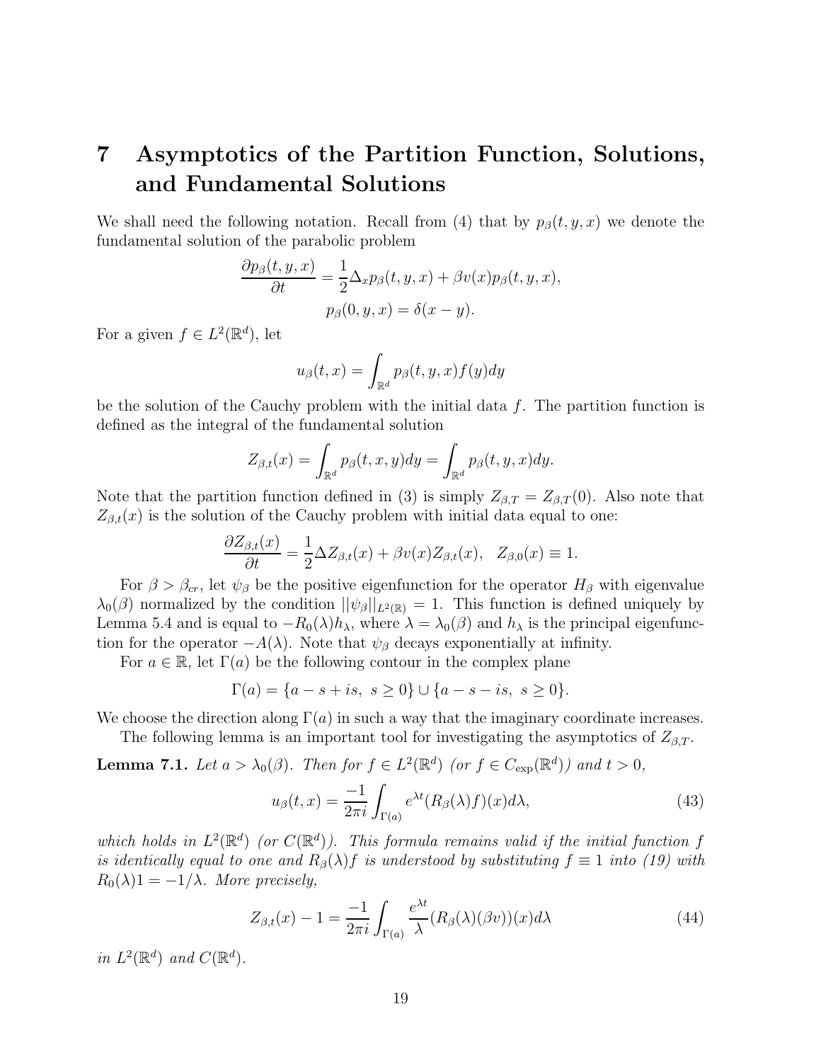# 7 Asymptotics of the Partition Function, Solutions, and Fundamental Solutions

We shall need the following notation. Recall from (4) that by $p_\beta(t,y,x)$ we denote the fundamental solution of the parabolic problem

$$\frac{\partial p_\beta(t,y,x)}{\partial t} = \frac{1}{2}\Delta_x p_\beta(t,y,x) + \beta v(x) p_\beta(t,y,x),$$
$$p_\beta(0,y,x) = \delta(x-y).$$

For a given $f \in L^2(\mathbb{R}^d)$, let

$$u_\beta(t,x) = \int_{\mathbb{R}^d} p_\beta(t,y,x) f(y) dy$$

be the solution of the Cauchy problem with the initial data $f$. The partition function is defined as the integral of the fundamental solution

$$Z_{\beta,t}(x) = \int_{\mathbb{R}^d} p_\beta(t,x,y)dy = \int_{\mathbb{R}^d} p_\beta(t,y,x)dy.$$

Note that the partition function defined in (3) is simply $Z_{\beta,T} = Z_{\beta,T}(0)$. Also note that $Z_{\beta,t}(x)$ is the solution of the Cauchy problem with initial data equal to one:

$$\frac{\partial Z_{\beta,t}(x)}{\partial t} = \frac{1}{2}\Delta Z_{\beta,t}(x) + \beta v(x) Z_{\beta,t}(x), \quad Z_{\beta,0}(x) \equiv 1.$$

For $\beta > \beta_{cr}$, let $\psi_\beta$ be the positive eigenfunction for the operator $H_\beta$ with eigenvalue $\lambda_0(\beta)$ normalized by the condition $||\psi_\beta||_{L^2(\mathbb{R})} = 1$. This function is defined uniquely by Lemma 5.4 and is equal to $-R_0(\lambda)h_\lambda$, where $\lambda = \lambda_0(\beta)$ and $h_\lambda$ is the principal eigenfunction for the operator $-A(\lambda)$. Note that $\psi_\beta$ decays exponentially at infinity.

For $a \in \mathbb{R}$, let $\Gamma(a)$ be the following contour in the complex plane

$$\Gamma(a) = \{a - s + is, \ s \geq 0\} \cup \{a - s - is, \ s \geq 0\}.$$

We choose the direction along $\Gamma(a)$ in such a way that the imaginary coordinate increases.

The following lemma is an important tool for investigating the asymptotics of $Z_{\beta,T}$.

**Lemma 7.1.** *Let $a > \lambda_0(\beta)$. Then for $f \in L^2(\mathbb{R}^d)$ (or $f \in C_{\exp}(\mathbb{R}^d)$) and $t > 0$,*

$$u_\beta(t,x) = \frac{-1}{2\pi i}\int_{\Gamma(a)} e^{\lambda t}(R_\beta(\lambda)f)(x)d\lambda, \tag{43}$$

*which holds in $L^2(\mathbb{R}^d)$ (or $C(\mathbb{R}^d)$). This formula remains valid if the initial function $f$ is identically equal to one and $R_\beta(\lambda)f$ is understood by substituting $f \equiv 1$ into (19) with $R_0(\lambda)1 = -1/\lambda$. More precisely,*

$$Z_{\beta,t}(x) - 1 = \frac{-1}{2\pi i}\int_{\Gamma(a)} \frac{e^{\lambda t}}{\lambda}(R_\beta(\lambda)(\beta v))(x)d\lambda \tag{44}$$

*in $L^2(\mathbb{R}^d)$ and $C(\mathbb{R}^d)$.*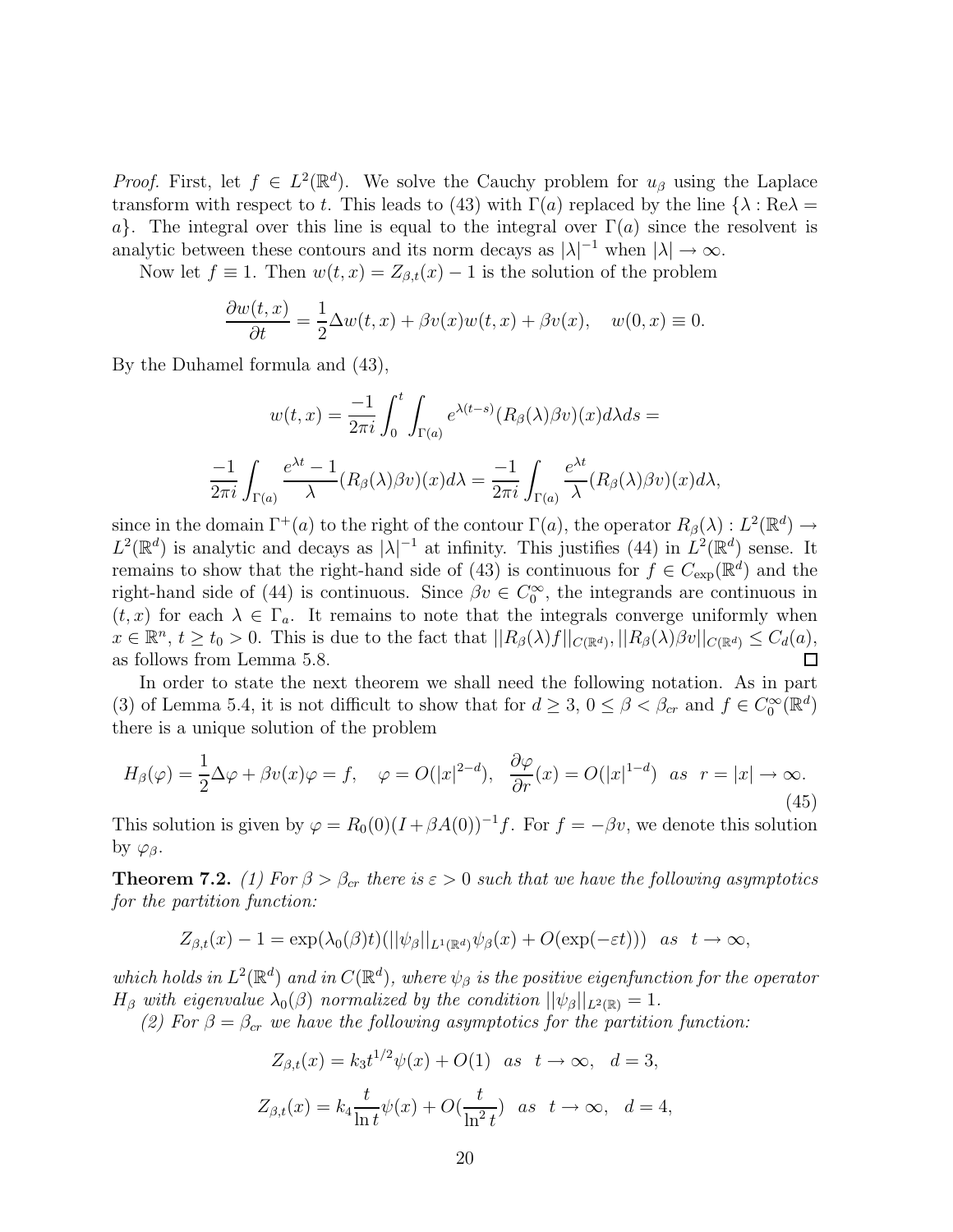*Proof.* First, let $f \in L^2(\mathbb{R}^d)$. We solve the Cauchy problem for $u_\beta$ using the Laplace transform with respect to $t$. This leads to (43) with $\Gamma(a)$ replaced by the line $\{\lambda : \mathrm{Re}\lambda = a\}$. The integral over this line is equal to the integral over $\Gamma(a)$ since the resolvent is analytic between these contours and its norm decays as $|\lambda|^{-1}$ when $|\lambda| \to \infty$.

Now let $f \equiv 1$. Then $w(t, x) = Z_{\beta,t}(x) - 1$ is the solution of the problem

$$\frac{\partial w(t,x)}{\partial t} = \frac{1}{2}\Delta w(t,x) + \beta v(x) w(t,x) + \beta v(x), \quad w(0,x) \equiv 0.$$

By the Duhamel formula and (43),

$$w(t,x) = \frac{-1}{2\pi i}\int_0^t \int_{\Gamma(a)} e^{\lambda(t-s)} (R_\beta(\lambda)\beta v)(x) d\lambda ds =$$

$$\frac{-1}{2\pi i}\int_{\Gamma(a)} \frac{e^{\lambda t} - 1}{\lambda}(R_\beta(\lambda)\beta v)(x) d\lambda = \frac{-1}{2\pi i}\int_{\Gamma(a)} \frac{e^{\lambda t}}{\lambda}(R_\beta(\lambda)\beta v)(x) d\lambda,$$

since in the domain $\Gamma^+(a)$ to the right of the contour $\Gamma(a)$, the operator $R_\beta(\lambda) : L^2(\mathbb{R}^d) \to L^2(\mathbb{R}^d)$ is analytic and decays as $|\lambda|^{-1}$ at infinity. This justifies (44) in $L^2(\mathbb{R}^d)$ sense. It remains to show that the right-hand side of (43) is continuous for $f \in C_{\exp}(\mathbb{R}^d)$ and the right-hand side of (44) is continuous. Since $\beta v \in C_0^\infty$, the integrands are continuous in $(t, x)$ for each $\lambda \in \Gamma_a$. It remains to note that the integrals converge uniformly when $x \in \mathbb{R}^n$, $t \geq t_0 > 0$. This is due to the fact that $||R_\beta(\lambda) f||_{C(\mathbb{R}^d)}, ||R_\beta(\lambda)\beta v||_{C(\mathbb{R}^d)} \leq C_d(a)$, as follows from Lemma 5.8. $\square$

In order to state the next theorem we shall need the following notation. As in part (3) of Lemma 5.4, it is not difficult to show that for $d \geq 3$, $0 \leq \beta < \beta_{cr}$ and $f \in C_0^\infty(\mathbb{R}^d)$ there is a unique solution of the problem

$$H_\beta(\varphi) = \frac{1}{2}\Delta\varphi + \beta v(x)\varphi = f, \quad \varphi = O(|x|^{2-d}), \ \ \frac{\partial \varphi}{\partial r}(x) = O(|x|^{1-d}) \ \ as \ \ r = |x| \to \infty. \tag{45}$$

This solution is given by $\varphi = R_0(0)(I + \beta A(0))^{-1} f$. For $f = -\beta v$, we denote this solution by $\varphi_\beta$.

**Theorem 7.2.** *(1) For $\beta > \beta_{cr}$ there is $\varepsilon > 0$ such that we have the following asymptotics for the partition function:*

$$Z_{\beta,t}(x) - 1 = \exp(\lambda_0(\beta)t)(||\psi_\beta||_{L^1(\mathbb{R}^d)}\psi_\beta(x) + O(\exp(-\varepsilon t))) \ \ as \ \ t \to \infty,$$

*which holds in $L^2(\mathbb{R}^d)$ and in $C(\mathbb{R}^d)$, where $\psi_\beta$ is the positive eigenfunction for the operator $H_\beta$ with eigenvalue $\lambda_0(\beta)$ normalized by the condition $||\psi_\beta||_{L^2(\mathbb{R})} = 1$.*

*(2) For $\beta = \beta_{cr}$ we have the following asymptotics for the partition function:*

$$Z_{\beta,t}(x) = k_3 t^{1/2}\psi(x) + O(1) \ \ as \ \ t \to \infty, \quad d = 3,$$

$$Z_{\beta,t}(x) = k_4 \frac{t}{\ln t}\psi(x) + O(\frac{t}{\ln^2 t}) \ \ as \ \ t \to \infty, \quad d = 4,$$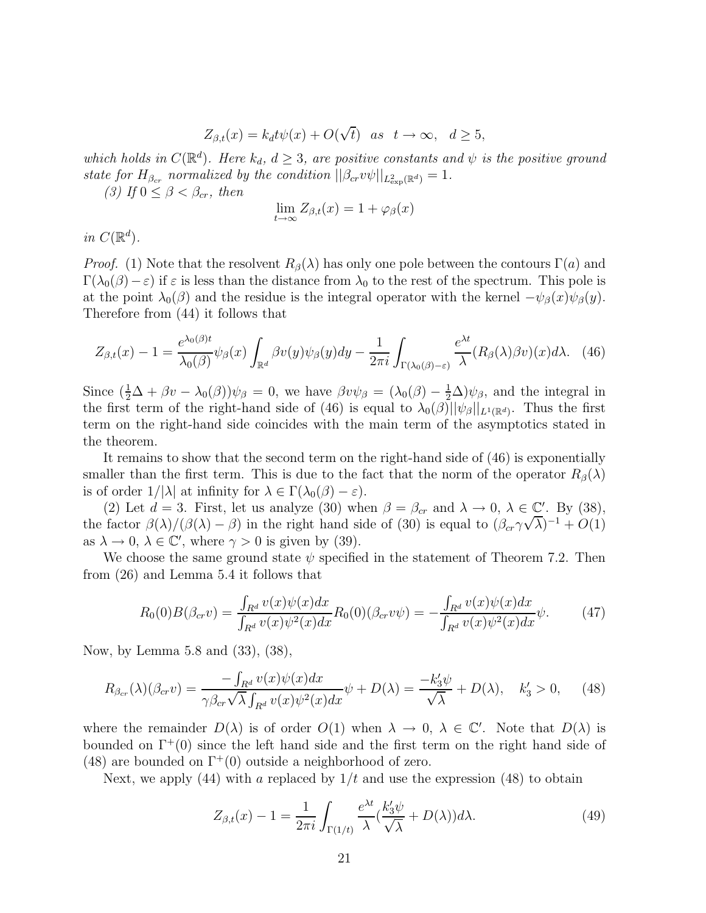$$Z_{\beta,t}(x) = k_d t\psi(x) + O(\sqrt{t}) \quad as \quad t \to \infty, \quad d \geq 5,$$

*which holds in $C(\mathbb{R}^d)$. Here $k_d$, $d \geq 3$, are positive constants and $\psi$ is the positive ground state for $H_{\beta_{cr}}$ normalized by the condition $||\beta_{cr} v\psi||_{L^2_{\exp}(\mathbb{R}^d)} = 1$.*

*(3) If $0 \leq \beta < \beta_{cr}$, then*

$$\lim_{t\to\infty} Z_{\beta,t}(x) = 1 + \varphi_\beta(x)$$

*in $C(\mathbb{R}^d)$.*

*Proof.* (1) Note that the resolvent $R_\beta(\lambda)$ has only one pole between the contours $\Gamma(a)$ and $\Gamma(\lambda_0(\beta) - \varepsilon)$ if $\varepsilon$ is less than the distance from $\lambda_0$ to the rest of the spectrum. This pole is at the point $\lambda_0(\beta)$ and the residue is the integral operator with the kernel $-\psi_\beta(x)\psi_\beta(y)$. Therefore from (44) it follows that

$$Z_{\beta,t}(x) - 1 = \frac{e^{\lambda_0(\beta)t}}{\lambda_0(\beta)}\psi_\beta(x)\int_{\mathbb{R}^d} \beta v(y)\psi_\beta(y)dy - \frac{1}{2\pi i}\int_{\Gamma(\lambda_0(\beta)-\varepsilon)} \frac{e^{\lambda t}}{\lambda}(R_\beta(\lambda)\beta v)(x)d\lambda. \quad (46)$$

Since $(\frac{1}{2}\Delta + \beta v - \lambda_0(\beta))\psi_\beta = 0$, we have $\beta v\psi_\beta = (\lambda_0(\beta) - \frac{1}{2}\Delta)\psi_\beta$, and the integral in the first term of the right-hand side of (46) is equal to $\lambda_0(\beta)||\psi_\beta||_{L^1(\mathbb{R}^d)}$. Thus the first term on the right-hand side coincides with the main term of the asymptotics stated in the theorem.

It remains to show that the second term on the right-hand side of (46) is exponentially smaller than the first term. This is due to the fact that the norm of the operator $R_\beta(\lambda)$ is of order $1/|\lambda|$ at infinity for $\lambda \in \Gamma(\lambda_0(\beta) - \varepsilon)$.

(2) Let $d = 3$. First, let us analyze (30) when $\beta = \beta_{cr}$ and $\lambda \to 0$, $\lambda \in \mathbb{C}'$. By (38), the factor $\beta(\lambda)/(\beta(\lambda) - \beta)$ in the right hand side of (30) is equal to $(\beta_{cr}\gamma\sqrt{\lambda})^{-1} + O(1)$ as $\lambda \to 0$, $\lambda \in \mathbb{C}'$, where $\gamma > 0$ is given by (39).

We choose the same ground state $\psi$ specified in the statement of Theorem 7.2. Then from (26) and Lemma 5.4 it follows that

$$R_0(0)B(\beta_{cr}v) = \frac{\int_{R^d} v(x)\psi(x)dx}{\int_{R^d} v(x)\psi^2(x)dx}R_0(0)(\beta_{cr}v\psi) = -\frac{\int_{R^d} v(x)\psi(x)dx}{\int_{R^d} v(x)\psi^2(x)dx}\psi. \quad (47)$$

Now, by Lemma 5.8 and (33), (38),

$$R_{\beta_{cr}}(\lambda)(\beta_{cr}v) = \frac{-\int_{R^d} v(x)\psi(x)dx}{\gamma\beta_{cr}\sqrt{\lambda}\int_{R^d} v(x)\psi^2(x)dx}\psi + D(\lambda) = \frac{-k_3'\psi}{\sqrt{\lambda}} + D(\lambda), \quad k_3' > 0, \quad (48)$$

where the remainder $D(\lambda)$ is of order $O(1)$ when $\lambda \to 0$, $\lambda \in \mathbb{C}'$. Note that $D(\lambda)$ is bounded on $\Gamma^+(0)$ since the left hand side and the first term on the right hand side of (48) are bounded on $\Gamma^+(0)$ outside a neighborhood of zero.

Next, we apply (44) with $a$ replaced by $1/t$ and use the expression (48) to obtain

$$Z_{\beta,t}(x) - 1 = \frac{1}{2\pi i}\int_{\Gamma(1/t)} \frac{e^{\lambda t}}{\lambda}(\frac{k_3'\psi}{\sqrt{\lambda}} + D(\lambda))d\lambda. \quad (49)$$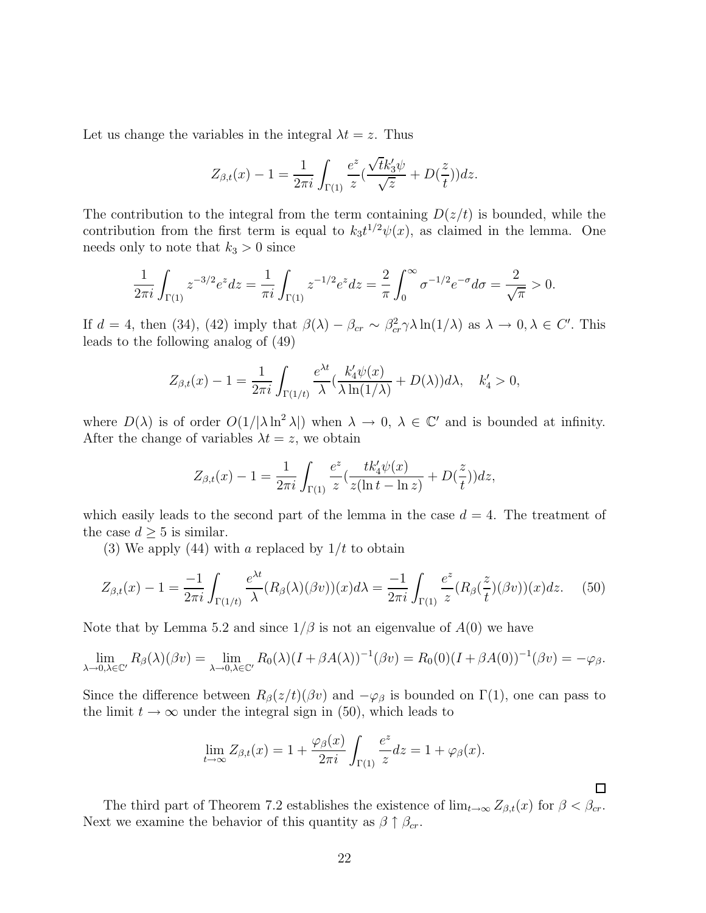Let us change the variables in the integral $\lambda t = z$. Thus

$$Z_{\beta,t}(x) - 1 = \frac{1}{2\pi i} \int_{\Gamma(1)} \frac{e^z}{z} \left( \frac{\sqrt{t} k_3' \psi}{\sqrt{z}} + D(\frac{z}{t}) \right) dz.$$

The contribution to the integral from the term containing $D(z/t)$ is bounded, while the contribution from the first term is equal to $k_3 t^{1/2} \psi(x)$, as claimed in the lemma. One needs only to note that $k_3 > 0$ since

$$\frac{1}{2\pi i} \int_{\Gamma(1)} z^{-3/2} e^z dz = \frac{1}{\pi i} \int_{\Gamma(1)} z^{-1/2} e^z dz = \frac{2}{\pi} \int_0^\infty \sigma^{-1/2} e^{-\sigma} d\sigma = \frac{2}{\sqrt{\pi}} > 0.$$

If $d = 4$, then (34), (42) imply that $\beta(\lambda) - \beta_{cr} \sim \beta_{cr}^2 \gamma \lambda \ln(1/\lambda)$ as $\lambda \to 0, \lambda \in C'$. This leads to the following analog of (49)

$$Z_{\beta,t}(x) - 1 = \frac{1}{2\pi i} \int_{\Gamma(1/t)} \frac{e^{\lambda t}}{\lambda} \left( \frac{k_4' \psi(x)}{\lambda \ln(1/\lambda)} + D(\lambda) \right) d\lambda, \quad k_4' > 0,$$

where $D(\lambda)$ is of order $O(1/|\lambda \ln^2 \lambda|)$ when $\lambda \to 0$, $\lambda \in \mathbb{C}'$ and is bounded at infinity. After the change of variables $\lambda t = z$, we obtain

$$Z_{\beta,t}(x) - 1 = \frac{1}{2\pi i} \int_{\Gamma(1)} \frac{e^z}{z} \left( \frac{t k_4' \psi(x)}{z(\ln t - \ln z)} + D(\frac{z}{t}) \right) dz,$$

which easily leads to the second part of the lemma in the case $d = 4$. The treatment of the case $d \geq 5$ is similar.

(3) We apply (44) with $a$ replaced by $1/t$ to obtain

$$Z_{\beta,t}(x) - 1 = \frac{-1}{2\pi i} \int_{\Gamma(1/t)} \frac{e^{\lambda t}}{\lambda} (R_\beta(\lambda)(\beta v))(x) d\lambda = \frac{-1}{2\pi i} \int_{\Gamma(1)} \frac{e^z}{z} (R_\beta(\frac{z}{t})(\beta v))(x) dz. \quad (50)$$

Note that by Lemma 5.2 and since $1/\beta$ is not an eigenvalue of $A(0)$ we have

$$\lim_{\lambda \to 0, \lambda \in \mathbb{C}'} R_\beta(\lambda)(\beta v) = \lim_{\lambda \to 0, \lambda \in \mathbb{C}'} R_0(\lambda)(I + \beta A(\lambda))^{-1}(\beta v) = R_0(0)(I + \beta A(0))^{-1}(\beta v) = -\varphi_\beta.$$

Since the difference between $R_\beta(z/t)(\beta v)$ and $-\varphi_\beta$ is bounded on $\Gamma(1)$, one can pass to the limit $t \to \infty$ under the integral sign in (50), which leads to

$$\lim_{t \to \infty} Z_{\beta,t}(x) = 1 + \frac{\varphi_\beta(x)}{2\pi i} \int_{\Gamma(1)} \frac{e^z}{z} dz = 1 + \varphi_\beta(x).$$

□

The third part of Theorem 7.2 establishes the existence of $\lim_{t \to \infty} Z_{\beta,t}(x)$ for $\beta < \beta_{cr}$. Next we examine the behavior of this quantity as $\beta \uparrow \beta_{cr}$.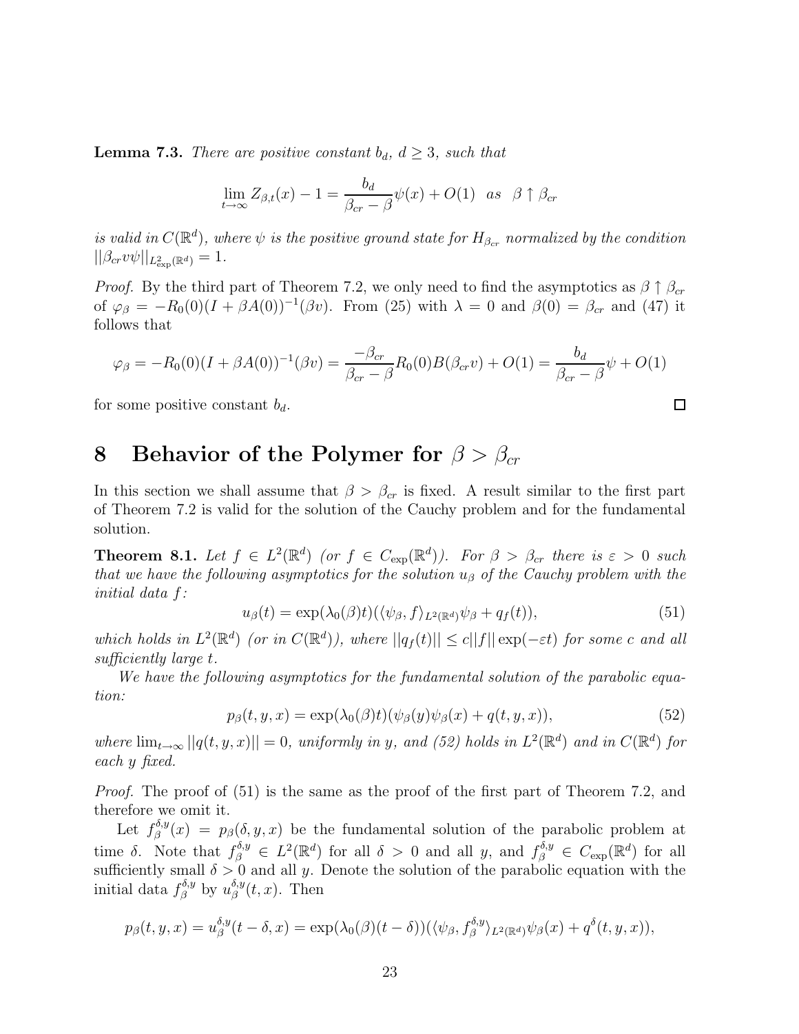**Lemma 7.3.** *There are positive constant $b_d$, $d \geq 3$, such that*

$$\lim_{t\to\infty} Z_{\beta,t}(x) - 1 = \frac{b_d}{\beta_{cr} - \beta}\psi(x) + O(1) \quad as \quad \beta \uparrow \beta_{cr}$$

*is valid in $C(\mathbb{R}^d)$, where $\psi$ is the positive ground state for $H_{\beta_{cr}}$ normalized by the condition $||\beta_{cr} v\psi||_{L^2_{\exp}(\mathbb{R}^d)} = 1$.*

*Proof.* By the third part of Theorem 7.2, we only need to find the asymptotics as $\beta \uparrow \beta_{cr}$ of $\varphi_\beta = -R_0(0)(I + \beta A(0))^{-1}(\beta v)$. From (25) with $\lambda = 0$ and $\beta(0) = \beta_{cr}$ and (47) it follows that

$$\varphi_\beta = -R_0(0)(I + \beta A(0))^{-1}(\beta v) = \frac{-\beta_{cr}}{\beta_{cr} - \beta} R_0(0) B(\beta_{cr} v) + O(1) = \frac{b_d}{\beta_{cr} - \beta}\psi + O(1)$$

for some positive constant $b_d$. □

# 8 Behavior of the Polymer for $\beta > \beta_{cr}$

In this section we shall assume that $\beta > \beta_{cr}$ is fixed. A result similar to the first part of Theorem 7.2 is valid for the solution of the Cauchy problem and for the fundamental solution.

**Theorem 8.1.** *Let $f \in L^2(\mathbb{R}^d)$ (or $f \in C_{\exp}(\mathbb{R}^d)$). For $\beta > \beta_{cr}$ there is $\varepsilon > 0$ such that we have the following asymptotics for the solution $u_\beta$ of the Cauchy problem with the initial data $f$:*

$$u_\beta(t) = \exp(\lambda_0(\beta)t)(\langle \psi_\beta, f\rangle_{L^2(\mathbb{R}^d)}\psi_\beta + q_f(t)), \tag{51}$$

*which holds in $L^2(\mathbb{R}^d)$ (or in $C(\mathbb{R}^d)$), where $||q_f(t)|| \leq c||f|| \exp(-\varepsilon t)$ for some $c$ and all sufficiently large $t$.*

*We have the following asymptotics for the fundamental solution of the parabolic equation:*

$$p_\beta(t, y, x) = \exp(\lambda_0(\beta)t)(\psi_\beta(y)\psi_\beta(x) + q(t, y, x)), \tag{52}$$

*where $\lim_{t\to\infty} ||q(t, y, x)|| = 0$, uniformly in $y$, and (52) holds in $L^2(\mathbb{R}^d)$ and in $C(\mathbb{R}^d)$ for each $y$ fixed.*

*Proof.* The proof of (51) is the same as the proof of the first part of Theorem 7.2, and therefore we omit it.

Let $f_\beta^{\delta,y}(x) = p_\beta(\delta, y, x)$ be the fundamental solution of the parabolic problem at time $\delta$. Note that $f_\beta^{\delta,y} \in L^2(\mathbb{R}^d)$ for all $\delta > 0$ and all $y$, and $f_\beta^{\delta,y} \in C_{\exp}(\mathbb{R}^d)$ for all sufficiently small $\delta > 0$ and all $y$. Denote the solution of the parabolic equation with the initial data $f_\beta^{\delta,y}$ by $u_\beta^{\delta,y}(t, x)$. Then

$$p_\beta(t, y, x) = u_\beta^{\delta,y}(t - \delta, x) = \exp(\lambda_0(\beta)(t - \delta))(\langle \psi_\beta, f_\beta^{\delta,y}\rangle_{L^2(\mathbb{R}^d)}\psi_\beta(x) + q^\delta(t, y, x)),$$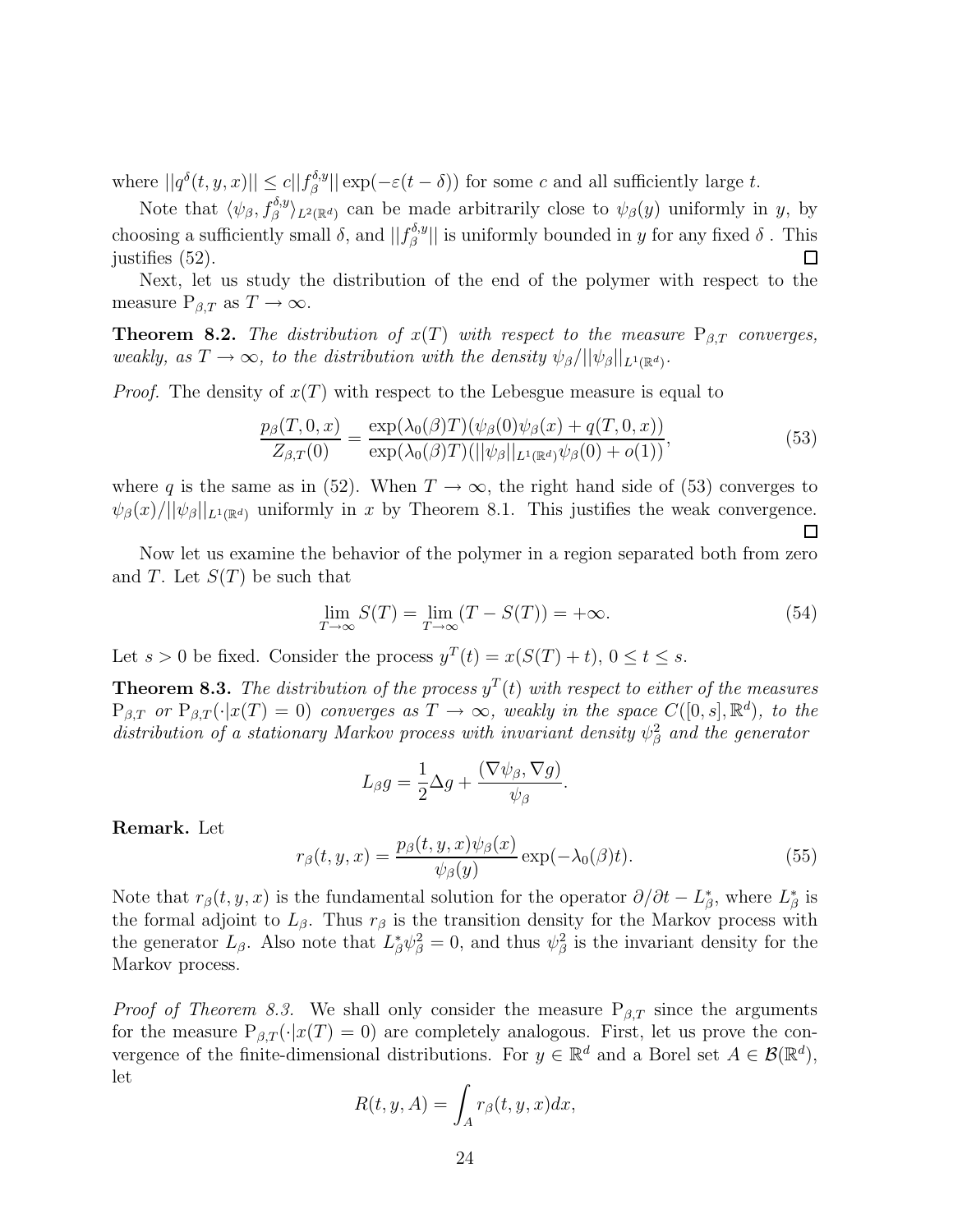where $||q^\delta(t,y,x)|| \leq c||f_\beta^{\delta,y}|| \exp(-\varepsilon(t-\delta))$ for some $c$ and all sufficiently large $t$.

Note that $\langle \psi_\beta, f_\beta^{\delta,y}\rangle_{L^2(\mathbb{R}^d)}$ can be made arbitrarily close to $\psi_\beta(y)$ uniformly in $y$, by choosing a sufficiently small $\delta$, and $||f_\beta^{\delta,y}||$ is uniformly bounded in $y$ for any fixed $\delta$. This justifies (52). $\square$

Next, let us study the distribution of the end of the polymer with respect to the measure $\mathrm{P}_{\beta,T}$ as $T \to \infty$.

**Theorem 8.2.** *The distribution of $x(T)$ with respect to the measure $\mathrm{P}_{\beta,T}$ converges, weakly, as $T \to \infty$, to the distribution with the density $\psi_\beta/||\psi_\beta||_{L^1(\mathbb{R}^d)}$.*

*Proof.* The density of $x(T)$ with respect to the Lebesgue measure is equal to

$$\frac{p_\beta(T,0,x)}{Z_{\beta,T}(0)} = \frac{\exp(\lambda_0(\beta)T)(\psi_\beta(0)\psi_\beta(x) + q(T,0,x))}{\exp(\lambda_0(\beta)T)(||\psi_\beta||_{L^1(\mathbb{R}^d)}\psi_\beta(0) + o(1))}, \tag{53}$$

where $q$ is the same as in (52). When $T \to \infty$, the right hand side of (53) converges to $\psi_\beta(x)/||\psi_\beta||_{L^1(\mathbb{R}^d)}$ uniformly in $x$ by Theorem 8.1. This justifies the weak convergence. $\square$

Now let us examine the behavior of the polymer in a region separated both from zero and $T$. Let $S(T)$ be such that

$$\lim_{T\to\infty} S(T) = \lim_{T\to\infty}(T - S(T)) = +\infty. \tag{54}$$

Let $s > 0$ be fixed. Consider the process $y^T(t) = x(S(T)+t)$, $0 \leq t \leq s$.

**Theorem 8.3.** *The distribution of the process $y^T(t)$ with respect to either of the measures $\mathrm{P}_{\beta,T}$ or $\mathrm{P}_{\beta,T}(\cdot|x(T)=0)$ converges as $T \to \infty$, weakly in the space $C([0,s],\mathbb{R}^d)$, to the distribution of a stationary Markov process with invariant density $\psi_\beta^2$ and the generator*

$$L_\beta g = \frac{1}{2}\Delta g + \frac{(\nabla\psi_\beta, \nabla g)}{\psi_\beta}.$$

**Remark.** Let

$$r_\beta(t,y,x) = \frac{p_\beta(t,y,x)\psi_\beta(x)}{\psi_\beta(y)}\exp(-\lambda_0(\beta)t). \tag{55}$$

Note that $r_\beta(t,y,x)$ is the fundamental solution for the operator $\partial/\partial t - L_\beta^*$, where $L_\beta^*$ is the formal adjoint to $L_\beta$. Thus $r_\beta$ is the transition density for the Markov process with the generator $L_\beta$. Also note that $L_\beta^*\psi_\beta^2 = 0$, and thus $\psi_\beta^2$ is the invariant density for the Markov process.

*Proof of Theorem 8.3.* We shall only consider the measure $\mathrm{P}_{\beta,T}$ since the arguments for the measure $\mathrm{P}_{\beta,T}(\cdot|x(T)=0)$ are completely analogous. First, let us prove the convergence of the finite-dimensional distributions. For $y \in \mathbb{R}^d$ and a Borel set $A \in \mathcal{B}(\mathbb{R}^d)$, let

$$R(t,y,A) = \int_A r_\beta(t,y,x)dx,$$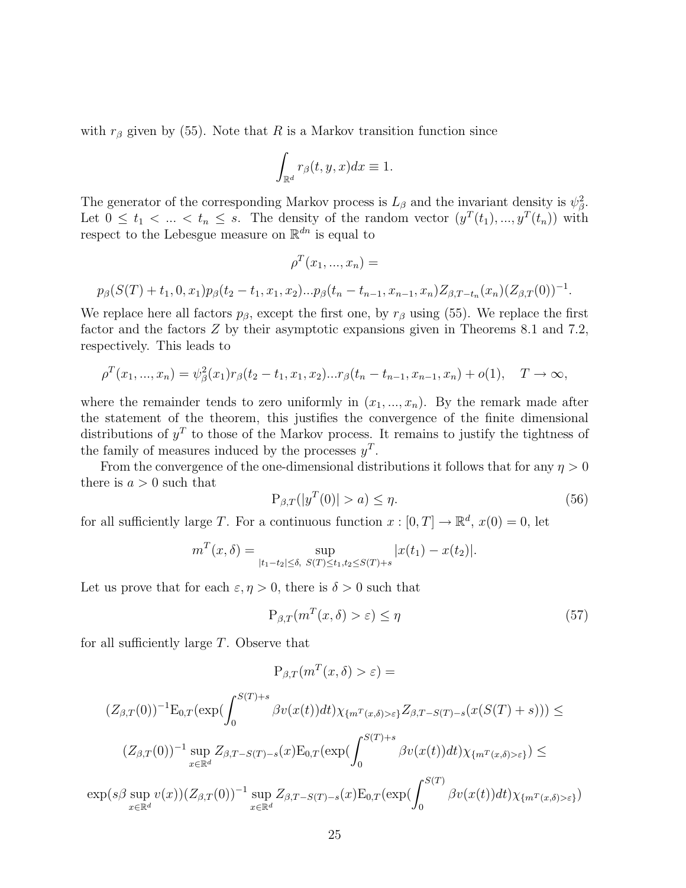with $r_\beta$ given by (55). Note that $R$ is a Markov transition function since

$$\int_{\mathbb{R}^d} r_\beta(t,y,x)dx \equiv 1.$$

The generator of the corresponding Markov process is $L_\beta$ and the invariant density is $\psi_\beta^2$. Let $0 \le t_1 < ... < t_n \le s$. The density of the random vector $(y^T(t_1),...,y^T(t_n))$ with respect to the Lebesgue measure on $\mathbb{R}^{dn}$ is equal to

$$\rho^T(x_1,...,x_n) =$$

$$p_\beta(S(T)+t_1,0,x_1)p_\beta(t_2-t_1,x_1,x_2)...p_\beta(t_n-t_{n-1},x_{n-1},x_n)Z_{\beta,T-t_n}(x_n)(Z_{\beta,T}(0))^{-1}.$$

We replace here all factors $p_\beta$, except the first one, by $r_\beta$ using (55). We replace the first factor and the factors $Z$ by their asymptotic expansions given in Theorems 8.1 and 7.2, respectively. This leads to

$$\rho^T(x_1,...,x_n) = \psi_\beta^2(x_1)r_\beta(t_2-t_1,x_1,x_2)...r_\beta(t_n-t_{n-1},x_{n-1},x_n) + o(1), \quad T \to \infty,$$

where the remainder tends to zero uniformly in $(x_1,...,x_n)$. By the remark made after the statement of the theorem, this justifies the convergence of the finite dimensional distributions of $y^T$ to those of the Markov process. It remains to justify the tightness of the family of measures induced by the processes $y^T$.

From the convergence of the one-dimensional distributions it follows that for any $\eta > 0$ there is $a > 0$ such that

$$\mathrm{P}_{\beta,T}(|y^T(0)| > a) \le \eta. \tag{56}$$

for all sufficiently large $T$. For a continuous function $x : [0,T] \to \mathbb{R}^d$, $x(0) = 0$, let

$$m^T(x,\delta) = \sup_{|t_1-t_2|\le\delta,\ S(T)\le t_1,t_2\le S(T)+s} |x(t_1) - x(t_2)|.$$

Let us prove that for each $\varepsilon, \eta > 0$, there is $\delta > 0$ such that

$$\mathrm{P}_{\beta,T}(m^T(x,\delta) > \varepsilon) \le \eta \tag{57}$$

for all sufficiently large $T$. Observe that

$$\mathrm{P}_{\beta,T}(m^T(x,\delta) > \varepsilon) =$$

$$(Z_{\beta,T}(0))^{-1}\mathrm{E}_{0,T}(\exp(\int_0^{S(T)+s} \beta v(x(t))dt)\chi_{\{m^T(x,\delta)>\varepsilon\}} Z_{\beta,T-S(T)-s}(x(S(T)+s))) \le$$

$$(Z_{\beta,T}(0))^{-1} \sup_{x\in\mathbb{R}^d} Z_{\beta,T-S(T)-s}(x)\mathrm{E}_{0,T}(\exp(\int_0^{S(T)+s} \beta v(x(t))dt)\chi_{\{m^T(x,\delta)>\varepsilon\}}) \le$$

$$\exp(s\beta \sup_{x\in\mathbb{R}^d} v(x))(Z_{\beta,T}(0))^{-1} \sup_{x\in\mathbb{R}^d} Z_{\beta,T-S(T)-s}(x)\mathrm{E}_{0,T}(\exp(\int_0^{S(T)} \beta v(x(t))dt)\chi_{\{m^T(x,\delta)>\varepsilon\}})$$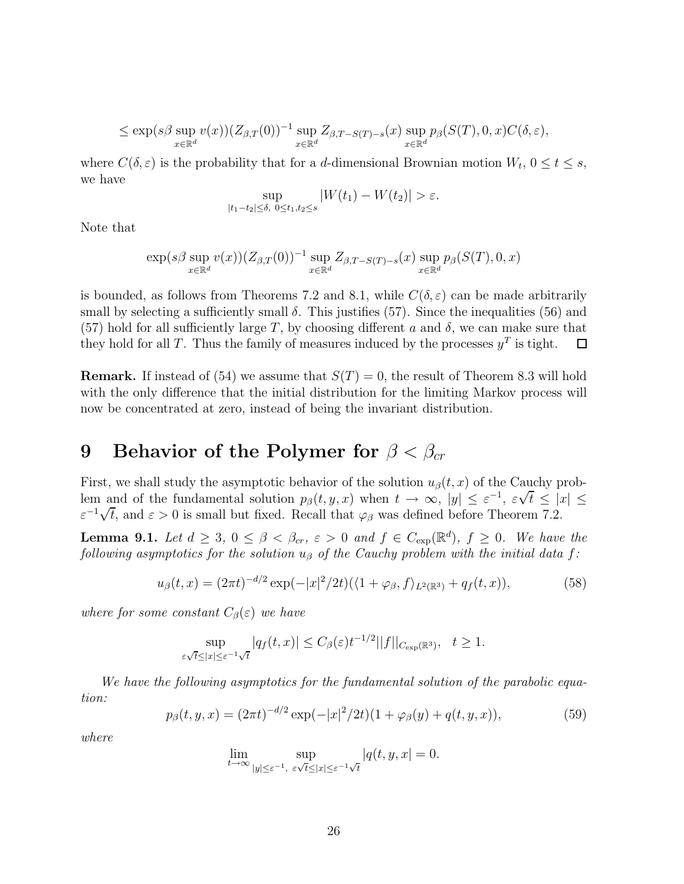$$\leq \exp(s\beta \sup_{x\in\mathbb{R}^d} v(x))(Z_{\beta,T}(0))^{-1} \sup_{x\in\mathbb{R}^d} Z_{\beta,T-S(T)-s}(x) \sup_{x\in\mathbb{R}^d} p_\beta(S(T),0,x) C(\delta,\varepsilon),$$

where $C(\delta,\varepsilon)$ is the probability that for a $d$-dimensional Brownian motion $W_t$, $0 \leq t \leq s$, we have

$$\sup_{|t_1-t_2|\leq\delta,\ 0\leq t_1,t_2\leq s} |W(t_1) - W(t_2)| > \varepsilon.$$

Note that

$$\exp(s\beta \sup_{x\in\mathbb{R}^d} v(x))(Z_{\beta,T}(0))^{-1} \sup_{x\in\mathbb{R}^d} Z_{\beta,T-S(T)-s}(x) \sup_{x\in\mathbb{R}^d} p_\beta(S(T),0,x)$$

is bounded, as follows from Theorems 7.2 and 8.1, while $C(\delta,\varepsilon)$ can be made arbitrarily small by selecting a sufficiently small $\delta$. This justifies (57). Since the inequalities (56) and (57) hold for all sufficiently large $T$, by choosing different $a$ and $\delta$, we can make sure that they hold for all $T$. Thus the family of measures induced by the processes $y^T$ is tight. $\square$

**Remark.** If instead of (54) we assume that $S(T) = 0$, the result of Theorem 8.3 will hold with the only difference that the initial distribution for the limiting Markov process will now be concentrated at zero, instead of being the invariant distribution.

# 9 Behavior of the Polymer for $\beta < \beta_{cr}$

First, we shall study the asymptotic behavior of the solution $u_\beta(t,x)$ of the Cauchy problem and of the fundamental solution $p_\beta(t,y,x)$ when $t \to \infty$, $|y| \leq \varepsilon^{-1}$, $\varepsilon\sqrt{t} \leq |x| \leq \varepsilon^{-1}\sqrt{t}$, and $\varepsilon > 0$ is small but fixed. Recall that $\varphi_\beta$ was defined before Theorem 7.2.

**Lemma 9.1.** *Let $d \geq 3$, $0 \leq \beta < \beta_{cr}$, $\varepsilon > 0$ and $f \in C_{\exp}(\mathbb{R}^d)$, $f \geq 0$. We have the following asymptotics for the solution $u_\beta$ of the Cauchy problem with the initial data $f$:*

$$u_\beta(t,x) = (2\pi t)^{-d/2} \exp(-|x|^2/2t)(\langle 1 + \varphi_\beta, f\rangle_{L^2(\mathbb{R}^3)} + q_f(t,x)), \tag{58}$$

*where for some constant $C_\beta(\varepsilon)$ we have*

$$\sup_{\varepsilon\sqrt{t}\leq|x|\leq\varepsilon^{-1}\sqrt{t}} |q_f(t,x)| \leq C_\beta(\varepsilon) t^{-1/2} ||f||_{C_{\exp}(\mathbb{R}^3)}, \quad t \geq 1.$$

*We have the following asymptotics for the fundamental solution of the parabolic equation:*

$$p_\beta(t,y,x) = (2\pi t)^{-d/2} \exp(-|x|^2/2t)(1 + \varphi_\beta(y) + q(t,y,x)), \tag{59}$$

*where*

$$\lim_{t\to\infty} \sup_{|y|\leq\varepsilon^{-1},\ \varepsilon\sqrt{t}\leq|x|\leq\varepsilon^{-1}\sqrt{t}} |q(t,y,x| = 0.$$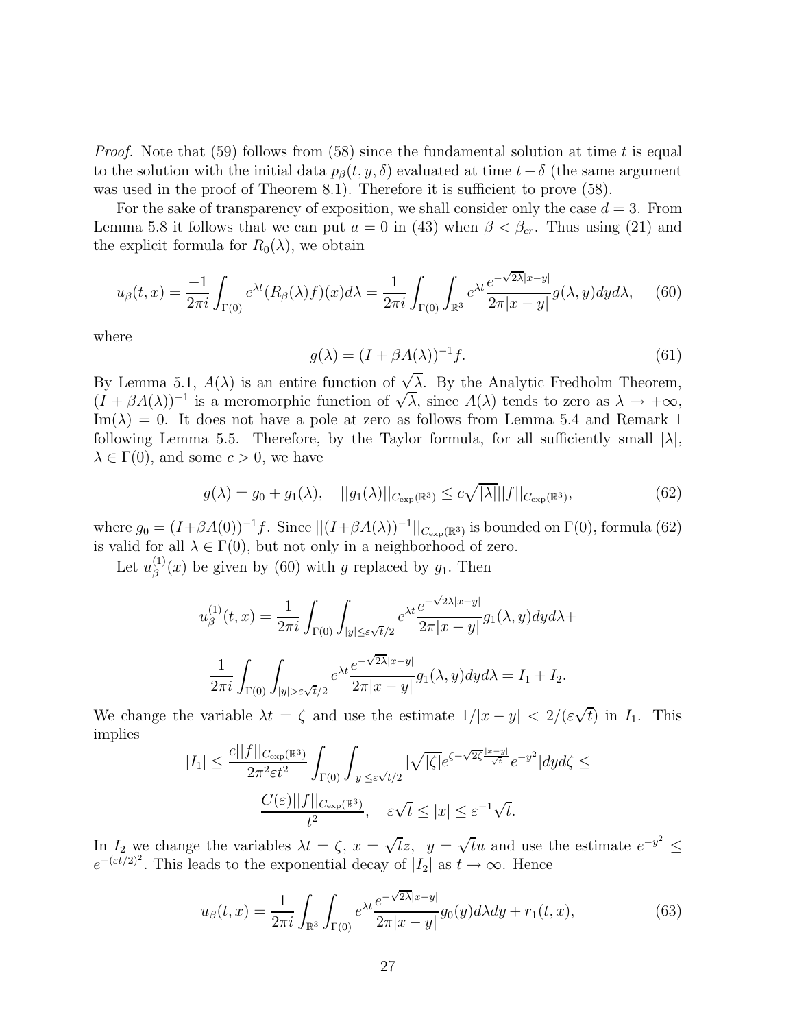*Proof.* Note that (59) follows from (58) since the fundamental solution at time $t$ is equal to the solution with the initial data $p_\beta(t, y, \delta)$ evaluated at time $t - \delta$ (the same argument was used in the proof of Theorem 8.1). Therefore it is sufficient to prove (58).

For the sake of transparency of exposition, we shall consider only the case $d = 3$. From Lemma 5.8 it follows that we can put $a = 0$ in (43) when $\beta < \beta_{cr}$. Thus using (21) and the explicit formula for $R_0(\lambda)$, we obtain

$$u_\beta(t,x) = \frac{-1}{2\pi i}\int_{\Gamma(0)} e^{\lambda t}(R_\beta(\lambda)f)(x)d\lambda = \frac{1}{2\pi i}\int_{\Gamma(0)}\int_{\mathbb{R}^3} e^{\lambda t}\frac{e^{-\sqrt{2\lambda}|x-y|}}{2\pi|x-y|}g(\lambda,y)dyd\lambda, \tag{60}$$

where

$$g(\lambda) = (I + \beta A(\lambda))^{-1}f. \tag{61}$$

By Lemma 5.1, $A(\lambda)$ is an entire function of $\sqrt{\lambda}$. By the Analytic Fredholm Theorem, $(I + \beta A(\lambda))^{-1}$ is a meromorphic function of $\sqrt{\lambda}$, since $A(\lambda)$ tends to zero as $\lambda \to +\infty$, $\mathrm{Im}(\lambda) = 0$. It does not have a pole at zero as follows from Lemma 5.4 and Remark 1 following Lemma 5.5. Therefore, by the Taylor formula, for all sufficiently small $|\lambda|$, $\lambda \in \Gamma(0)$, and some $c > 0$, we have

$$g(\lambda) = g_0 + g_1(\lambda), \quad ||g_1(\lambda)||_{C_{\exp}(\mathbb{R}^3)} \le c\sqrt{|\lambda|}||f||_{C_{\exp}(\mathbb{R}^3)}, \tag{62}$$

where $g_0 = (I+\beta A(0))^{-1}f$. Since $||(I+\beta A(\lambda))^{-1}||_{C_{\exp}(\mathbb{R}^3)}$ is bounded on $\Gamma(0)$, formula (62) is valid for all $\lambda \in \Gamma(0)$, but not only in a neighborhood of zero.

Let $u_\beta^{(1)}(x)$ be given by (60) with $g$ replaced by $g_1$. Then

$$u_\beta^{(1)}(t,x) = \frac{1}{2\pi i}\int_{\Gamma(0)}\int_{|y|\le\varepsilon\sqrt{t}/2} e^{\lambda t}\frac{e^{-\sqrt{2\lambda}|x-y|}}{2\pi|x-y|}g_1(\lambda,y)dyd\lambda +$$

$$\frac{1}{2\pi i}\int_{\Gamma(0)}\int_{|y|>\varepsilon\sqrt{t}/2} e^{\lambda t}\frac{e^{-\sqrt{2\lambda}|x-y|}}{2\pi|x-y|}g_1(\lambda,y)dyd\lambda = I_1 + I_2.$$

We change the variable $\lambda t = \zeta$ and use the estimate $1/|x-y| < 2/(\varepsilon\sqrt{t})$ in $I_1$. This implies

$$|I_1| \le \frac{c||f||_{C_{\exp}(\mathbb{R}^3)}}{2\pi^2\varepsilon t^2}\int_{\Gamma(0)}\int_{|y|\le\varepsilon\sqrt{t}/2}|\sqrt{|\zeta|}e^{\zeta-\sqrt{2\zeta}\frac{|x-y|}{\sqrt{t}}}e^{-y^2}|dyd\zeta \le$$

$$\frac{C(\varepsilon)||f||_{C_{\exp}(\mathbb{R}^3)}}{t^2}, \quad \varepsilon\sqrt{t} \le |x| \le \varepsilon^{-1}\sqrt{t}.$$

In $I_2$ we change the variables $\lambda t = \zeta$, $x = \sqrt{t}z$, $y = \sqrt{t}u$ and use the estimate $e^{-y^2} \le e^{-(\varepsilon t/2)^2}$. This leads to the exponential decay of $|I_2|$ as $t \to \infty$. Hence

$$u_\beta(t,x) = \frac{1}{2\pi i}\int_{\mathbb{R}^3}\int_{\Gamma(0)} e^{\lambda t}\frac{e^{-\sqrt{2\lambda}|x-y|}}{2\pi|x-y|}g_0(y)d\lambda dy + r_1(t,x), \tag{63}$$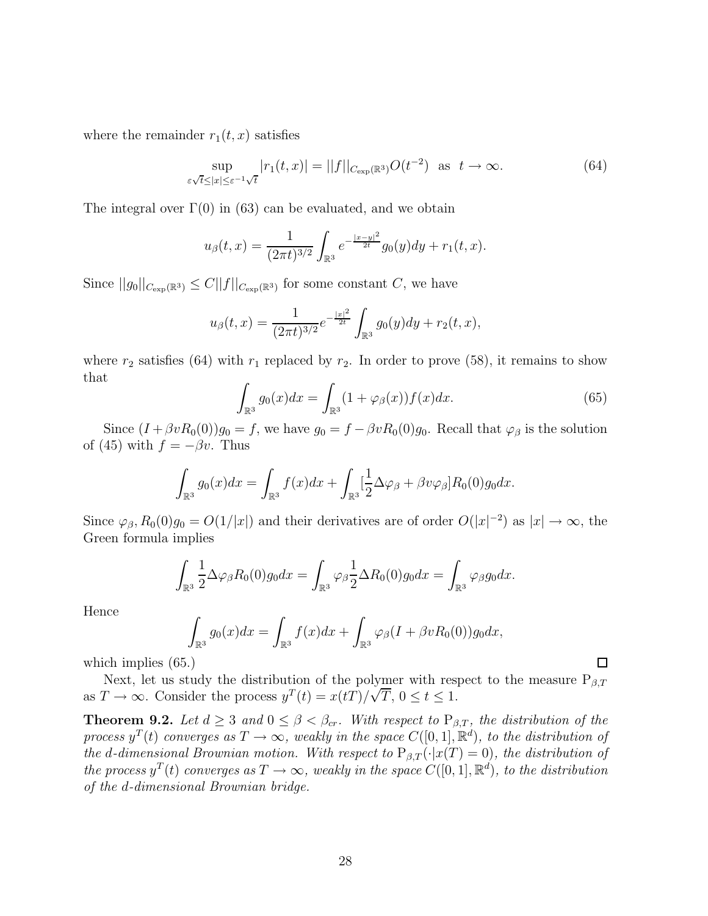where the remainder $r_1(t,x)$ satisfies

$$\sup_{\varepsilon\sqrt{t}\le|x|\le\varepsilon^{-1}\sqrt{t}} |r_1(t,x)| = ||f||_{C_{\exp}(\mathbb{R}^3)} O(t^{-2}) \ \text{ as } \ t\to\infty. \tag{64}$$

The integral over $\Gamma(0)$ in (63) can be evaluated, and we obtain

$$u_\beta(t,x) = \frac{1}{(2\pi t)^{3/2}} \int_{\mathbb{R}^3} e^{-\frac{|x-y|^2}{2t}} g_0(y)dy + r_1(t,x).$$

Since $||g_0||_{C_{\exp}(\mathbb{R}^3)} \le C||f||_{C_{\exp}(\mathbb{R}^3)}$ for some constant $C$, we have

$$u_\beta(t,x) = \frac{1}{(2\pi t)^{3/2}} e^{-\frac{|x|^2}{2t}} \int_{\mathbb{R}^3} g_0(y)dy + r_2(t,x),$$

where $r_2$ satisfies (64) with $r_1$ replaced by $r_2$. In order to prove (58), it remains to show that

$$\int_{\mathbb{R}^3} g_0(x)dx = \int_{\mathbb{R}^3} (1+\varphi_\beta(x))f(x)dx. \tag{65}$$

Since $(I+\beta v R_0(0))g_0 = f$, we have $g_0 = f - \beta v R_0(0) g_0$. Recall that $\varphi_\beta$ is the solution of (45) with $f = -\beta v$. Thus

$$\int_{\mathbb{R}^3} g_0(x)dx = \int_{\mathbb{R}^3} f(x)dx + \int_{\mathbb{R}^3} [\frac{1}{2}\Delta\varphi_\beta + \beta v \varphi_\beta] R_0(0) g_0 dx.$$

Since $\varphi_\beta, R_0(0)g_0 = O(1/|x|)$ and their derivatives are of order $O(|x|^{-2})$ as $|x|\to\infty$, the Green formula implies

$$\int_{\mathbb{R}^3} \frac{1}{2}\Delta\varphi_\beta R_0(0) g_0 dx = \int_{\mathbb{R}^3} \varphi_\beta \frac{1}{2}\Delta R_0(0) g_0 dx = \int_{\mathbb{R}^3} \varphi_\beta g_0 dx.$$

Hence

$$\int_{\mathbb{R}^3} g_0(x)dx = \int_{\mathbb{R}^3} f(x)dx + \int_{\mathbb{R}^3} \varphi_\beta (I+\beta v R_0(0)) g_0 dx,$$

which implies (65.) $\square$

Next, let us study the distribution of the polymer with respect to the measure $\mathrm{P}_{\beta,T}$ as $T\to\infty$. Consider the process $y^T(t) = x(tT)/\sqrt{T}$, $0\le t\le 1$.

**Theorem 9.2.** *Let $d\ge 3$ and $0\le\beta<\beta_{cr}$. With respect to $\mathrm{P}_{\beta,T}$, the distribution of the process $y^T(t)$ converges as $T\to\infty$, weakly in the space $C([0,1],\mathbb{R}^d)$, to the distribution of the d-dimensional Brownian motion. With respect to $\mathrm{P}_{\beta,T}(\cdot|x(T)=0)$, the distribution of the process $y^T(t)$ converges as $T\to\infty$, weakly in the space $C([0,1],\mathbb{R}^d)$, to the distribution of the d-dimensional Brownian bridge.*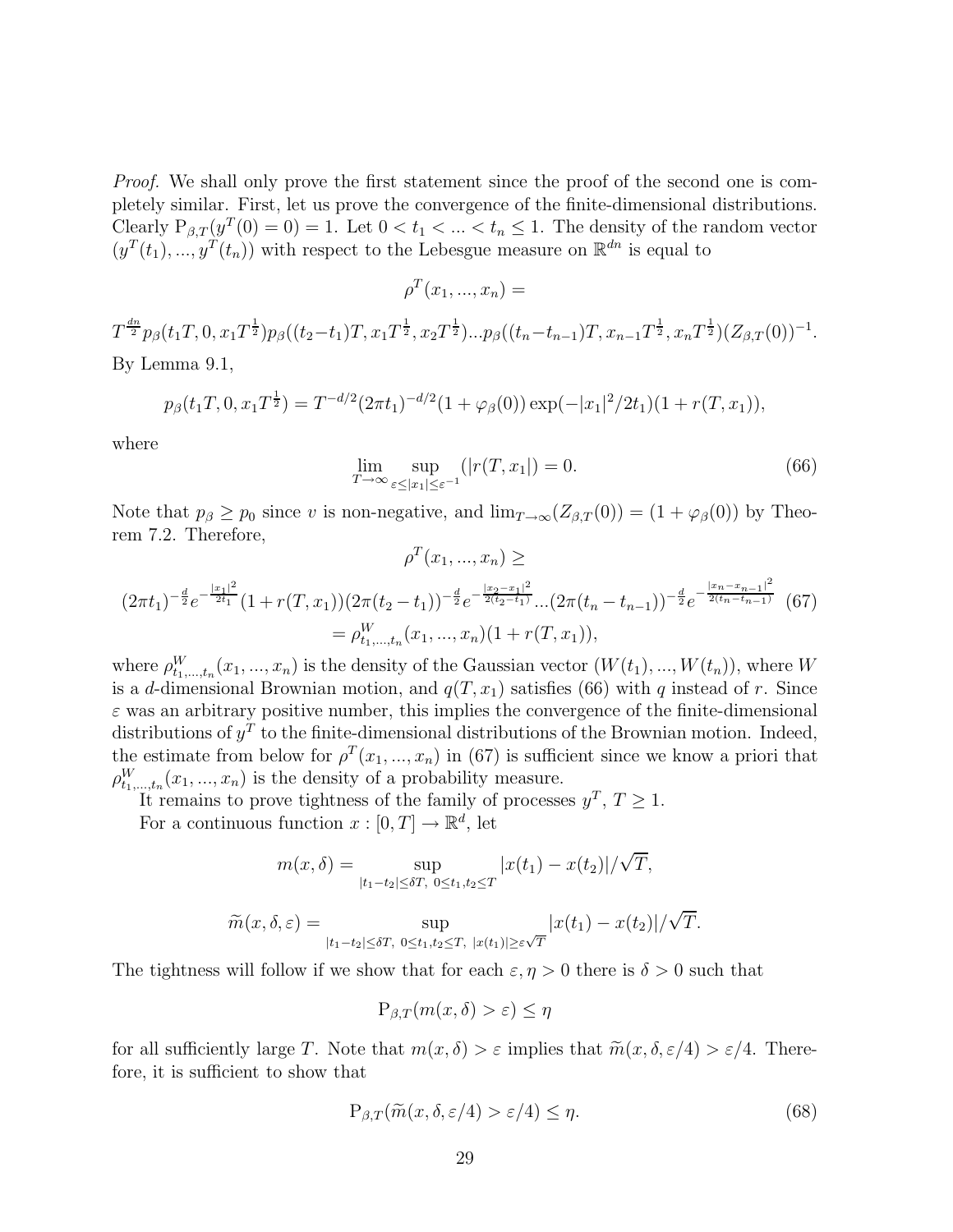*Proof.* We shall only prove the first statement since the proof of the second one is completely similar. First, let us prove the convergence of the finite-dimensional distributions. Clearly $\mathrm{P}_{\beta,T}(y^T(0)=0)=1$. Let $0<t_1<\ldots<t_n\leq 1$. The density of the random vector $(y^T(t_1),\ldots,y^T(t_n))$ with respect to the Lebesgue measure on $\mathbb{R}^{dn}$ is equal to

$$\rho^T(x_1,\ldots,x_n)=$$

$$T^{\frac{dn}{2}}p_\beta(t_1T,0,x_1T^{\frac{1}{2}})p_\beta((t_2-t_1)T,x_1T^{\frac{1}{2}},x_2T^{\frac{1}{2}})\ldots p_\beta((t_n-t_{n-1})T,x_{n-1}T^{\frac{1}{2}},x_nT^{\frac{1}{2}})(Z_{\beta,T}(0))^{-1}.$$

By Lemma 9.1,

$$p_\beta(t_1T,0,x_1T^{\frac{1}{2}})=T^{-d/2}(2\pi t_1)^{-d/2}(1+\varphi_\beta(0))\exp(-|x_1|^2/2t_1)(1+r(T,x_1)),$$

where

$$\lim_{T\to\infty}\sup_{\varepsilon\leq|x_1|\leq\varepsilon^{-1}}(|r(T,x_1|)=0. \tag{66}$$

Note that $p_\beta\geq p_0$ since $v$ is non-negative, and $\lim_{T\to\infty}(Z_{\beta,T}(0))=(1+\varphi_\beta(0))$ by Theorem 7.2. Therefore,

$$\rho^T(x_1,\ldots,x_n)\geq$$

$$(2\pi t_1)^{-\frac{d}{2}}e^{-\frac{|x_1|^2}{2t_1}}(1+r(T,x_1))(2\pi(t_2-t_1))^{-\frac{d}{2}}e^{-\frac{|x_2-x_1|^2}{2(t_2-t_1)}}\ldots(2\pi(t_n-t_{n-1}))^{-\frac{d}{2}}e^{-\frac{|x_n-x_{n-1}|^2}{2(t_n-t_{n-1})}} \tag{67}$$
$$=\rho^W_{t_1,\ldots,t_n}(x_1,\ldots,x_n)(1+r(T,x_1)),$$

where $\rho^W_{t_1,\ldots,t_n}(x_1,\ldots,x_n)$ is the density of the Gaussian vector $(W(t_1),\ldots,W(t_n))$, where $W$ is a $d$-dimensional Brownian motion, and $q(T,x_1)$ satisfies (66) with $q$ instead of $r$. Since $\varepsilon$ was an arbitrary positive number, this implies the convergence of the finite-dimensional distributions of $y^T$ to the finite-dimensional distributions of the Brownian motion. Indeed, the estimate from below for $\rho^T(x_1,\ldots,x_n)$ in (67) is sufficient since we know a priori that $\rho^W_{t_1,\ldots,t_n}(x_1,\ldots,x_n)$ is the density of a probability measure.

It remains to prove tightness of the family of processes $y^T$, $T\geq 1$.

For a continuous function $x:[0,T]\to\mathbb{R}^d$, let

$$m(x,\delta)=\sup_{|t_1-t_2|\leq\delta T,\ 0\leq t_1,t_2\leq T}|x(t_1)-x(t_2)|/\sqrt{T},$$

$$\widetilde{m}(x,\delta,\varepsilon)=\sup_{|t_1-t_2|\leq\delta T,\ 0\leq t_1,t_2\leq T,\ |x(t_1)|\geq\varepsilon\sqrt{T}}|x(t_1)-x(t_2)|/\sqrt{T}.$$

The tightness will follow if we show that for each $\varepsilon,\eta>0$ there is $\delta>0$ such that

$$\mathrm{P}_{\beta,T}(m(x,\delta)>\varepsilon)\leq\eta$$

for all sufficiently large $T$. Note that $m(x,\delta)>\varepsilon$ implies that $\widetilde{m}(x,\delta,\varepsilon/4)>\varepsilon/4$. Therefore, it is sufficient to show that

$$\mathrm{P}_{\beta,T}(\widetilde{m}(x,\delta,\varepsilon/4)>\varepsilon/4)\leq\eta. \tag{68}$$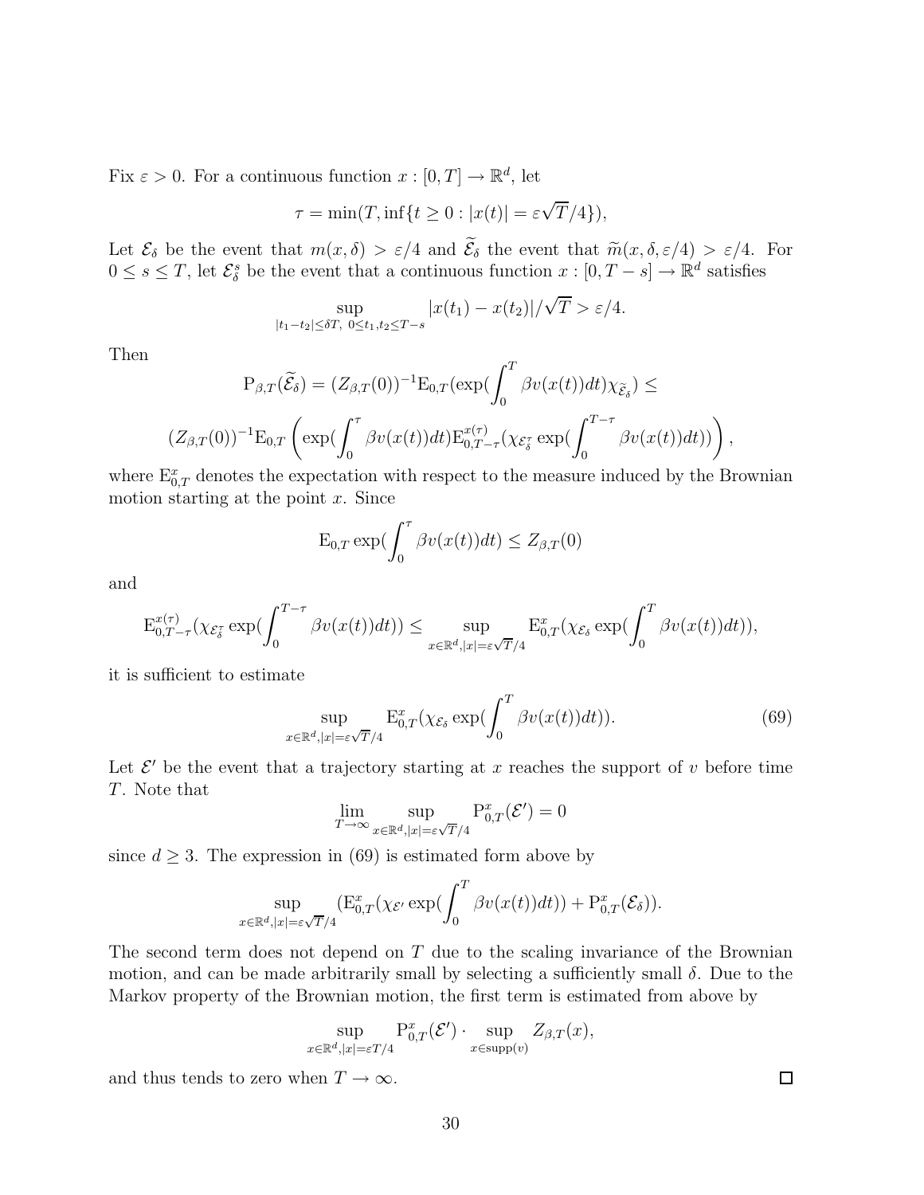Fix $\varepsilon > 0$. For a continuous function $x : [0, T] \to \mathbb{R}^d$, let

$$\tau = \min(T, \inf\{t \geq 0 : |x(t)| = \varepsilon\sqrt{T}/4\}),$$

Let $\mathcal{E}_\delta$ be the event that $m(x, \delta) > \varepsilon/4$ and $\widetilde{\mathcal{E}}_\delta$ the event that $\widetilde{m}(x, \delta, \varepsilon/4) > \varepsilon/4$. For $0 \leq s \leq T$, let $\mathcal{E}_\delta^s$ be the event that a continuous function $x : [0, T-s] \to \mathbb{R}^d$ satisfies

$$\sup_{|t_1 - t_2| \leq \delta T,\ 0 \leq t_1, t_2 \leq T-s} |x(t_1) - x(t_2)|/\sqrt{T} > \varepsilon/4.$$

Then

$$\mathrm{P}_{\beta,T}(\widetilde{\mathcal{E}}_\delta) = (Z_{\beta,T}(0))^{-1}\mathrm{E}_{0,T}(\exp(\int_0^T \beta v(x(t))dt)\chi_{\widetilde{\mathcal{E}}_\delta}) \leq$$

$$(Z_{\beta,T}(0))^{-1}\mathrm{E}_{0,T}\left(\exp(\int_0^\tau \beta v(x(t))dt)\mathrm{E}_{0,T-\tau}^{x(\tau)}(\chi_{\mathcal{E}_\delta^\tau}\exp(\int_0^{T-\tau}\beta v(x(t))dt))\right),$$

where $\mathrm{E}_{0,T}^x$ denotes the expectation with respect to the measure induced by the Brownian motion starting at the point $x$. Since

$$\mathrm{E}_{0,T}\exp(\int_0^\tau \beta v(x(t))dt) \leq Z_{\beta,T}(0)$$

and

$$\mathrm{E}_{0,T-\tau}^{x(\tau)}(\chi_{\mathcal{E}_\delta^\tau}\exp(\int_0^{T-\tau}\beta v(x(t))dt)) \leq \sup_{x\in\mathbb{R}^d, |x| = \varepsilon\sqrt{T}/4} \mathrm{E}_{0,T}^x(\chi_{\mathcal{E}_\delta}\exp(\int_0^T \beta v(x(t))dt)),$$

it is sufficient to estimate

$$\sup_{x\in\mathbb{R}^d, |x| = \varepsilon\sqrt{T}/4} \mathrm{E}_{0,T}^x(\chi_{\mathcal{E}_\delta}\exp(\int_0^T \beta v(x(t))dt)). \tag{69}$$

Let $\mathcal{E}'$ be the event that a trajectory starting at $x$ reaches the support of $v$ before time $T$. Note that

$$\lim_{T\to\infty}\sup_{x\in\mathbb{R}^d, |x| = \varepsilon\sqrt{T}/4} \mathrm{P}_{0,T}^x(\mathcal{E}') = 0$$

since $d \geq 3$. The expression in (69) is estimated form above by

$$\sup_{x\in\mathbb{R}^d, |x| = \varepsilon\sqrt{T}/4} (\mathrm{E}_{0,T}^x(\chi_{\mathcal{E}'}\exp(\int_0^T \beta v(x(t))dt)) + \mathrm{P}_{0,T}^x(\mathcal{E}_\delta)).$$

The second term does not depend on $T$ due to the scaling invariance of the Brownian motion, and can be made arbitrarily small by selecting a sufficiently small $\delta$. Due to the Markov property of the Brownian motion, the first term is estimated from above by

$$\sup_{x\in\mathbb{R}^d, |x| = \varepsilon T/4} \mathrm{P}_{0,T}^x(\mathcal{E}') \cdot \sup_{x\in\mathrm{supp}(v)} Z_{\beta,T}(x),$$

and thus tends to zero when $T \to \infty$. $\square$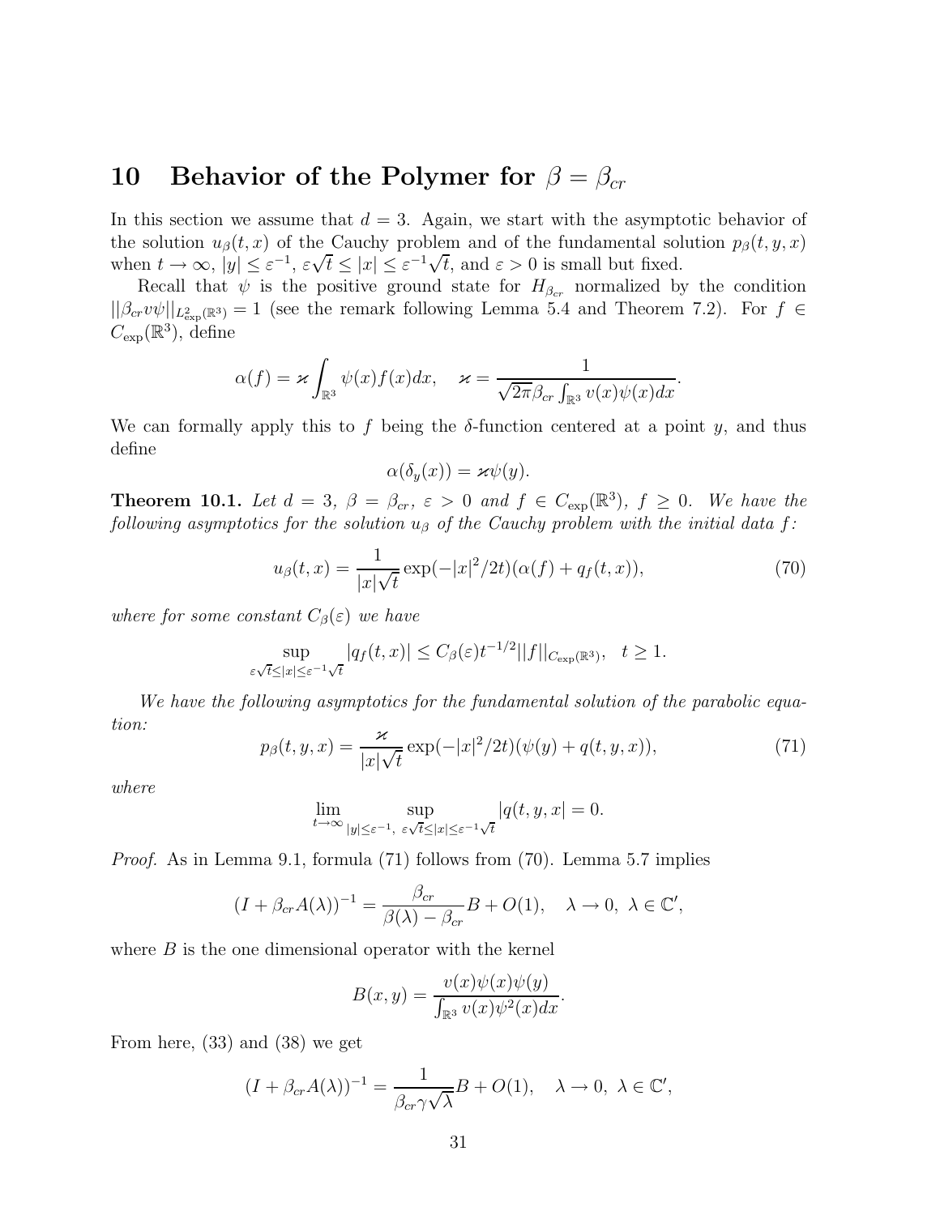# 10 Behavior of the Polymer for $\beta = \beta_{cr}$

In this section we assume that $d = 3$. Again, we start with the asymptotic behavior of the solution $u_\beta(t,x)$ of the Cauchy problem and of the fundamental solution $p_\beta(t,y,x)$ when $t \to \infty$, $|y| \le \varepsilon^{-1}$, $\varepsilon\sqrt{t} \le |x| \le \varepsilon^{-1}\sqrt{t}$, and $\varepsilon > 0$ is small but fixed.

Recall that $\psi$ is the positive ground state for $H_{\beta_{cr}}$ normalized by the condition $||\beta_{cr} v\psi||_{L^2_{\exp}(\mathbb{R}^3)} = 1$ (see the remark following Lemma 5.4 and Theorem 7.2). For $f \in C_{\exp}(\mathbb{R}^3)$, define

$$\alpha(f) = \varkappa \int_{\mathbb{R}^3} \psi(x) f(x) dx, \quad \varkappa = \frac{1}{\sqrt{2\pi}\beta_{cr}\int_{\mathbb{R}^3} v(x)\psi(x)dx}.$$

We can formally apply this to $f$ being the $\delta$-function centered at a point $y$, and thus define

$$\alpha(\delta_y(x)) = \varkappa\psi(y).$$

**Theorem 10.1.** *Let $d = 3$, $\beta = \beta_{cr}$, $\varepsilon > 0$ and $f \in C_{\exp}(\mathbb{R}^3)$, $f \ge 0$. We have the following asymptotics for the solution $u_\beta$ of the Cauchy problem with the initial data $f$:*

$$u_\beta(t,x) = \frac{1}{|x|\sqrt{t}} \exp(-|x|^2/2t)(\alpha(f) + q_f(t,x)), \tag{70}$$

*where for some constant $C_\beta(\varepsilon)$ we have*

$$\sup_{\varepsilon\sqrt{t} \le |x| \le \varepsilon^{-1}\sqrt{t}} |q_f(t,x)| \le C_\beta(\varepsilon) t^{-1/2} ||f||_{C_{\exp}(\mathbb{R}^3)}, \quad t \ge 1.$$

*We have the following asymptotics for the fundamental solution of the parabolic equation:*

$$p_\beta(t,y,x) = \frac{\varkappa}{|x|\sqrt{t}} \exp(-|x|^2/2t)(\psi(y) + q(t,y,x)), \tag{71}$$

*where*

$$\lim_{t\to\infty} \sup_{|y| \le \varepsilon^{-1},\ \varepsilon\sqrt{t} \le |x| \le \varepsilon^{-1}\sqrt{t}} |q(t,y,x| = 0.$$

*Proof.* As in Lemma 9.1, formula (71) follows from (70). Lemma 5.7 implies

$$(I + \beta_{cr}A(\lambda))^{-1} = \frac{\beta_{cr}}{\beta(\lambda) - \beta_{cr}} B + O(1), \quad \lambda \to 0,\ \lambda \in \mathbb{C}',$$

where $B$ is the one dimensional operator with the kernel

$$B(x,y) = \frac{v(x)\psi(x)\psi(y)}{\int_{\mathbb{R}^3} v(x)\psi^2(x)dx}.$$

From here, (33) and (38) we get

$$(I + \beta_{cr}A(\lambda))^{-1} = \frac{1}{\beta_{cr}\gamma\sqrt{\lambda}} B + O(1), \quad \lambda \to 0,\ \lambda \in \mathbb{C}',$$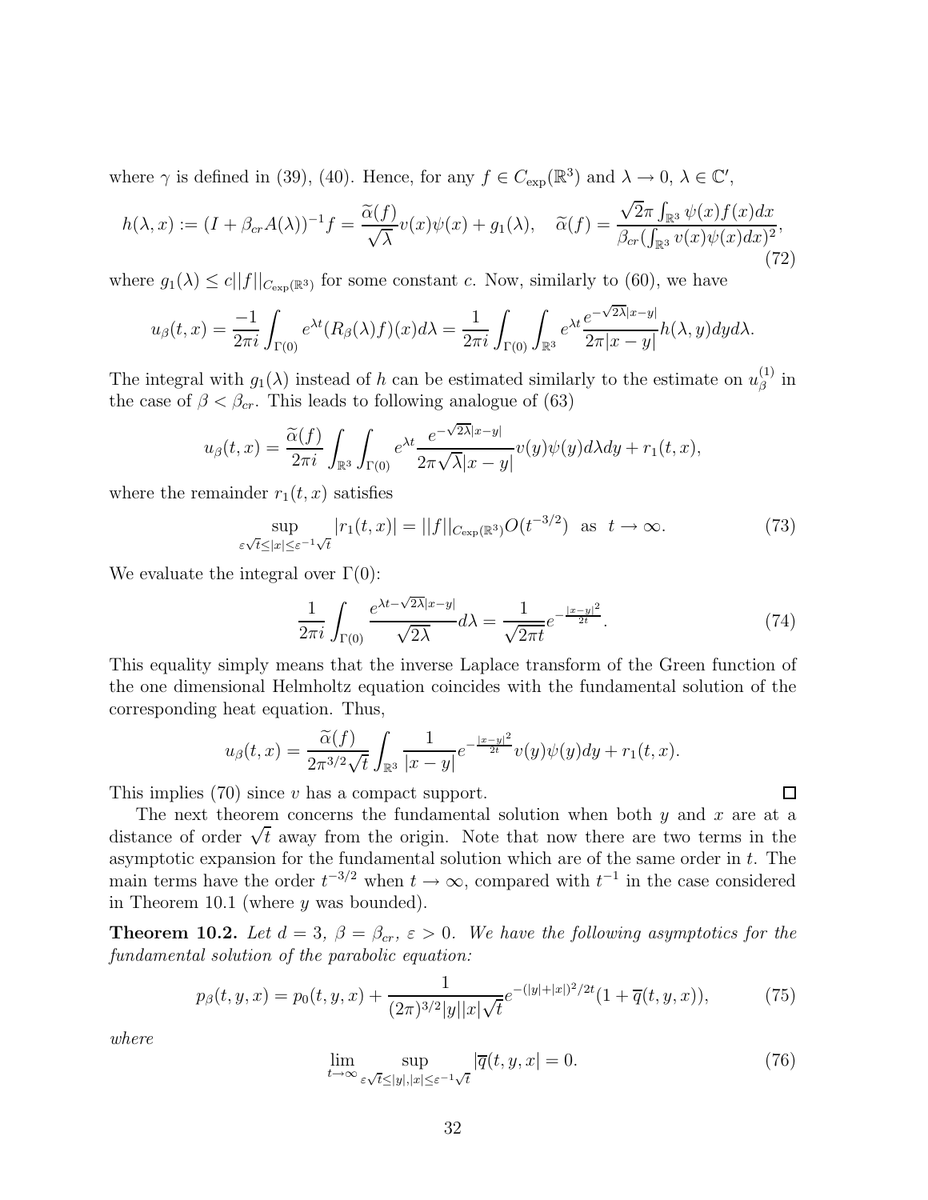where $\gamma$ is defined in (39), (40). Hence, for any $f \in C_{\exp}(\mathbb{R}^3)$ and $\lambda \to 0$, $\lambda \in \mathbb{C}'$,

$$h(\lambda, x) := (I + \beta_{cr} A(\lambda))^{-1} f = \frac{\widetilde{\alpha}(f)}{\sqrt{\lambda}} v(x)\psi(x) + g_1(\lambda), \quad \widetilde{\alpha}(f) = \frac{\sqrt{2}\pi \int_{\mathbb{R}^3} \psi(x) f(x) dx}{\beta_{cr}(\int_{\mathbb{R}^3} v(x)\psi(x)dx)^2}, \tag{72}$$

where $g_1(\lambda) \leq c||f||_{C_{\exp}(\mathbb{R}^3)}$ for some constant $c$. Now, similarly to (60), we have

$$u_\beta(t,x) = \frac{-1}{2\pi i} \int_{\Gamma(0)} e^{\lambda t} (R_\beta(\lambda) f)(x) d\lambda = \frac{1}{2\pi i} \int_{\Gamma(0)} \int_{\mathbb{R}^3} e^{\lambda t} \frac{e^{-\sqrt{2\lambda}|x-y|}}{2\pi |x-y|} h(\lambda, y) dy d\lambda.$$

The integral with $g_1(\lambda)$ instead of $h$ can be estimated similarly to the estimate on $u_\beta^{(1)}$ in the case of $\beta < \beta_{cr}$. This leads to following analogue of (63)

$$u_\beta(t,x) = \frac{\widetilde{\alpha}(f)}{2\pi i} \int_{\mathbb{R}^3} \int_{\Gamma(0)} e^{\lambda t} \frac{e^{-\sqrt{2\lambda}|x-y|}}{2\pi \sqrt{\lambda} |x-y|} v(y)\psi(y) d\lambda dy + r_1(t,x),$$

where the remainder $r_1(t,x)$ satisfies

$$\sup_{\varepsilon\sqrt{t} \leq |x| \leq \varepsilon^{-1}\sqrt{t}} |r_1(t,x)| = ||f||_{C_{\exp}(\mathbb{R}^3)} O(t^{-3/2}) \ \text{ as } \ t \to \infty. \tag{73}$$

We evaluate the integral over $\Gamma(0)$:

$$\frac{1}{2\pi i} \int_{\Gamma(0)} \frac{e^{\lambda t - \sqrt{2\lambda}|x-y|}}{\sqrt{2\lambda}} d\lambda = \frac{1}{\sqrt{2\pi t}} e^{-\frac{|x-y|^2}{2t}}. \tag{74}$$

This equality simply means that the inverse Laplace transform of the Green function of the one dimensional Helmholtz equation coincides with the fundamental solution of the corresponding heat equation. Thus,

$$u_\beta(t,x) = \frac{\widetilde{\alpha}(f)}{2\pi^{3/2}\sqrt{t}} \int_{\mathbb{R}^3} \frac{1}{|x-y|} e^{-\frac{|x-y|^2}{2t}} v(y)\psi(y) dy + r_1(t,x).$$

This implies (70) since $v$ has a compact support. $\square$

The next theorem concerns the fundamental solution when both $y$ and $x$ are at a distance of order $\sqrt{t}$ away from the origin. Note that now there are two terms in the asymptotic expansion for the fundamental solution which are of the same order in $t$. The main terms have the order $t^{-3/2}$ when $t \to \infty$, compared with $t^{-1}$ in the case considered in Theorem 10.1 (where $y$ was bounded).

**Theorem 10.2.** *Let $d = 3$, $\beta = \beta_{cr}$, $\varepsilon > 0$. We have the following asymptotics for the fundamental solution of the parabolic equation:*

$$p_\beta(t,y,x) = p_0(t,y,x) + \frac{1}{(2\pi)^{3/2}|y||x|\sqrt{t}} e^{-(|y|+|x|)^2/2t}(1 + \overline{q}(t,y,x)), \tag{75}$$

*where*

$$\lim_{t\to\infty} \sup_{\varepsilon\sqrt{t} \leq |y|, |x| \leq \varepsilon^{-1}\sqrt{t}} |\overline{q}(t,y,x| = 0. \tag{76}$$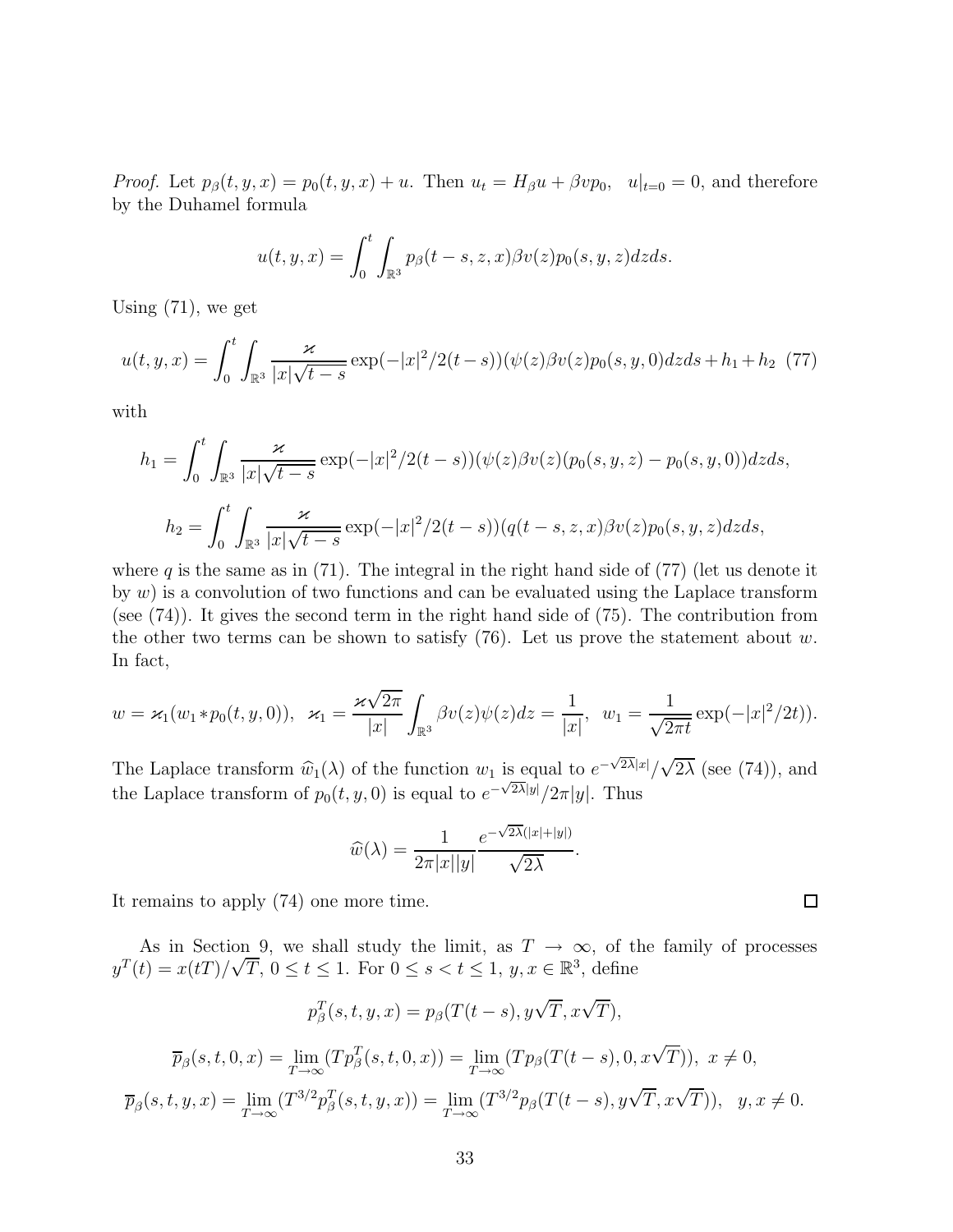*Proof.* Let $p_\beta(t,y,x) = p_0(t,y,x) + u$. Then $u_t = H_\beta u + \beta v p_0, \;\; u|_{t=0} = 0$, and therefore by the Duhamel formula

$$u(t,y,x) = \int_0^t \int_{\mathbb{R}^3} p_\beta(t-s,z,x)\beta v(z) p_0(s,y,z) dz ds.$$

Using (71), we get

$$u(t,y,x) = \int_0^t \int_{\mathbb{R}^3} \frac{\varkappa}{|x|\sqrt{t-s}} \exp(-|x|^2/2(t-s))(\psi(z)\beta v(z) p_0(s,y,0) dz ds + h_1 + h_2 \quad (77)$$

with

$$h_1 = \int_0^t \int_{\mathbb{R}^3} \frac{\varkappa}{|x|\sqrt{t-s}} \exp(-|x|^2/2(t-s))(\psi(z)\beta v(z)(p_0(s,y,z) - p_0(s,y,0)) dz ds,$$

$$h_2 = \int_0^t \int_{\mathbb{R}^3} \frac{\varkappa}{|x|\sqrt{t-s}} \exp(-|x|^2/2(t-s))(q(t-s,z,x)\beta v(z) p_0(s,y,z) dz ds,$$

where $q$ is the same as in (71). The integral in the right hand side of (77) (let us denote it by $w$) is a convolution of two functions and can be evaluated using the Laplace transform (see (74)). It gives the second term in the right hand side of (75). The contribution from the other two terms can be shown to satisfy (76). Let us prove the statement about $w$. In fact,

$$w = \varkappa_1 (w_1 * p_0(t,y,0)), \;\; \varkappa_1 = \frac{\varkappa\sqrt{2\pi}}{|x|} \int_{\mathbb{R}^3} \beta v(z)\psi(z) dz = \frac{1}{|x|}, \;\; w_1 = \frac{1}{\sqrt{2\pi t}} \exp(-|x|^2/2t)).$$

The Laplace transform $\widehat{w}_1(\lambda)$ of the function $w_1$ is equal to $e^{-\sqrt{2\lambda}|x|}/\sqrt{2\lambda}$ (see (74)), and the Laplace transform of $p_0(t,y,0)$ is equal to $e^{-\sqrt{2\lambda}|y|}/2\pi|y|$. Thus

$$\widehat{w}(\lambda) = \frac{1}{2\pi|x||y|} \frac{e^{-\sqrt{2\lambda}(|x|+|y|)}}{\sqrt{2\lambda}}.$$

It remains to apply (74) one more time. $\square$

As in Section 9, we shall study the limit, as $T \to \infty$, of the family of processes $y^T(t) = x(tT)/\sqrt{T}$, $0 \le t \le 1$. For $0 \le s < t \le 1$, $y, x \in \mathbb{R}^3$, define

$$p_\beta^T(s,t,y,x) = p_\beta(T(t-s), y\sqrt{T}, x\sqrt{T}),$$

$$\overline{p}_\beta(s,t,0,x) = \lim_{T\to\infty} (T p_\beta^T(s,t,0,x)) = \lim_{T\to\infty} (T p_\beta(T(t-s), 0, x\sqrt{T})), \;\; x \ne 0,$$

$$\overline{p}_\beta(s,t,y,x) = \lim_{T\to\infty} (T^{3/2} p_\beta^T(s,t,y,x)) = \lim_{T\to\infty} (T^{3/2} p_\beta(T(t-s), y\sqrt{T}, x\sqrt{T})), \;\;\; y, x \ne 0.$$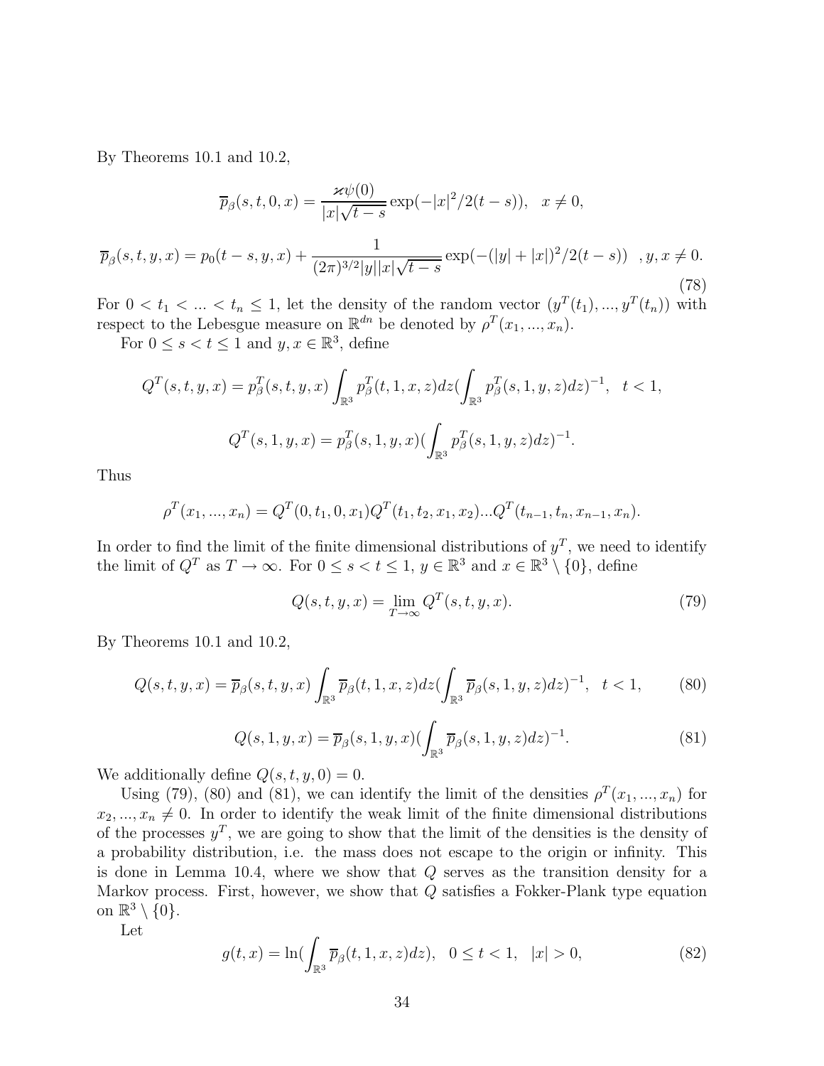By Theorems 10.1 and 10.2,

$$\overline{p}_\beta(s,t,0,x) = \frac{\varkappa\psi(0)}{|x|\sqrt{t-s}}\exp(-|x|^2/2(t-s)), \quad x \neq 0,$$

$$\overline{p}_\beta(s,t,y,x) = p_0(t-s,y,x) + \frac{1}{(2\pi)^{3/2}|y||x|\sqrt{t-s}}\exp(-(|y|+|x|)^2/2(t-s)) \quad , y, x \neq 0. \tag{78}$$

For $0 < t_1 < ... < t_n \leq 1$, let the density of the random vector $(y^T(t_1), ..., y^T(t_n))$ with respect to the Lebesgue measure on $\mathbb{R}^{dn}$ be denoted by $\rho^T(x_1, ..., x_n)$.

For $0 \leq s < t \leq 1$ and $y, x \in \mathbb{R}^3$, define

$$Q^T(s,t,y,x) = p^T_\beta(s,t,y,x)\int_{\mathbb{R}^3} p^T_\beta(t,1,x,z)dz\Big(\int_{\mathbb{R}^3} p^T_\beta(s,1,y,z)dz\Big)^{-1}, \quad t < 1,$$

$$Q^T(s,1,y,x) = p^T_\beta(s,1,y,x)\Big(\int_{\mathbb{R}^3} p^T_\beta(s,1,y,z)dz\Big)^{-1}.$$

Thus

$$\rho^T(x_1, ..., x_n) = Q^T(0,t_1,0,x_1)Q^T(t_1,t_2,x_1,x_2)...Q^T(t_{n-1},t_n,x_{n-1},x_n).$$

In order to find the limit of the finite dimensional distributions of $y^T$, we need to identify the limit of $Q^T$ as $T \to \infty$. For $0 \leq s < t \leq 1$, $y \in \mathbb{R}^3$ and $x \in \mathbb{R}^3 \setminus \{0\}$, define

$$Q(s,t,y,x) = \lim_{T\to\infty} Q^T(s,t,y,x). \tag{79}$$

By Theorems 10.1 and 10.2,

$$Q(s,t,y,x) = \overline{p}_\beta(s,t,y,x)\int_{\mathbb{R}^3}\overline{p}_\beta(t,1,x,z)dz\Big(\int_{\mathbb{R}^3}\overline{p}_\beta(s,1,y,z)dz\Big)^{-1}, \quad t < 1, \tag{80}$$

$$Q(s,1,y,x) = \overline{p}_\beta(s,1,y,x)\Big(\int_{\mathbb{R}^3}\overline{p}_\beta(s,1,y,z)dz\Big)^{-1}. \tag{81}$$

We additionally define $Q(s,t,y,0) = 0$.

Using (79), (80) and (81), we can identify the limit of the densities $\rho^T(x_1, ..., x_n)$ for $x_2, ..., x_n \neq 0$. In order to identify the weak limit of the finite dimensional distributions of the processes $y^T$, we are going to show that the limit of the densities is the density of a probability distribution, i.e. the mass does not escape to the origin or infinity. This is done in Lemma 10.4, where we show that $Q$ serves as the transition density for a Markov process. First, however, we show that $Q$ satisfies a Fokker-Plank type equation on $\mathbb{R}^3 \setminus \{0\}$.

Let

$$g(t,x) = \ln\Big(\int_{\mathbb{R}^3}\overline{p}_\beta(t,1,x,z)dz\Big), \quad 0 \leq t < 1, \quad |x| > 0, \tag{82}$$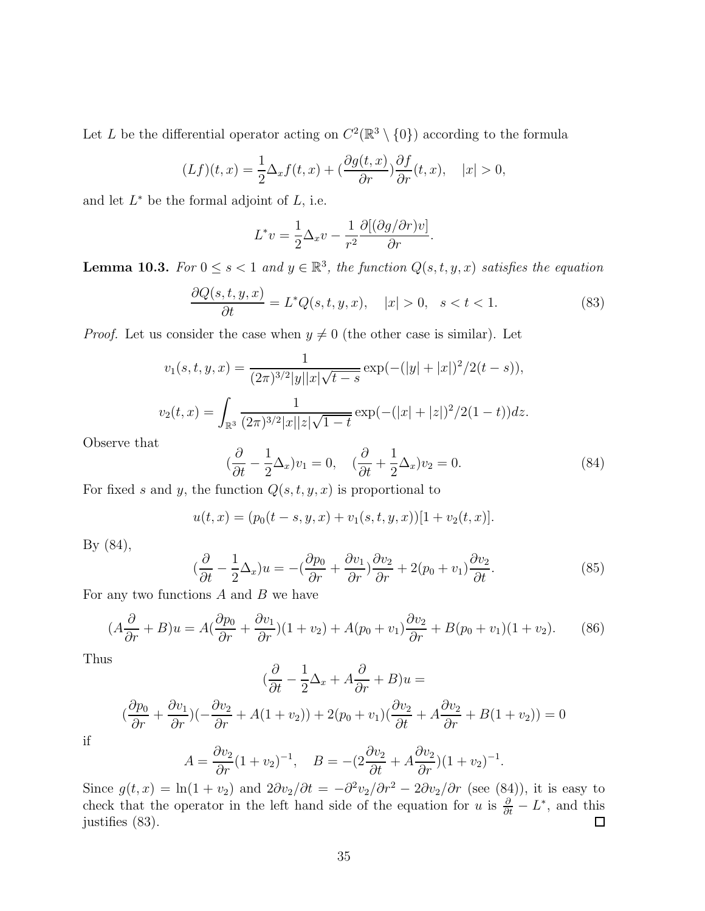Let $L$ be the differential operator acting on $C^2(\mathbb{R}^3 \setminus \{0\})$ according to the formula

$$(Lf)(t,x) = \frac{1}{2}\Delta_x f(t,x) + (\frac{\partial g(t,x)}{\partial r})\frac{\partial f}{\partial r}(t,x), \quad |x| > 0,$$

and let $L^*$ be the formal adjoint of $L$, i.e.

$$L^* v = \frac{1}{2}\Delta_x v - \frac{1}{r^2}\frac{\partial[(\partial g/\partial r)v]}{\partial r}.$$

**Lemma 10.3.** *For $0 \le s < 1$ and $y \in \mathbb{R}^3$, the function $Q(s,t,y,x)$ satisfies the equation*

$$\frac{\partial Q(s,t,y,x)}{\partial t} = L^* Q(s,t,y,x), \quad |x| > 0, \quad s < t < 1. \tag{83}$$

*Proof.* Let us consider the case when $y \neq 0$ (the other case is similar). Let

$$v_1(s,t,y,x) = \frac{1}{(2\pi)^{3/2}|y||x|\sqrt{t-s}}\exp(-(|y|+|x|)^2/2(t-s)),$$

$$v_2(t,x) = \int_{\mathbb{R}^3} \frac{1}{(2\pi)^{3/2}|x||z|\sqrt{1-t}}\exp(-(|x|+|z|)^2/2(1-t))dz.$$

Observe that

$$(\frac{\partial}{\partial t} - \frac{1}{2}\Delta_x)v_1 = 0, \quad (\frac{\partial}{\partial t} + \frac{1}{2}\Delta_x)v_2 = 0. \tag{84}$$

For fixed $s$ and $y$, the function $Q(s,t,y,x)$ is proportional to

$$u(t,x) = (p_0(t-s,y,x) + v_1(s,t,y,x))[1 + v_2(t,x)].$$

By (84),

$$(\frac{\partial}{\partial t} - \frac{1}{2}\Delta_x)u = -(\frac{\partial p_0}{\partial r} + \frac{\partial v_1}{\partial r})\frac{\partial v_2}{\partial r} + 2(p_0 + v_1)\frac{\partial v_2}{\partial t}. \tag{85}$$

For any two functions $A$ and $B$ we have

$$(A\frac{\partial}{\partial r} + B)u = A(\frac{\partial p_0}{\partial r} + \frac{\partial v_1}{\partial r})(1 + v_2) + A(p_0 + v_1)\frac{\partial v_2}{\partial r} + B(p_0 + v_1)(1 + v_2). \tag{86}$$

Thus

$$(\frac{\partial}{\partial t} - \frac{1}{2}\Delta_x + A\frac{\partial}{\partial r} + B)u =$$

$$(\frac{\partial p_0}{\partial r} + \frac{\partial v_1}{\partial r})(-\frac{\partial v_2}{\partial r} + A(1 + v_2)) + 2(p_0 + v_1)(\frac{\partial v_2}{\partial t} + A\frac{\partial v_2}{\partial r} + B(1 + v_2)) = 0$$

if

$$A = \frac{\partial v_2}{\partial r}(1 + v_2)^{-1}, \quad B = -(2\frac{\partial v_2}{\partial t} + A\frac{\partial v_2}{\partial r})(1 + v_2)^{-1}.$$

Since $g(t,x) = \ln(1 + v_2)$ and $2\partial v_2/\partial t = -\partial^2 v_2/\partial r^2 - 2\partial v_2/\partial r$ (see (84)), it is easy to check that the operator in the left hand side of the equation for $u$ is $\frac{\partial}{\partial t} - L^*$, and this justifies (83). $\square$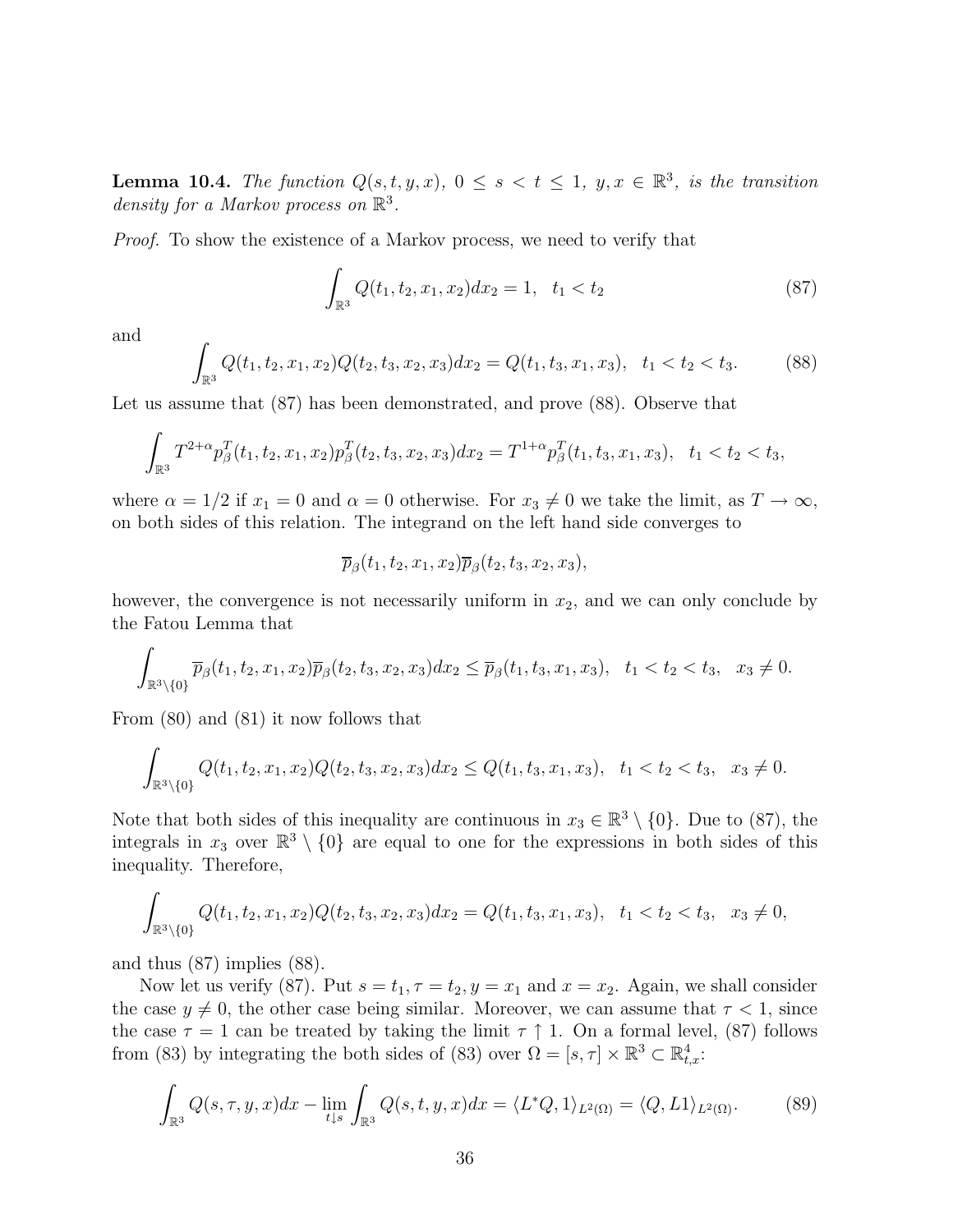**Lemma 10.4.** *The function $Q(s,t,y,x)$, $0 \le s < t \le 1$, $y, x \in \mathbb{R}^3$, is the transition density for a Markov process on $\mathbb{R}^3$.*

*Proof.* To show the existence of a Markov process, we need to verify that

$$\int_{\mathbb{R}^3} Q(t_1, t_2, x_1, x_2) dx_2 = 1, \quad t_1 < t_2 \tag{87}$$

and

$$\int_{\mathbb{R}^3} Q(t_1, t_2, x_1, x_2) Q(t_2, t_3, x_2, x_3) dx_2 = Q(t_1, t_3, x_1, x_3), \quad t_1 < t_2 < t_3. \tag{88}$$

Let us assume that (87) has been demonstrated, and prove (88). Observe that

$$\int_{\mathbb{R}^3} T^{2+\alpha} p^T_\beta(t_1, t_2, x_1, x_2) p^T_\beta(t_2, t_3, x_2, x_3) dx_2 = T^{1+\alpha} p^T_\beta(t_1, t_3, x_1, x_3), \quad t_1 < t_2 < t_3,$$

where $\alpha = 1/2$ if $x_1 = 0$ and $\alpha = 0$ otherwise. For $x_3 \neq 0$ we take the limit, as $T \to \infty$, on both sides of this relation. The integrand on the left hand side converges to

$$\overline{p}_\beta(t_1, t_2, x_1, x_2) \overline{p}_\beta(t_2, t_3, x_2, x_3),$$

however, the convergence is not necessarily uniform in $x_2$, and we can only conclude by the Fatou Lemma that

$$\int_{\mathbb{R}^3 \setminus \{0\}} \overline{p}_\beta(t_1, t_2, x_1, x_2) \overline{p}_\beta(t_2, t_3, x_2, x_3) dx_2 \le \overline{p}_\beta(t_1, t_3, x_1, x_3), \quad t_1 < t_2 < t_3, \quad x_3 \neq 0.$$

From (80) and (81) it now follows that

$$\int_{\mathbb{R}^3 \setminus \{0\}} Q(t_1, t_2, x_1, x_2) Q(t_2, t_3, x_2, x_3) dx_2 \le Q(t_1, t_3, x_1, x_3), \quad t_1 < t_2 < t_3, \quad x_3 \neq 0.$$

Note that both sides of this inequality are continuous in $x_3 \in \mathbb{R}^3 \setminus \{0\}$. Due to (87), the integrals in $x_3$ over $\mathbb{R}^3 \setminus \{0\}$ are equal to one for the expressions in both sides of this inequality. Therefore,

$$\int_{\mathbb{R}^3 \setminus \{0\}} Q(t_1, t_2, x_1, x_2) Q(t_2, t_3, x_2, x_3) dx_2 = Q(t_1, t_3, x_1, x_3), \quad t_1 < t_2 < t_3, \quad x_3 \neq 0,$$

and thus (87) implies (88).

Now let us verify (87). Put $s = t_1, \tau = t_2, y = x_1$ and $x = x_2$. Again, we shall consider the case $y \neq 0$, the other case being similar. Moreover, we can assume that $\tau < 1$, since the case $\tau = 1$ can be treated by taking the limit $\tau \uparrow 1$. On a formal level, (87) follows from (83) by integrating the both sides of (83) over $\Omega = [s, \tau] \times \mathbb{R}^3 \subset \mathbb{R}^4_{t,x}$:

$$\int_{\mathbb{R}^3} Q(s, \tau, y, x) dx - \lim_{t \downarrow s} \int_{\mathbb{R}^3} Q(s, t, y, x) dx = \langle L^* Q, 1 \rangle_{L^2(\Omega)} = \langle Q, L1 \rangle_{L^2(\Omega)}. \tag{89}$$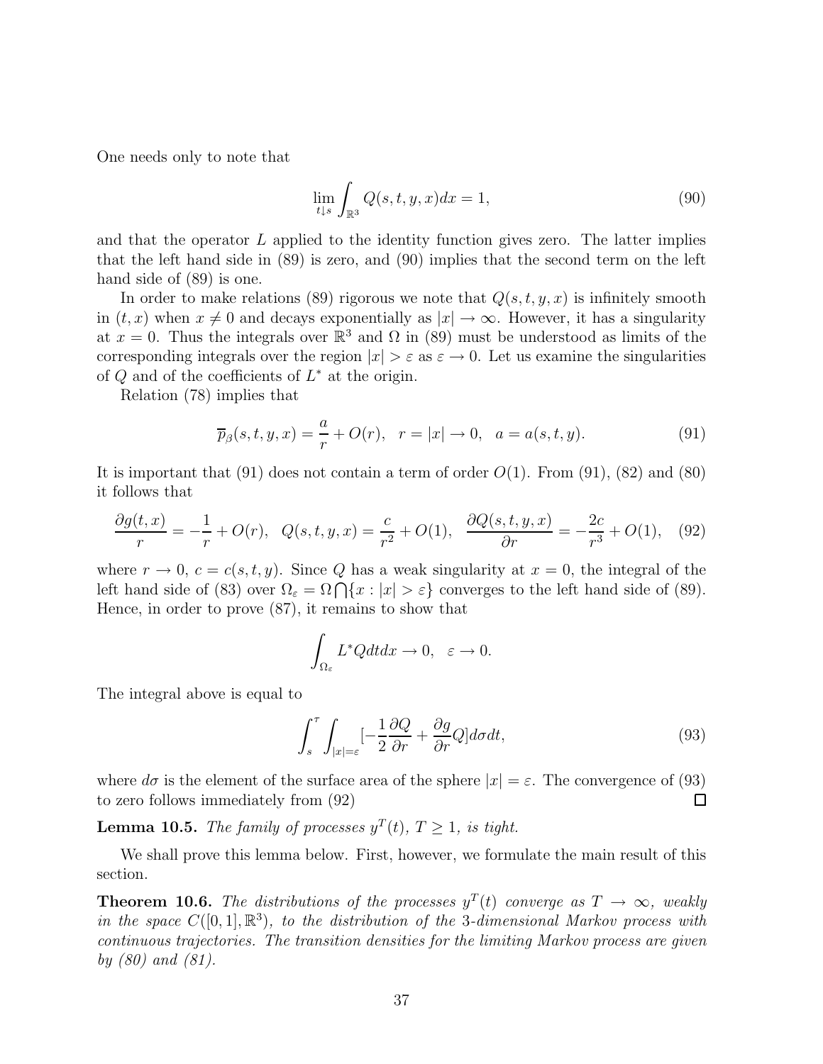One needs only to note that

$$\lim_{t \downarrow s} \int_{\mathbb{R}^3} Q(s,t,y,x)dx = 1, \tag{90}$$

and that the operator $L$ applied to the identity function gives zero. The latter implies that the left hand side in (89) is zero, and (90) implies that the second term on the left hand side of (89) is one.

In order to make relations (89) rigorous we note that $Q(s,t,y,x)$ is infinitely smooth in $(t,x)$ when $x \neq 0$ and decays exponentially as $|x| \to \infty$. However, it has a singularity at $x = 0$. Thus the integrals over $\mathbb{R}^3$ and $\Omega$ in (89) must be understood as limits of the corresponding integrals over the region $|x| > \varepsilon$ as $\varepsilon \to 0$. Let us examine the singularities of $Q$ and of the coefficients of $L^*$ at the origin.

Relation (78) implies that

$$\overline{p}_\beta(s,t,y,x) = \frac{a}{r} + O(r), \quad r = |x| \to 0, \quad a = a(s,t,y). \tag{91}$$

It is important that (91) does not contain a term of order $O(1)$. From (91), (82) and (80) it follows that

$$\frac{\partial g(t,x)}{r} = -\frac{1}{r} + O(r), \quad Q(s,t,y,x) = \frac{c}{r^2} + O(1), \quad \frac{\partial Q(s,t,y,x)}{\partial r} = -\frac{2c}{r^3} + O(1), \tag{92}$$

where $r \to 0$, $c = c(s,t,y)$. Since $Q$ has a weak singularity at $x = 0$, the integral of the left hand side of (83) over $\Omega_\varepsilon = \Omega \bigcap \{x : |x| > \varepsilon\}$ converges to the left hand side of (89). Hence, in order to prove (87), it remains to show that

$$\int_{\Omega_\varepsilon} L^* Q dt dx \to 0, \quad \varepsilon \to 0.$$

The integral above is equal to

$$\int_s^\tau \int_{|x|=\varepsilon} [-\frac{1}{2}\frac{\partial Q}{\partial r} + \frac{\partial g}{\partial r} Q] d\sigma dt, \tag{93}$$

where $d\sigma$ is the element of the surface area of the sphere $|x| = \varepsilon$. The convergence of (93) to zero follows immediately from (92) $\square$

**Lemma 10.5.** *The family of processes $y^T(t)$, $T \geq 1$, is tight.*

We shall prove this lemma below. First, however, we formulate the main result of this section.

**Theorem 10.6.** *The distributions of the processes $y^T(t)$ converge as $T \to \infty$, weakly in the space $C([0,1], \mathbb{R}^3)$, to the distribution of the 3-dimensional Markov process with continuous trajectories. The transition densities for the limiting Markov process are given by (80) and (81).*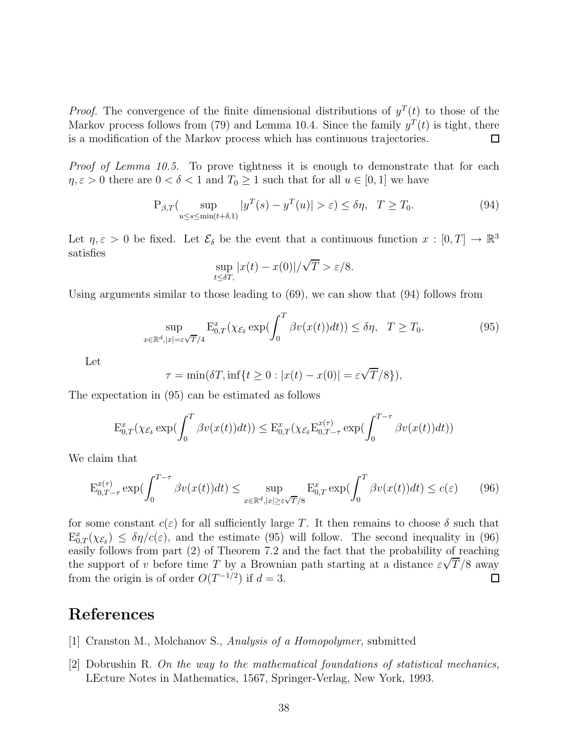*Proof.* The convergence of the finite dimensional distributions of $y^T(t)$ to those of the Markov process follows from (79) and Lemma 10.4. Since the family $y^T(t)$ is tight, there is a modification of the Markov process which has continuous trajectories. □

*Proof of Lemma 10.5.* To prove tightness it is enough to demonstrate that for each $\eta, \varepsilon > 0$ there are $0 < \delta < 1$ and $T_0 \geq 1$ such that for all $u \in [0, 1]$ we have

$$\mathrm{P}_{\beta,T}\big(\sup_{u \leq s \leq \min(t+\delta,1)} |y^T(s) - y^T(u)| > \varepsilon\big) \leq \delta\eta, \quad T \geq T_0. \tag{94}$$

Let $\eta, \varepsilon > 0$ be fixed. Let $\mathcal{E}_\delta$ be the event that a continuous function $x : [0, T] \to \mathbb{R}^3$ satisfies

$$\sup_{t \leq \delta T,} |x(t) - x(0)|/\sqrt{T} > \varepsilon/8.$$

Using arguments similar to those leading to (69), we can show that (94) follows from

$$\sup_{x \in \mathbb{R}^d, |x| = \varepsilon\sqrt{T}/4} \mathrm{E}^x_{0,T}\big(\chi_{\mathcal{E}_\delta} \exp\big(\int_0^T \beta v(x(t))dt\big)\big) \leq \delta\eta, \quad T \geq T_0. \tag{95}$$

Let

$$\tau = \min(\delta T, \inf\{t \geq 0 : |x(t) - x(0)| = \varepsilon\sqrt{T}/8\}),$$

The expectation in (95) can be estimated as follows

$$\mathrm{E}^x_{0,T}\big(\chi_{\mathcal{E}_\delta} \exp\big(\int_0^T \beta v(x(t))dt\big)\big) \leq \mathrm{E}^x_{0,T}\big(\chi_{\mathcal{E}_\delta} \mathrm{E}^{x(\tau)}_{0,T-\tau} \exp\big(\int_0^{T-\tau} \beta v(x(t))dt\big)\big)$$

We claim that

$$\mathrm{E}^{x(\tau)}_{0,T-\tau} \exp\big(\int_0^{T-\tau} \beta v(x(t))dt \leq \sup_{x \in \mathbb{R}^d, |x| \geq \varepsilon\sqrt{T}/8} \mathrm{E}^x_{0,T} \exp\big(\int_0^T \beta v(x(t))dt \leq c(\varepsilon) \tag{96}$$

for some constant $c(\varepsilon)$ for all sufficiently large $T$. It then remains to choose $\delta$ such that $\mathrm{E}^x_{0,T}(\chi_{\mathcal{E}_\delta}) \leq \delta\eta/c(\varepsilon)$, and the estimate (95) will follow. The second inequality in (96) easily follows from part (2) of Theorem 7.2 and the fact that the probability of reaching the support of $v$ before time $T$ by a Brownian path starting at a distance $\varepsilon\sqrt{T}/8$ away from the origin is of order $O(T^{-1/2})$ if $d = 3$. □

# References

[1] Cranston M., Molchanov S., *Analysis of a Homopolymer,* submitted

[2] Dobrushin R. *On the way to the mathematical foundations of statistical mechanics,* LEcture Notes in Mathematics, 1567, Springer-Verlag, New York, 1993.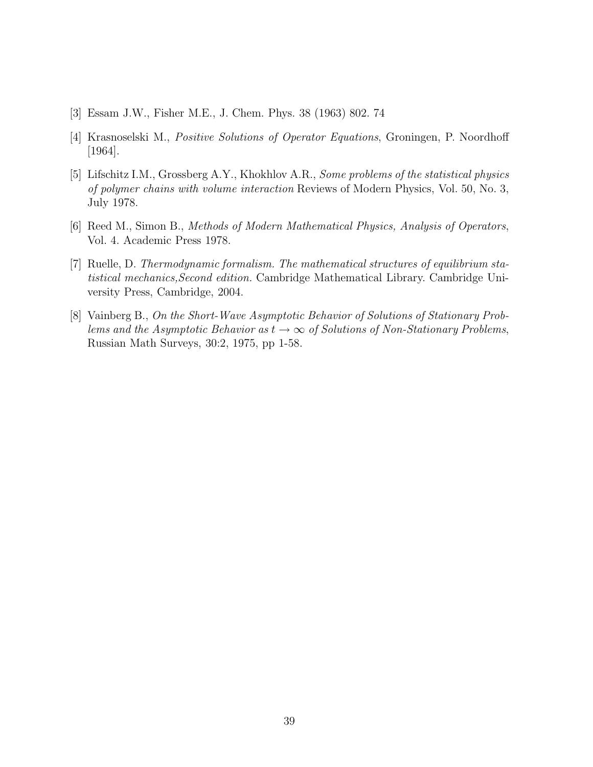[3] Essam J.W., Fisher M.E., J. Chem. Phys. 38 (1963) 802. 74

[4] Krasnoselski M., *Positive Solutions of Operator Equations*, Groningen, P. Noordhoff [1964].

[5] Lifschitz I.M., Grossberg A.Y., Khokhlov A.R., *Some problems of the statistical physics of polymer chains with volume interaction* Reviews of Modern Physics, Vol. 50, No. 3, July 1978.

[6] Reed M., Simon B., *Methods of Modern Mathematical Physics, Analysis of Operators*, Vol. 4. Academic Press 1978.

[7] Ruelle, D. *Thermodynamic formalism. The mathematical structures of equilibrium statistical mechanics,Second edition.* Cambridge Mathematical Library. Cambridge University Press, Cambridge, 2004.

[8] Vainberg B., *On the Short-Wave Asymptotic Behavior of Solutions of Stationary Problems and the Asymptotic Behavior as $t \to \infty$ of Solutions of Non-Stationary Problems*, Russian Math Surveys, 30:2, 1975, pp 1-58.